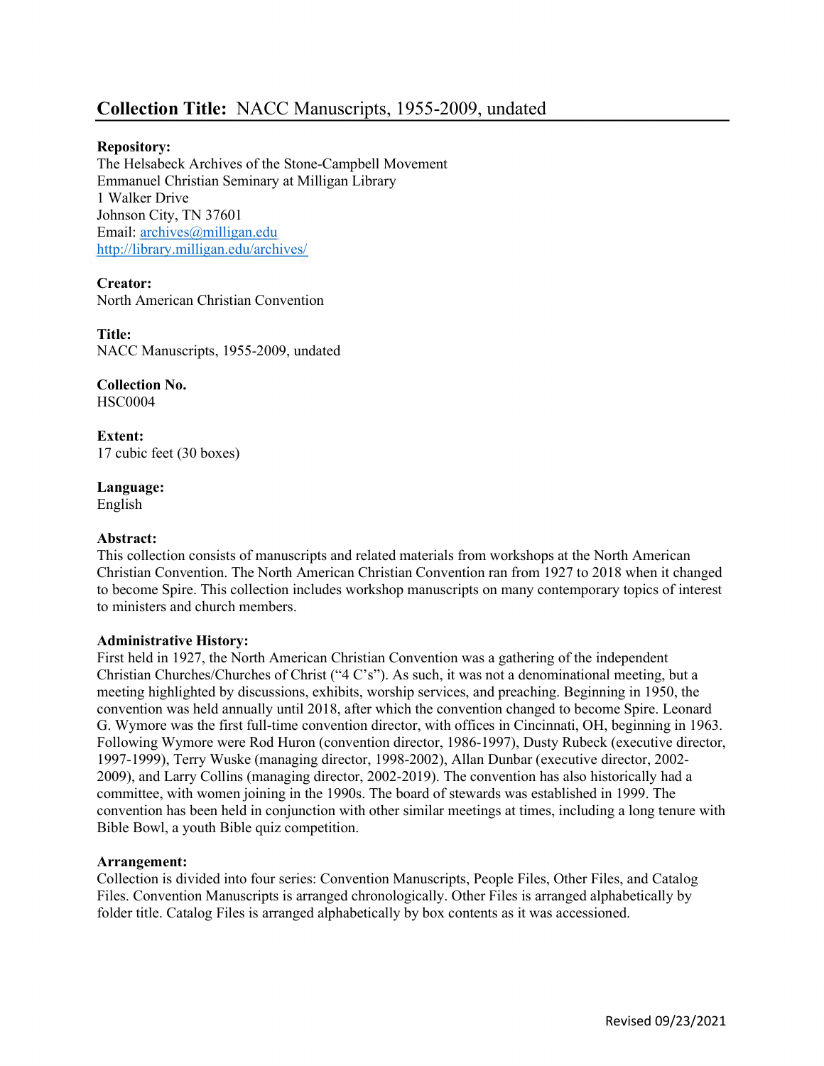# Collection Title: NACC Manuscripts, 1955-2009, undated

**Repository:**
The Helsabeck Archives of the Stone-Campbell Movement
Emmanuel Christian Seminary at Milligan Library
1 Walker Drive
Johnson City, TN 37601
Email: archives@milligan.edu
http://library.milligan.edu/archives/

**Creator:**
North American Christian Convention

**Title:**
NACC Manuscripts, 1955-2009, undated

**Collection No.**
HSC0004

**Extent:**
17 cubic feet (30 boxes)

**Language:**
English

**Abstract:**
This collection consists of manuscripts and related materials from workshops at the North American Christian Convention. The North American Christian Convention ran from 1927 to 2018 when it changed to become Spire. This collection includes workshop manuscripts on many contemporary topics of interest to ministers and church members.

**Administrative History:**
First held in 1927, the North American Christian Convention was a gathering of the independent Christian Churches/Churches of Christ ("4 C's"). As such, it was not a denominational meeting, but a meeting highlighted by discussions, exhibits, worship services, and preaching. Beginning in 1950, the convention was held annually until 2018, after which the convention changed to become Spire. Leonard G. Wymore was the first full-time convention director, with offices in Cincinnati, OH, beginning in 1963. Following Wymore were Rod Huron (convention director, 1986-1997), Dusty Rubeck (executive director, 1997-1999), Terry Wuske (managing director, 1998-2002), Allan Dunbar (executive director, 2002-2009), and Larry Collins (managing director, 2002-2019). The convention has also historically had a committee, with women joining in the 1990s. The board of stewards was established in 1999. The convention has been held in conjunction with other similar meetings at times, including a long tenure with Bible Bowl, a youth Bible quiz competition.

**Arrangement:**
Collection is divided into four series: Convention Manuscripts, People Files, Other Files, and Catalog Files. Convention Manuscripts is arranged chronologically. Other Files is arranged alphabetically by folder title. Catalog Files is arranged alphabetically by box contents as it was accessioned.

Revised 09/23/2021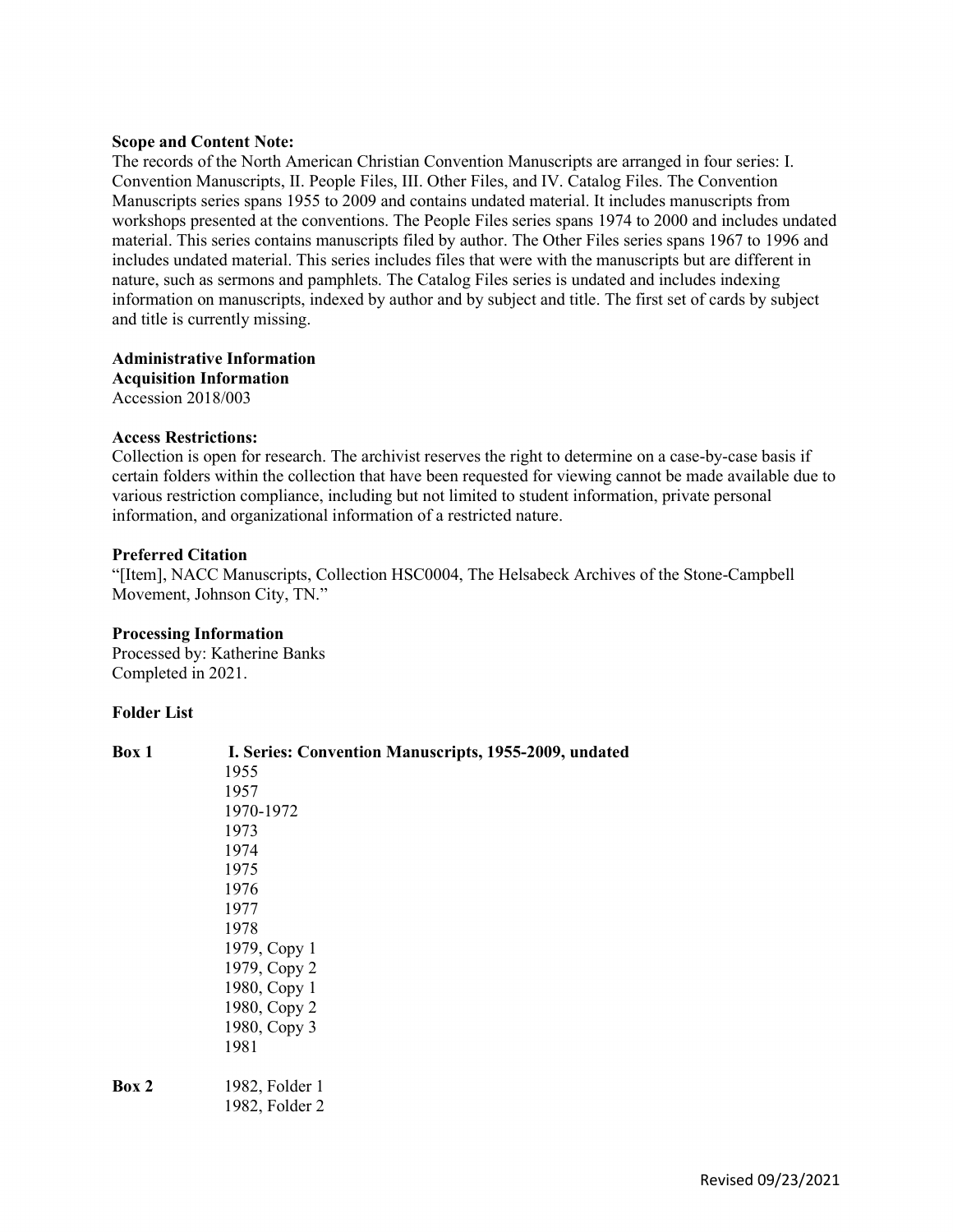**Scope and Content Note:**

The records of the North American Christian Convention Manuscripts are arranged in four series: I. Convention Manuscripts, II. People Files, III. Other Files, and IV. Catalog Files. The Convention Manuscripts series spans 1955 to 2009 and contains undated material. It includes manuscripts from workshops presented at the conventions. The People Files series spans 1974 to 2000 and includes undated material. This series contains manuscripts filed by author. The Other Files series spans 1967 to 1996 and includes undated material. This series includes files that were with the manuscripts but are different in nature, such as sermons and pamphlets. The Catalog Files series is undated and includes indexing information on manuscripts, indexed by author and by subject and title. The first set of cards by subject and title is currently missing.

**Administrative Information**

**Acquisition Information**

Accession 2018/003

**Access Restrictions:**

Collection is open for research. The archivist reserves the right to determine on a case-by-case basis if certain folders within the collection that have been requested for viewing cannot be made available due to various restriction compliance, including but not limited to student information, private personal information, and organizational information of a restricted nature.

**Preferred Citation**

"[Item], NACC Manuscripts, Collection HSC0004, The Helsabeck Archives of the Stone-Campbell Movement, Johnson City, TN."

**Processing Information**

Processed by: Katherine Banks

Completed in 2021.

**Folder List**

**Box 1** **I. Series: Convention Manuscripts, 1955-2009, undated**

1955
1957
1970-1972
1973
1974
1975
1976
1977
1978
1979, Copy 1
1979, Copy 2
1980, Copy 1
1980, Copy 2
1980, Copy 3
1981

**Box 2**

1982, Folder 1
1982, Folder 2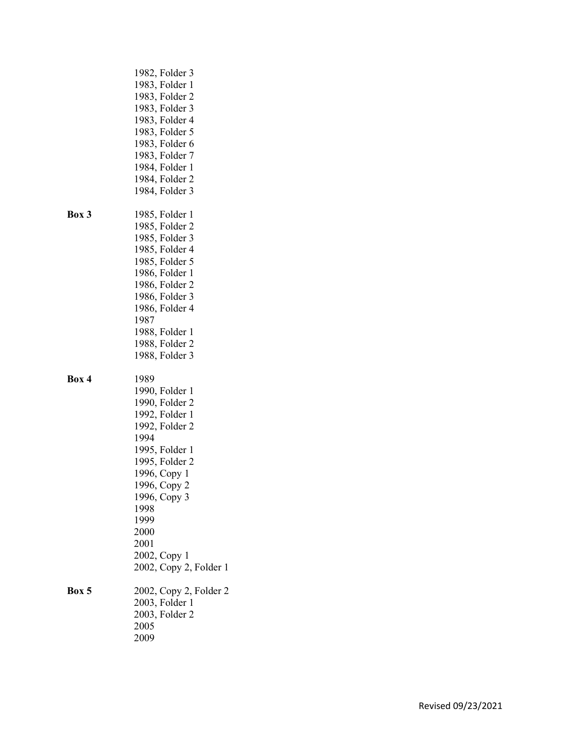1982, Folder 3
1983, Folder 1
1983, Folder 2
1983, Folder 3
1983, Folder 4
1983, Folder 5
1983, Folder 6
1983, Folder 7
1984, Folder 1
1984, Folder 2
1984, Folder 3

**Box 3**

1985, Folder 1
1985, Folder 2
1985, Folder 3
1985, Folder 4
1985, Folder 5
1986, Folder 1
1986, Folder 2
1986, Folder 3
1986, Folder 4
1987
1988, Folder 1
1988, Folder 2
1988, Folder 3

**Box 4**

1989
1990, Folder 1
1990, Folder 2
1992, Folder 1
1992, Folder 2
1994
1995, Folder 1
1995, Folder 2
1996, Copy 1
1996, Copy 2
1996, Copy 3
1998
1999
2000
2001
2002, Copy 1
2002, Copy 2, Folder 1

**Box 5**

2002, Copy 2, Folder 2
2003, Folder 1
2003, Folder 2
2005
2009

Revised 09/23/2021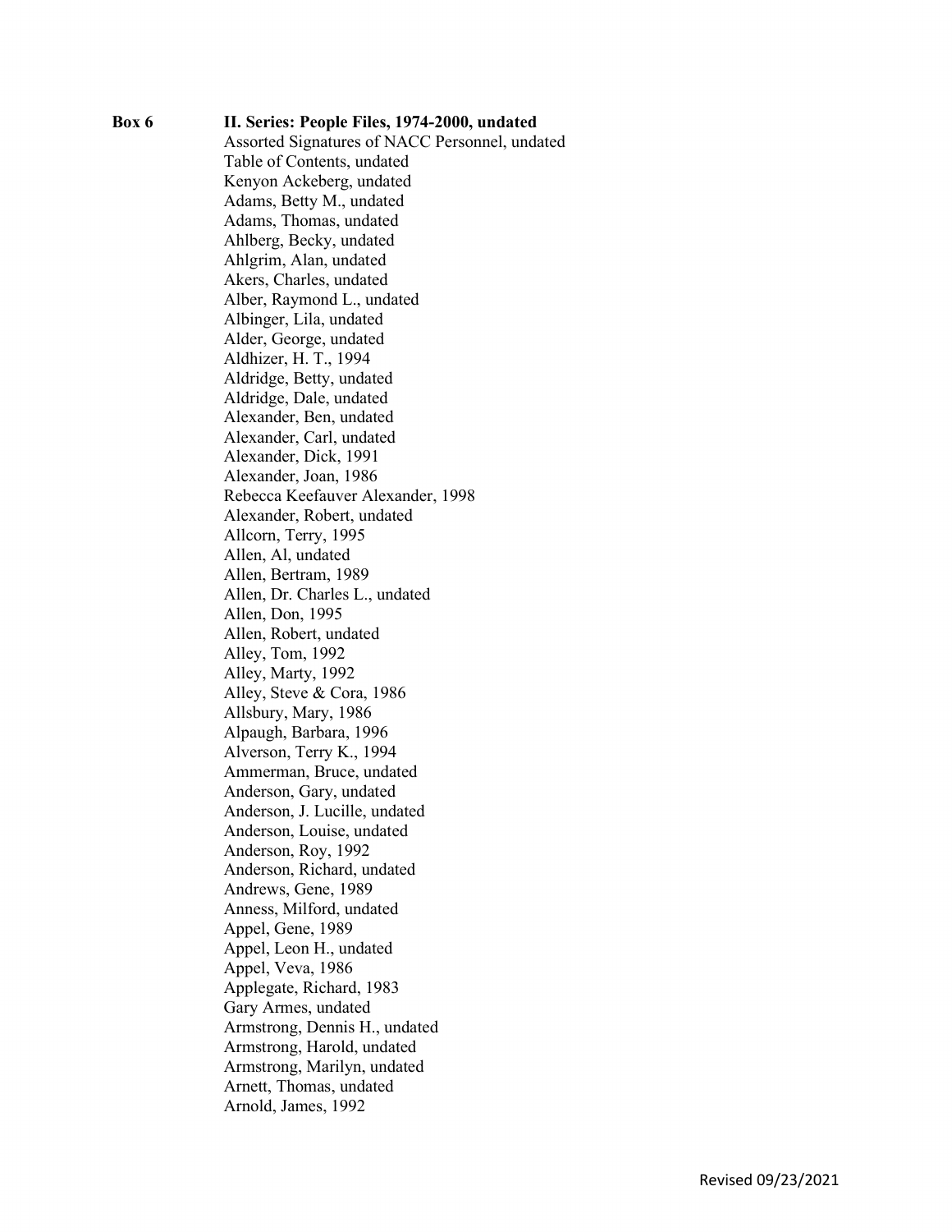**Box 6 II. Series: People Files, 1974-2000, undated**

Assorted Signatures of NACC Personnel, undated
Table of Contents, undated
Kenyon Ackeberg, undated
Adams, Betty M., undated
Adams, Thomas, undated
Ahlberg, Becky, undated
Ahlgrim, Alan, undated
Akers, Charles, undated
Alber, Raymond L., undated
Albinger, Lila, undated
Alder, George, undated
Aldhizer, H. T., 1994
Aldridge, Betty, undated
Aldridge, Dale, undated
Alexander, Ben, undated
Alexander, Carl, undated
Alexander, Dick, 1991
Alexander, Joan, 1986
Rebecca Keefauver Alexander, 1998
Alexander, Robert, undated
Allcorn, Terry, 1995
Allen, Al, undated
Allen, Bertram, 1989
Allen, Dr. Charles L., undated
Allen, Don, 1995
Allen, Robert, undated
Alley, Tom, 1992
Alley, Marty, 1992
Alley, Steve & Cora, 1986
Allsbury, Mary, 1986
Alpaugh, Barbara, 1996
Alverson, Terry K., 1994
Ammerman, Bruce, undated
Anderson, Gary, undated
Anderson, J. Lucille, undated
Anderson, Louise, undated
Anderson, Roy, 1992
Anderson, Richard, undated
Andrews, Gene, 1989
Anness, Milford, undated
Appel, Gene, 1989
Appel, Leon H., undated
Appel, Veva, 1986
Applegate, Richard, 1983
Gary Armes, undated
Armstrong, Dennis H., undated
Armstrong, Harold, undated
Armstrong, Marilyn, undated
Arnett, Thomas, undated
Arnold, James, 1992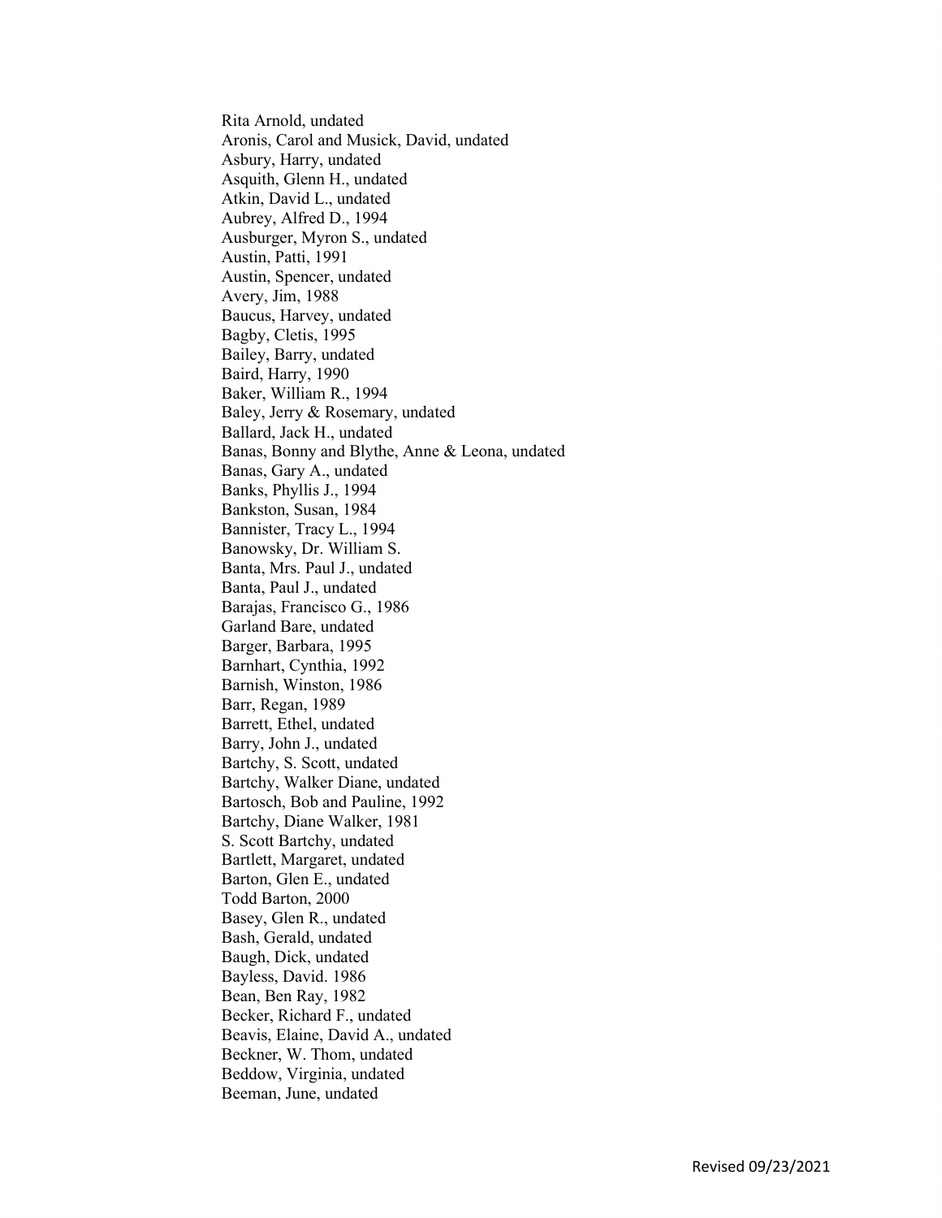Rita Arnold, undated
Aronis, Carol and Musick, David, undated
Asbury, Harry, undated
Asquith, Glenn H., undated
Atkin, David L., undated
Aubrey, Alfred D., 1994
Ausburger, Myron S., undated
Austin, Patti, 1991
Austin, Spencer, undated
Avery, Jim, 1988
Baucus, Harvey, undated
Bagby, Cletis, 1995
Bailey, Barry, undated
Baird, Harry, 1990
Baker, William R., 1994
Baley, Jerry & Rosemary, undated
Ballard, Jack H., undated
Banas, Bonny and Blythe, Anne & Leona, undated
Banas, Gary A., undated
Banks, Phyllis J., 1994
Bankston, Susan, 1984
Bannister, Tracy L., 1994
Banowsky, Dr. William S.
Banta, Mrs. Paul J., undated
Banta, Paul J., undated
Barajas, Francisco G., 1986
Garland Bare, undated
Barger, Barbara, 1995
Barnhart, Cynthia, 1992
Barnish, Winston, 1986
Barr, Regan, 1989
Barrett, Ethel, undated
Barry, John J., undated
Bartchy, S. Scott, undated
Bartchy, Walker Diane, undated
Bartosch, Bob and Pauline, 1992
Bartchy, Diane Walker, 1981
S. Scott Bartchy, undated
Bartlett, Margaret, undated
Barton, Glen E., undated
Todd Barton, 2000
Basey, Glen R., undated
Bash, Gerald, undated
Baugh, Dick, undated
Bayless, David. 1986
Bean, Ben Ray, 1982
Becker, Richard F., undated
Beavis, Elaine, David A., undated
Beckner, W. Thom, undated
Beddow, Virginia, undated
Beeman, June, undated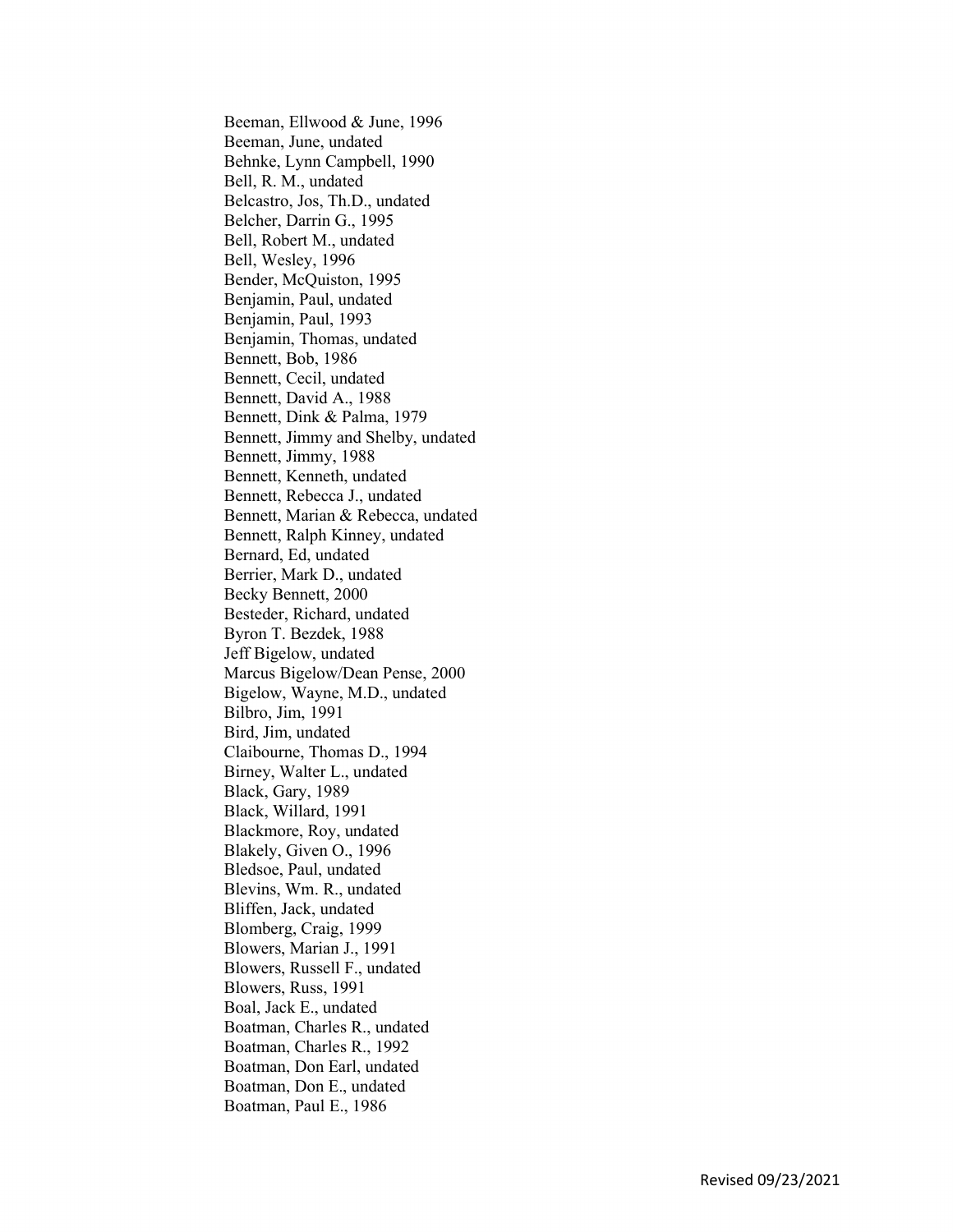Beeman, Ellwood & June, 1996
Beeman, June, undated
Behnke, Lynn Campbell, 1990
Bell, R. M., undated
Belcastro, Jos, Th.D., undated
Belcher, Darrin G., 1995
Bell, Robert M., undated
Bell, Wesley, 1996
Bender, McQuiston, 1995
Benjamin, Paul, undated
Benjamin, Paul, 1993
Benjamin, Thomas, undated
Bennett, Bob, 1986
Bennett, Cecil, undated
Bennett, David A., 1988
Bennett, Dink & Palma, 1979
Bennett, Jimmy and Shelby, undated
Bennett, Jimmy, 1988
Bennett, Kenneth, undated
Bennett, Rebecca J., undated
Bennett, Marian & Rebecca, undated
Bennett, Ralph Kinney, undated
Bernard, Ed, undated
Berrier, Mark D., undated
Becky Bennett, 2000
Besteder, Richard, undated
Byron T. Bezdek, 1988
Jeff Bigelow, undated
Marcus Bigelow/Dean Pense, 2000
Bigelow, Wayne, M.D., undated
Bilbro, Jim, 1991
Bird, Jim, undated
Claibourne, Thomas D., 1994
Birney, Walter L., undated
Black, Gary, 1989
Black, Willard, 1991
Blackmore, Roy, undated
Blakely, Given O., 1996
Bledsoe, Paul, undated
Blevins, Wm. R., undated
Bliffen, Jack, undated
Blomberg, Craig, 1999
Blowers, Marian J., 1991
Blowers, Russell F., undated
Blowers, Russ, 1991
Boal, Jack E., undated
Boatman, Charles R., undated
Boatman, Charles R., 1992
Boatman, Don Earl, undated
Boatman, Don E., undated
Boatman, Paul E., 1986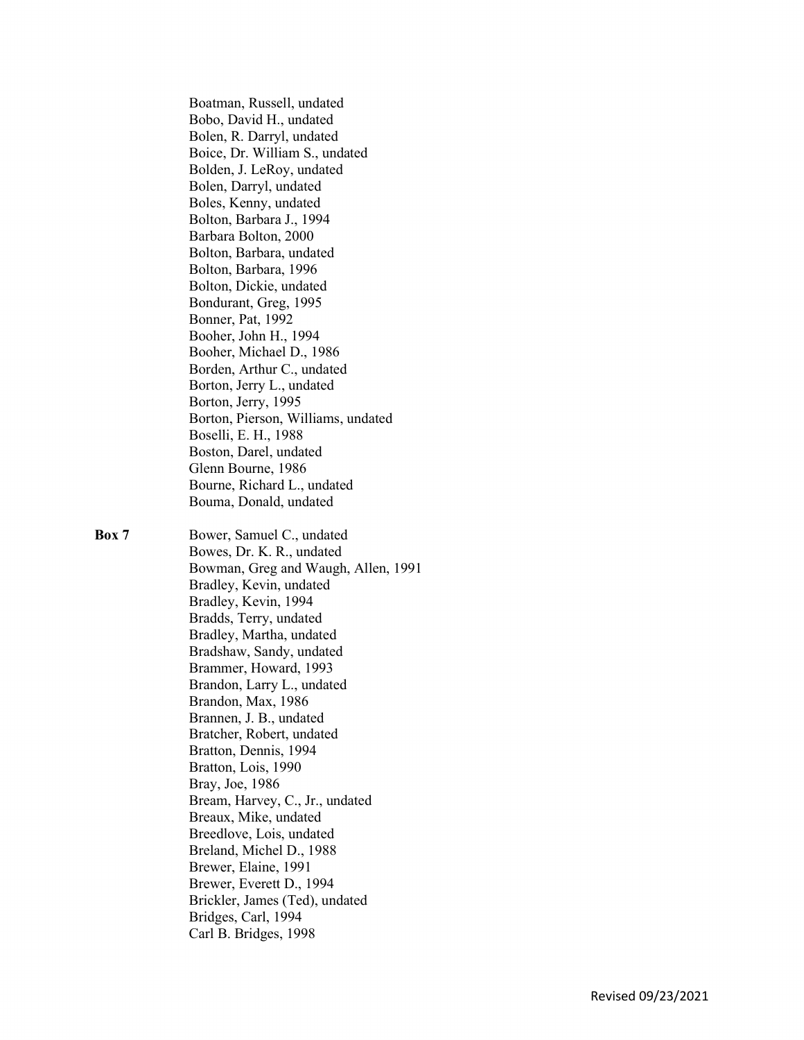Boatman, Russell, undated
Bobo, David H., undated
Bolen, R. Darryl, undated
Boice, Dr. William S., undated
Bolden, J. LeRoy, undated
Bolen, Darryl, undated
Boles, Kenny, undated
Bolton, Barbara J., 1994
Barbara Bolton, 2000
Bolton, Barbara, undated
Bolton, Barbara, 1996
Bolton, Dickie, undated
Bondurant, Greg, 1995
Bonner, Pat, 1992
Booher, John H., 1994
Booher, Michael D., 1986
Borden, Arthur C., undated
Borton, Jerry L., undated
Borton, Jerry, 1995
Borton, Pierson, Williams, undated
Boselli, E. H., 1988
Boston, Darel, undated
Glenn Bourne, 1986
Bourne, Richard L., undated
Bouma, Donald, undated

**Box 7**

Bower, Samuel C., undated
Bowes, Dr. K. R., undated
Bowman, Greg and Waugh, Allen, 1991
Bradley, Kevin, undated
Bradley, Kevin, 1994
Bradds, Terry, undated
Bradley, Martha, undated
Bradshaw, Sandy, undated
Brammer, Howard, 1993
Brandon, Larry L., undated
Brandon, Max, 1986
Brannen, J. B., undated
Bratcher, Robert, undated
Bratton, Dennis, 1994
Bratton, Lois, 1990
Bray, Joe, 1986
Bream, Harvey, C., Jr., undated
Breaux, Mike, undated
Breedlove, Lois, undated
Breland, Michel D., 1988
Brewer, Elaine, 1991
Brewer, Everett D., 1994
Brickler, James (Ted), undated
Bridges, Carl, 1994
Carl B. Bridges, 1998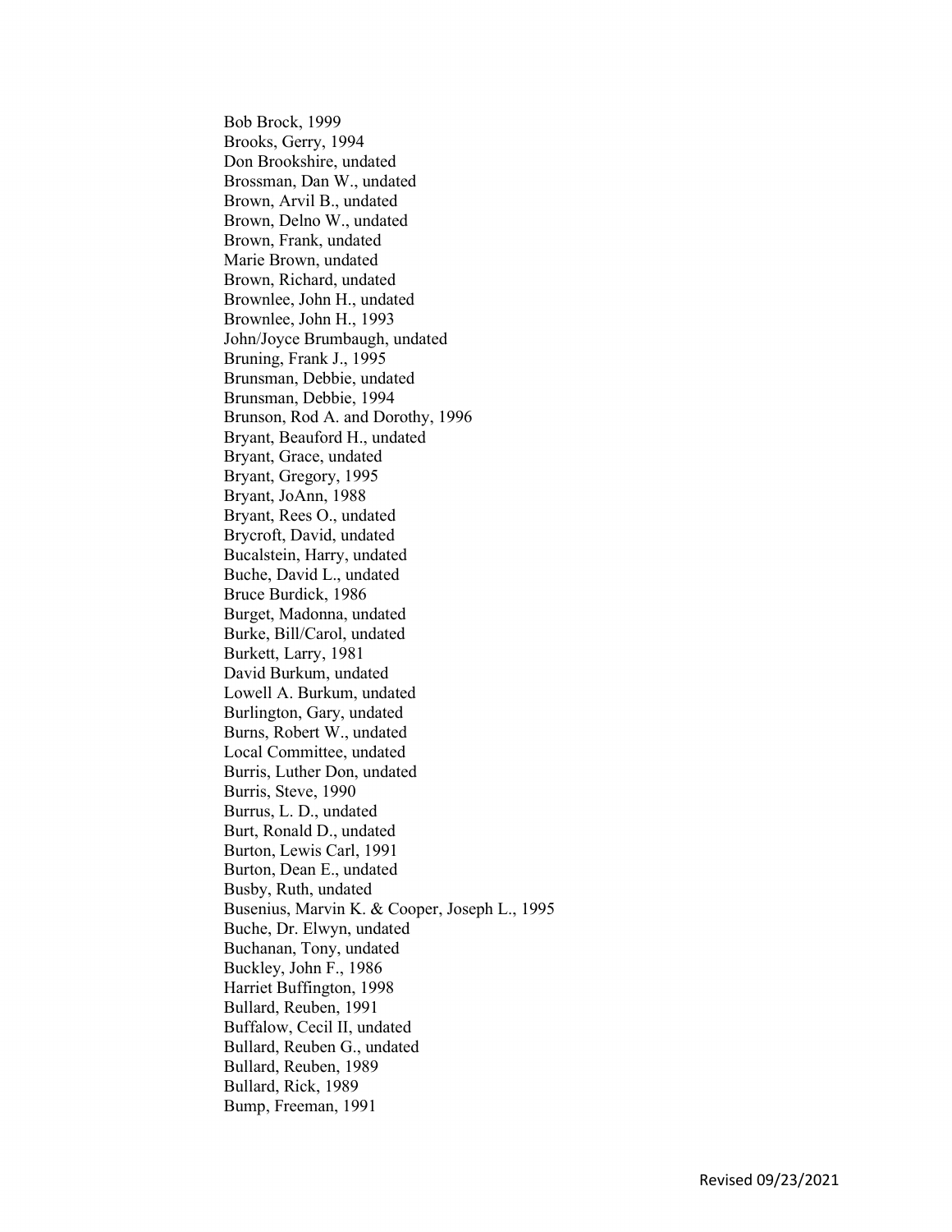Bob Brock, 1999
Brooks, Gerry, 1994
Don Brookshire, undated
Brossman, Dan W., undated
Brown, Arvil B., undated
Brown, Delno W., undated
Brown, Frank, undated
Marie Brown, undated
Brown, Richard, undated
Brownlee, John H., undated
Brownlee, John H., 1993
John/Joyce Brumbaugh, undated
Bruning, Frank J., 1995
Brunsman, Debbie, undated
Brunsman, Debbie, 1994
Brunson, Rod A. and Dorothy, 1996
Bryant, Beauford H., undated
Bryant, Grace, undated
Bryant, Gregory, 1995
Bryant, JoAnn, 1988
Bryant, Rees O., undated
Brycroft, David, undated
Bucalstein, Harry, undated
Buche, David L., undated
Bruce Burdick, 1986
Burget, Madonna, undated
Burke, Bill/Carol, undated
Burkett, Larry, 1981
David Burkum, undated
Lowell A. Burkum, undated
Burlington, Gary, undated
Burns, Robert W., undated
Local Committee, undated
Burris, Luther Don, undated
Burris, Steve, 1990
Burrus, L. D., undated
Burt, Ronald D., undated
Burton, Lewis Carl, 1991
Burton, Dean E., undated
Busby, Ruth, undated
Busenius, Marvin K. & Cooper, Joseph L., 1995
Buche, Dr. Elwyn, undated
Buchanan, Tony, undated
Buckley, John F., 1986
Harriet Buffington, 1998
Bullard, Reuben, 1991
Buffalow, Cecil II, undated
Bullard, Reuben G., undated
Bullard, Reuben, 1989
Bullard, Rick, 1989
Bump, Freeman, 1991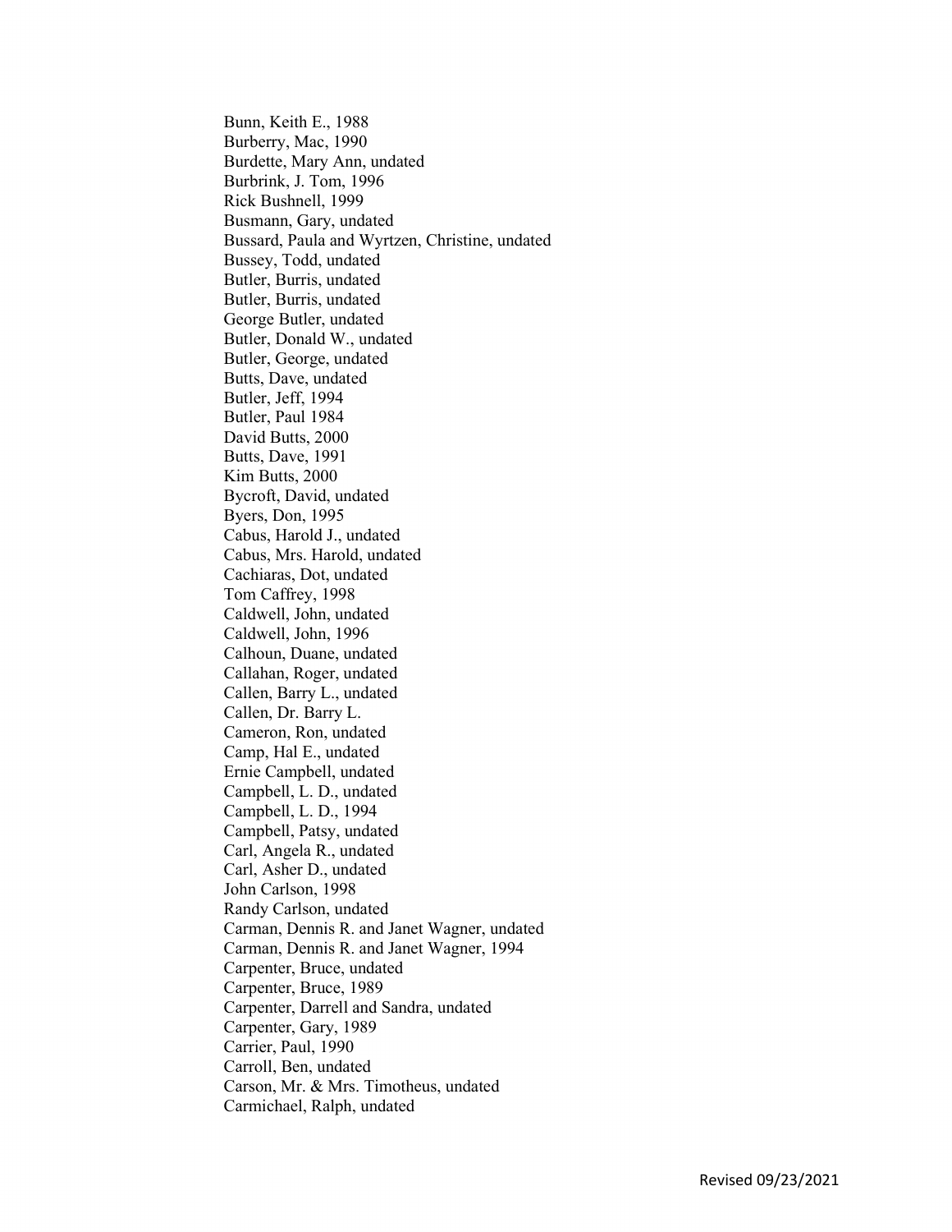Bunn, Keith E., 1988
Burberry, Mac, 1990
Burdette, Mary Ann, undated
Burbrink, J. Tom, 1996
Rick Bushnell, 1999
Busmann, Gary, undated
Bussard, Paula and Wyrtzen, Christine, undated
Bussey, Todd, undated
Butler, Burris, undated
Butler, Burris, undated
George Butler, undated
Butler, Donald W., undated
Butler, George, undated
Butts, Dave, undated
Butler, Jeff, 1994
Butler, Paul 1984
David Butts, 2000
Butts, Dave, 1991
Kim Butts, 2000
Bycroft, David, undated
Byers, Don, 1995
Cabus, Harold J., undated
Cabus, Mrs. Harold, undated
Cachiaras, Dot, undated
Tom Caffrey, 1998
Caldwell, John, undated
Caldwell, John, 1996
Calhoun, Duane, undated
Callahan, Roger, undated
Callen, Barry L., undated
Callen, Dr. Barry L.
Cameron, Ron, undated
Camp, Hal E., undated
Ernie Campbell, undated
Campbell, L. D., undated
Campbell, L. D., 1994
Campbell, Patsy, undated
Carl, Angela R., undated
Carl, Asher D., undated
John Carlson, 1998
Randy Carlson, undated
Carman, Dennis R. and Janet Wagner, undated
Carman, Dennis R. and Janet Wagner, 1994
Carpenter, Bruce, undated
Carpenter, Bruce, 1989
Carpenter, Darrell and Sandra, undated
Carpenter, Gary, 1989
Carrier, Paul, 1990
Carroll, Ben, undated
Carson, Mr. & Mrs. Timotheus, undated
Carmichael, Ralph, undated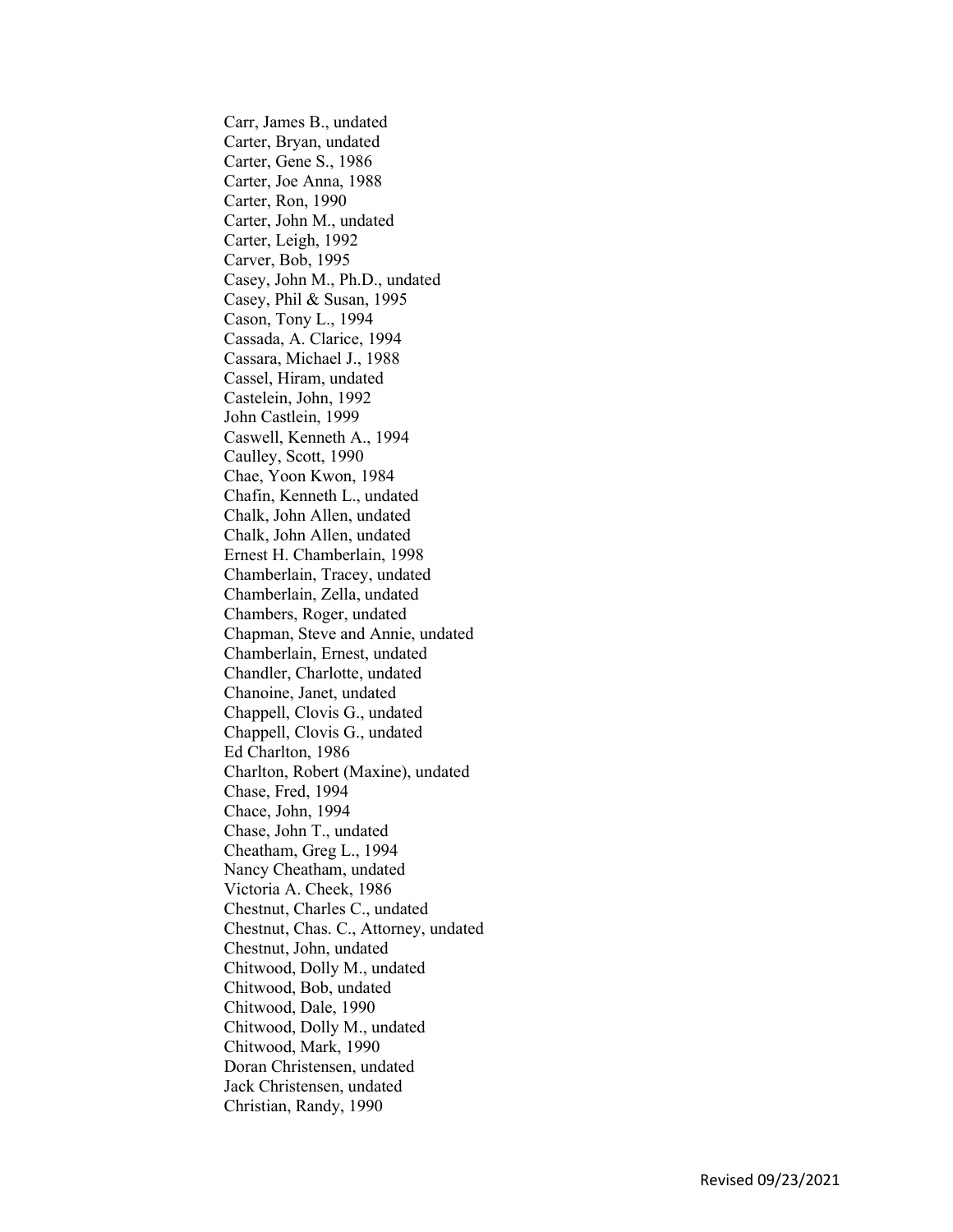Carr, James B., undated
Carter, Bryan, undated
Carter, Gene S., 1986
Carter, Joe Anna, 1988
Carter, Ron, 1990
Carter, John M., undated
Carter, Leigh, 1992
Carver, Bob, 1995
Casey, John M., Ph.D., undated
Casey, Phil & Susan, 1995
Cason, Tony L., 1994
Cassada, A. Clarice, 1994
Cassara, Michael J., 1988
Cassel, Hiram, undated
Castelein, John, 1992
John Castlein, 1999
Caswell, Kenneth A., 1994
Caulley, Scott, 1990
Chae, Yoon Kwon, 1984
Chafin, Kenneth L., undated
Chalk, John Allen, undated
Chalk, John Allen, undated
Ernest H. Chamberlain, 1998
Chamberlain, Tracey, undated
Chamberlain, Zella, undated
Chambers, Roger, undated
Chapman, Steve and Annie, undated
Chamberlain, Ernest, undated
Chandler, Charlotte, undated
Chanoine, Janet, undated
Chappell, Clovis G., undated
Chappell, Clovis G., undated
Ed Charlton, 1986
Charlton, Robert (Maxine), undated
Chase, Fred, 1994
Chace, John, 1994
Chase, John T., undated
Cheatham, Greg L., 1994
Nancy Cheatham, undated
Victoria A. Cheek, 1986
Chestnut, Charles C., undated
Chestnut, Chas. C., Attorney, undated
Chestnut, John, undated
Chitwood, Dolly M., undated
Chitwood, Bob, undated
Chitwood, Dale, 1990
Chitwood, Dolly M., undated
Chitwood, Mark, 1990
Doran Christensen, undated
Jack Christensen, undated
Christian, Randy, 1990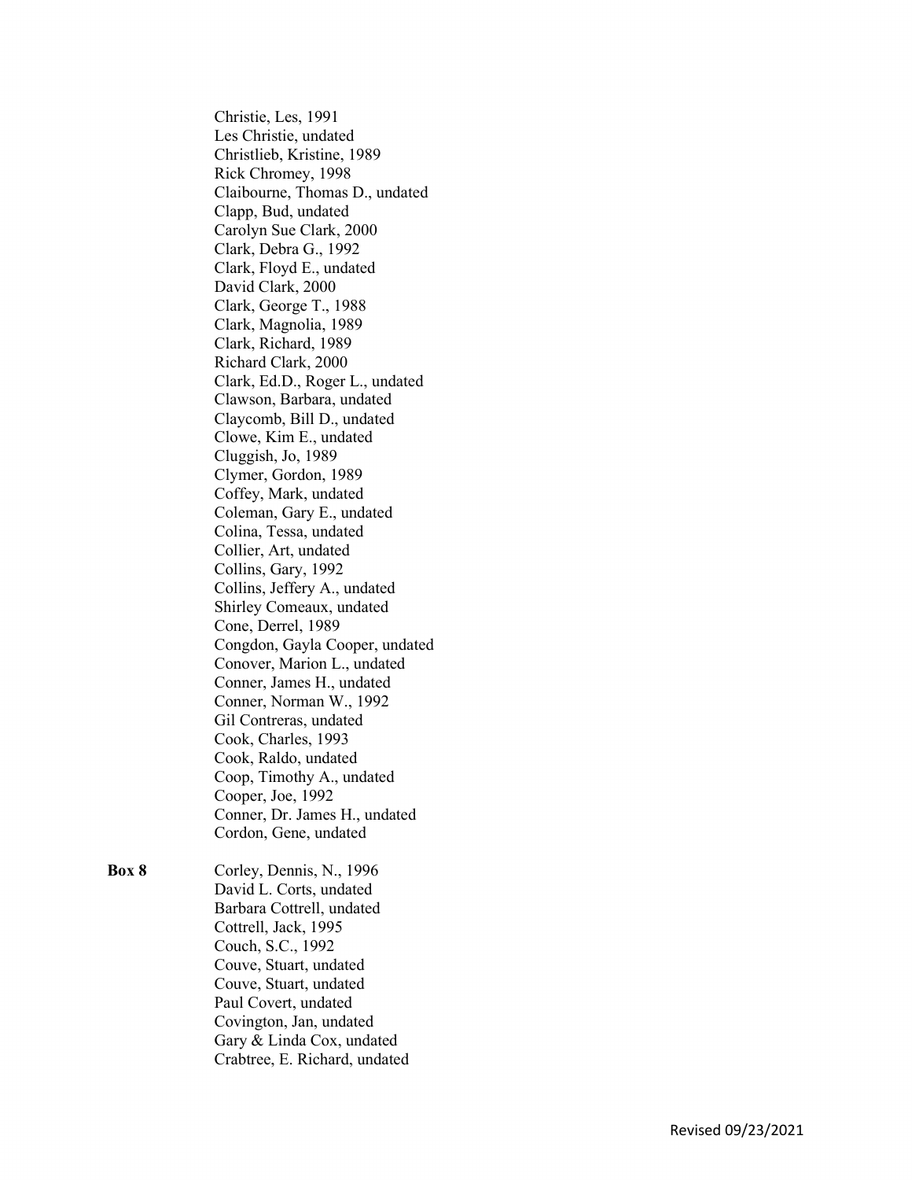Christie, Les, 1991
Les Christie, undated
Christlieb, Kristine, 1989
Rick Chromey, 1998
Claibourne, Thomas D., undated
Clapp, Bud, undated
Carolyn Sue Clark, 2000
Clark, Debra G., 1992
Clark, Floyd E., undated
David Clark, 2000
Clark, George T., 1988
Clark, Magnolia, 1989
Clark, Richard, 1989
Richard Clark, 2000
Clark, Ed.D., Roger L., undated
Clawson, Barbara, undated
Claycomb, Bill D., undated
Clowe, Kim E., undated
Cluggish, Jo, 1989
Clymer, Gordon, 1989
Coffey, Mark, undated
Coleman, Gary E., undated
Colina, Tessa, undated
Collier, Art, undated
Collins, Gary, 1992
Collins, Jeffery A., undated
Shirley Comeaux, undated
Cone, Derrel, 1989
Congdon, Gayla Cooper, undated
Conover, Marion L., undated
Conner, James H., undated
Conner, Norman W., 1992
Gil Contreras, undated
Cook, Charles, 1993
Cook, Raldo, undated
Coop, Timothy A., undated
Cooper, Joe, 1992
Conner, Dr. James H., undated
Cordon, Gene, undated

**Box 8**

Corley, Dennis, N., 1996
David L. Corts, undated
Barbara Cottrell, undated
Cottrell, Jack, 1995
Couch, S.C., 1992
Couve, Stuart, undated
Couve, Stuart, undated
Paul Covert, undated
Covington, Jan, undated
Gary & Linda Cox, undated
Crabtree, E. Richard, undated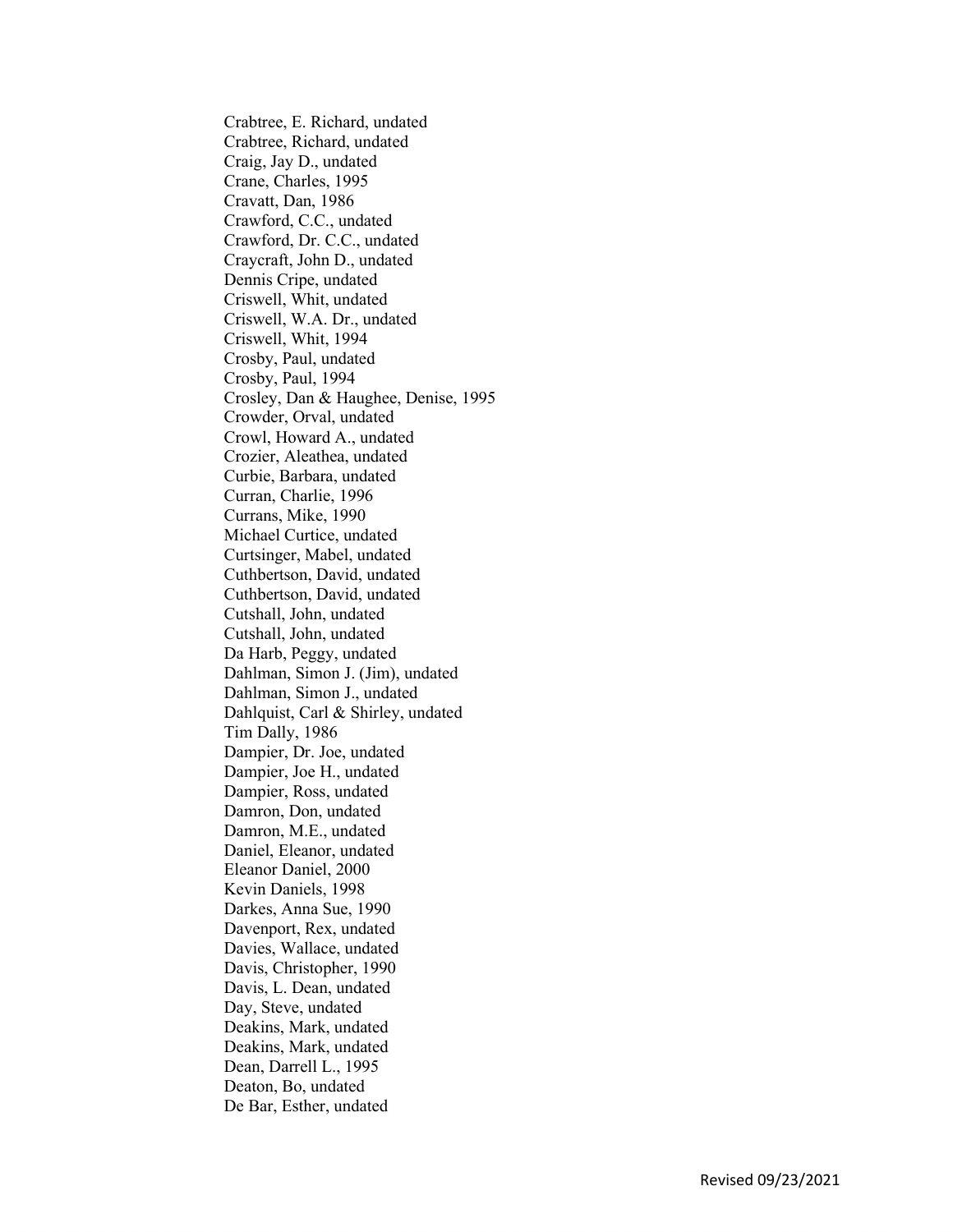Crabtree, E. Richard, undated
Crabtree, Richard, undated
Craig, Jay D., undated
Crane, Charles, 1995
Cravatt, Dan, 1986
Crawford, C.C., undated
Crawford, Dr. C.C., undated
Craycraft, John D., undated
Dennis Cripe, undated
Criswell, Whit, undated
Criswell, W.A. Dr., undated
Criswell, Whit, 1994
Crosby, Paul, undated
Crosby, Paul, 1994
Crosley, Dan & Haughee, Denise, 1995
Crowder, Orval, undated
Crowl, Howard A., undated
Crozier, Aleathea, undated
Curbie, Barbara, undated
Curran, Charlie, 1996
Currans, Mike, 1990
Michael Curtice, undated
Curtsinger, Mabel, undated
Cuthbertson, David, undated
Cuthbertson, David, undated
Cutshall, John, undated
Cutshall, John, undated
Da Harb, Peggy, undated
Dahlman, Simon J. (Jim), undated
Dahlman, Simon J., undated
Dahlquist, Carl & Shirley, undated
Tim Dally, 1986
Dampier, Dr. Joe, undated
Dampier, Joe H., undated
Dampier, Ross, undated
Damron, Don, undated
Damron, M.E., undated
Daniel, Eleanor, undated
Eleanor Daniel, 2000
Kevin Daniels, 1998
Darkes, Anna Sue, 1990
Davenport, Rex, undated
Davies, Wallace, undated
Davis, Christopher, 1990
Davis, L. Dean, undated
Day, Steve, undated
Deakins, Mark, undated
Deakins, Mark, undated
Dean, Darrell L., 1995
Deaton, Bo, undated
De Bar, Esther, undated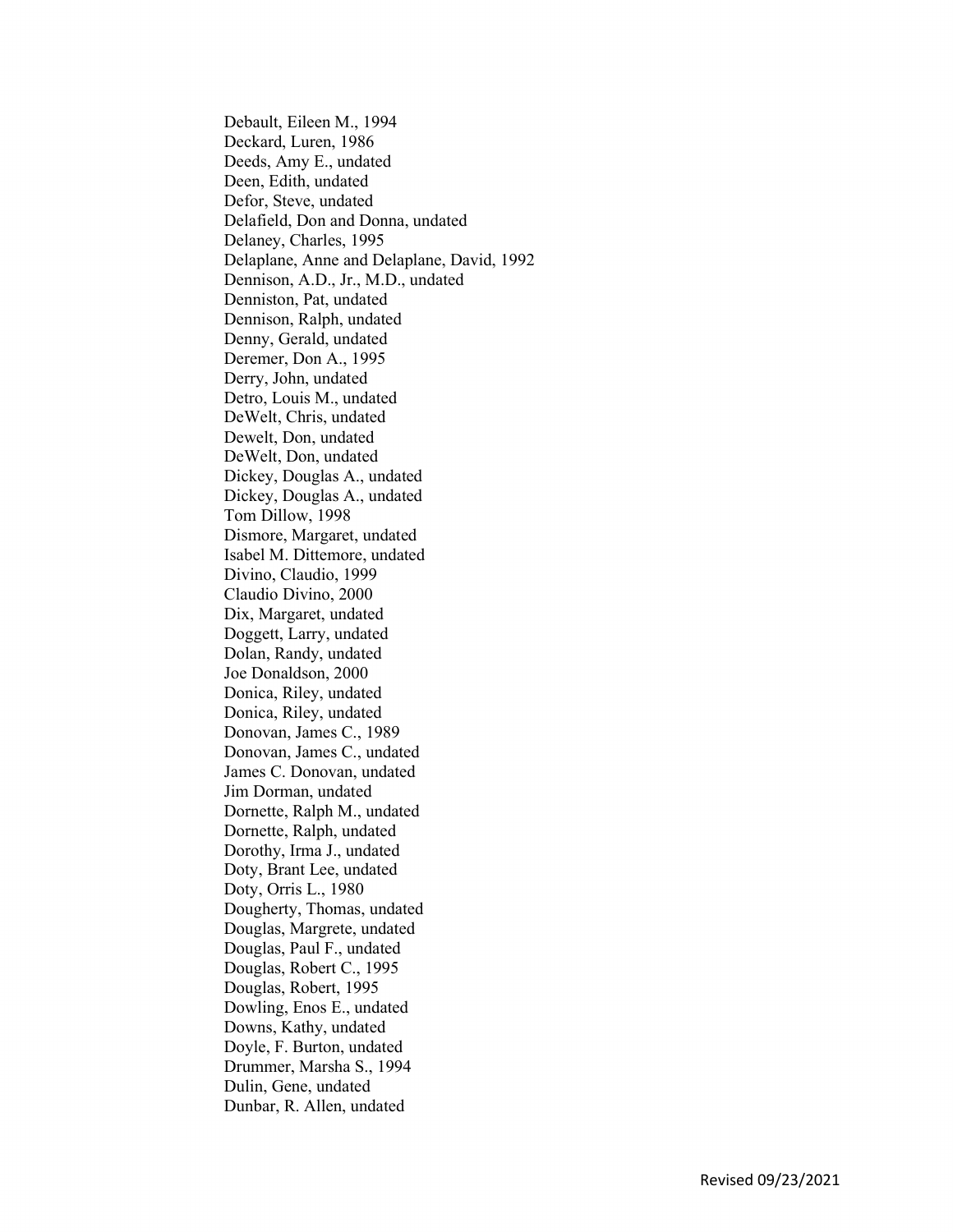Debault, Eileen M., 1994
Deckard, Luren, 1986
Deeds, Amy E., undated
Deen, Edith, undated
Defor, Steve, undated
Delafield, Don and Donna, undated
Delaney, Charles, 1995
Delaplane, Anne and Delaplane, David, 1992
Dennison, A.D., Jr., M.D., undated
Denniston, Pat, undated
Dennison, Ralph, undated
Denny, Gerald, undated
Deremer, Don A., 1995
Derry, John, undated
Detro, Louis M., undated
DeWelt, Chris, undated
Dewelt, Don, undated
DeWelt, Don, undated
Dickey, Douglas A., undated
Dickey, Douglas A., undated
Tom Dillow, 1998
Dismore, Margaret, undated
Isabel M. Dittemore, undated
Divino, Claudio, 1999
Claudio Divino, 2000
Dix, Margaret, undated
Doggett, Larry, undated
Dolan, Randy, undated
Joe Donaldson, 2000
Donica, Riley, undated
Donica, Riley, undated
Donovan, James C., 1989
Donovan, James C., undated
James C. Donovan, undated
Jim Dorman, undated
Dornette, Ralph M., undated
Dornette, Ralph, undated
Dorothy, Irma J., undated
Doty, Brant Lee, undated
Doty, Orris L., 1980
Dougherty, Thomas, undated
Douglas, Margrete, undated
Douglas, Paul F., undated
Douglas, Robert C., 1995
Douglas, Robert, 1995
Dowling, Enos E., undated
Downs, Kathy, undated
Doyle, F. Burton, undated
Drummer, Marsha S., 1994
Dulin, Gene, undated
Dunbar, R. Allen, undated

Revised 09/23/2021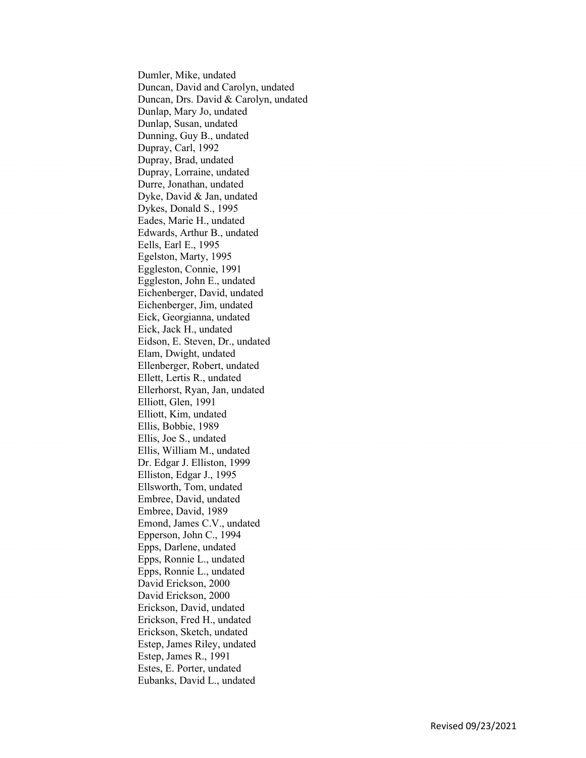Dumler, Mike, undated
Duncan, David and Carolyn, undated
Duncan, Drs. David & Carolyn, undated
Dunlap, Mary Jo, undated
Dunlap, Susan, undated
Dunning, Guy B., undated
Dupray, Carl, 1992
Dupray, Brad, undated
Dupray, Lorraine, undated
Durre, Jonathan, undated
Dyke, David & Jan, undated
Dykes, Donald S., 1995
Eades, Marie H., undated
Edwards, Arthur B., undated
Eells, Earl E., 1995
Egelston, Marty, 1995
Eggleston, Connie, 1991
Eggleston, John E., undated
Eichenberger, David, undated
Eichenberger, Jim, undated
Eick, Georgianna, undated
Eick, Jack H., undated
Eidson, E. Steven, Dr., undated
Elam, Dwight, undated
Ellenberger, Robert, undated
Ellett, Lertis R., undated
Ellerhorst, Ryan, Jan, undated
Elliott, Glen, 1991
Elliott, Kim, undated
Ellis, Bobbie, 1989
Ellis, Joe S., undated
Ellis, William M., undated
Dr. Edgar J. Elliston, 1999
Elliston, Edgar J., 1995
Ellsworth, Tom, undated
Embree, David, undated
Embree, David, 1989
Emond, James C.V., undated
Epperson, John C., 1994
Epps, Darlene, undated
Epps, Ronnie L., undated
Epps, Ronnie L., undated
David Erickson, 2000
David Erickson, 2000
Erickson, David, undated
Erickson, Fred H., undated
Erickson, Sketch, undated
Estep, James Riley, undated
Estep, James R., 1991
Estes, E. Porter, undated
Eubanks, David L., undated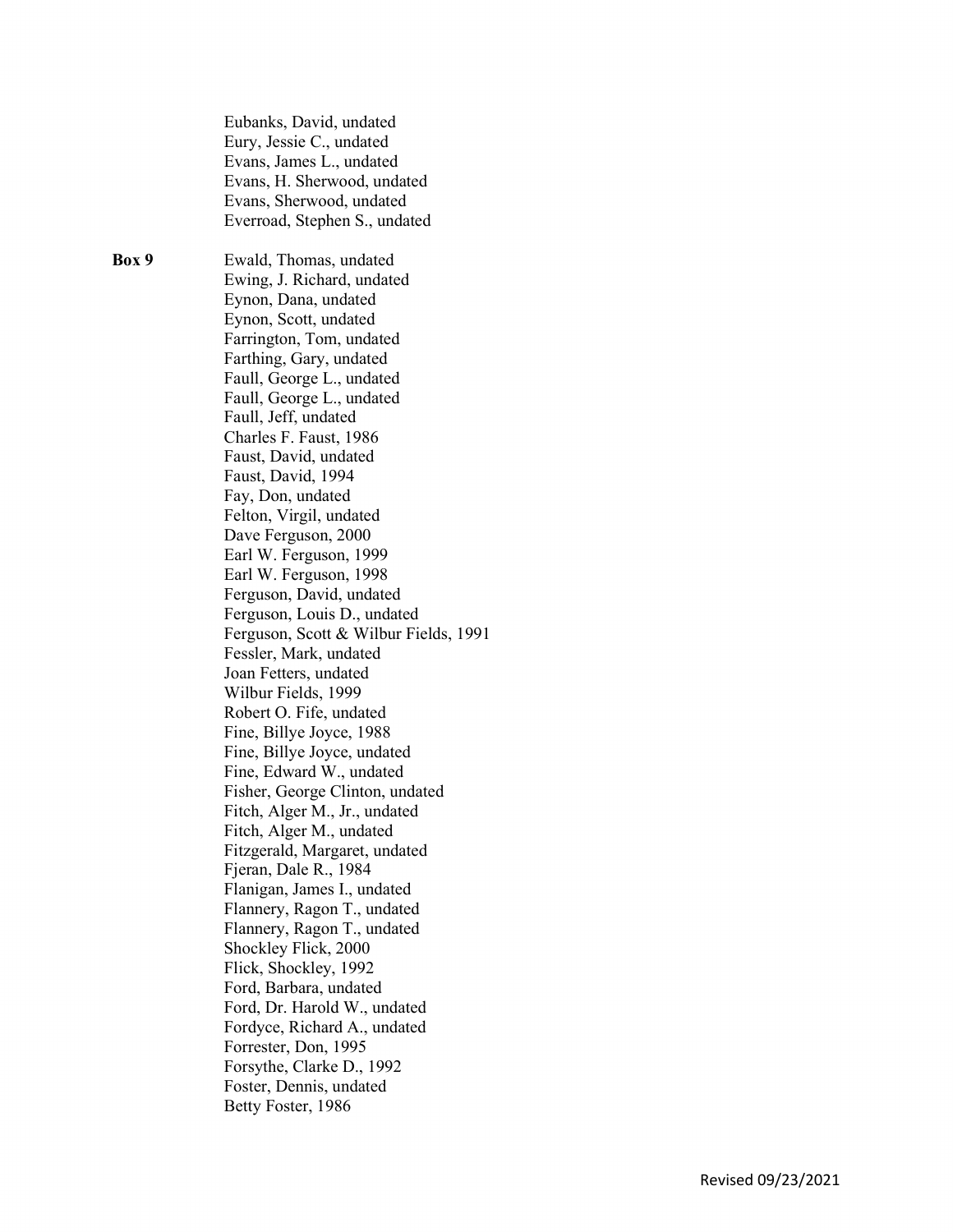Eubanks, David, undated
Eury, Jessie C., undated
Evans, James L., undated
Evans, H. Sherwood, undated
Evans, Sherwood, undated
Everroad, Stephen S., undated

**Box 9**

Ewald, Thomas, undated
Ewing, J. Richard, undated
Eynon, Dana, undated
Eynon, Scott, undated
Farrington, Tom, undated
Farthing, Gary, undated
Faull, George L., undated
Faull, George L., undated
Faull, Jeff, undated
Charles F. Faust, 1986
Faust, David, undated
Faust, David, 1994
Fay, Don, undated
Felton, Virgil, undated
Dave Ferguson, 2000
Earl W. Ferguson, 1999
Earl W. Ferguson, 1998
Ferguson, David, undated
Ferguson, Louis D., undated
Ferguson, Scott & Wilbur Fields, 1991
Fessler, Mark, undated
Joan Fetters, undated
Wilbur Fields, 1999
Robert O. Fife, undated
Fine, Billye Joyce, 1988
Fine, Billye Joyce, undated
Fine, Edward W., undated
Fisher, George Clinton, undated
Fitch, Alger M., Jr., undated
Fitch, Alger M., undated
Fitzgerald, Margaret, undated
Fjeran, Dale R., 1984
Flanigan, James I., undated
Flannery, Ragon T., undated
Flannery, Ragon T., undated
Shockley Flick, 2000
Flick, Shockley, 1992
Ford, Barbara, undated
Ford, Dr. Harold W., undated
Fordyce, Richard A., undated
Forrester, Don, 1995
Forsythe, Clarke D., 1992
Foster, Dennis, undated
Betty Foster, 1986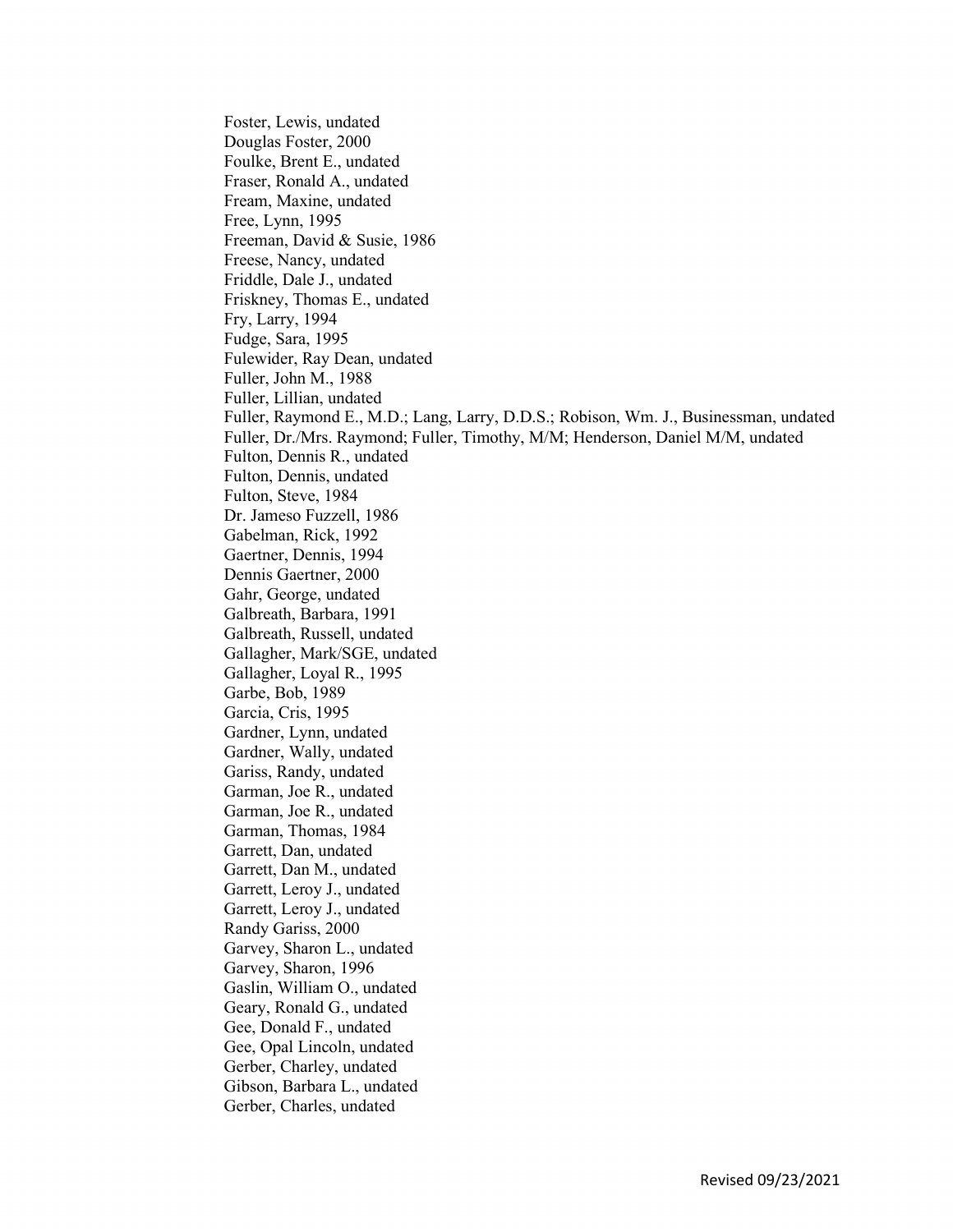Foster, Lewis, undated
Douglas Foster, 2000
Foulke, Brent E., undated
Fraser, Ronald A., undated
Fream, Maxine, undated
Free, Lynn, 1995
Freeman, David & Susie, 1986
Freese, Nancy, undated
Friddle, Dale J., undated
Friskney, Thomas E., undated
Fry, Larry, 1994
Fudge, Sara, 1995
Fulewider, Ray Dean, undated
Fuller, John M., 1988
Fuller, Lillian, undated
Fuller, Raymond E., M.D.; Lang, Larry, D.D.S.; Robison, Wm. J., Businessman, undated
Fuller, Dr./Mrs. Raymond; Fuller, Timothy, M/M; Henderson, Daniel M/M, undated
Fulton, Dennis R., undated
Fulton, Dennis, undated
Fulton, Steve, 1984
Dr. Jameso Fuzzell, 1986
Gabelman, Rick, 1992
Gaertner, Dennis, 1994
Dennis Gaertner, 2000
Gahr, George, undated
Galbreath, Barbara, 1991
Galbreath, Russell, undated
Gallagher, Mark/SGE, undated
Gallagher, Loyal R., 1995
Garbe, Bob, 1989
Garcia, Cris, 1995
Gardner, Lynn, undated
Gardner, Wally, undated
Gariss, Randy, undated
Garman, Joe R., undated
Garman, Joe R., undated
Garman, Thomas, 1984
Garrett, Dan, undated
Garrett, Dan M., undated
Garrett, Leroy J., undated
Garrett, Leroy J., undated
Randy Gariss, 2000
Garvey, Sharon L., undated
Garvey, Sharon, 1996
Gaslin, William O., undated
Geary, Ronald G., undated
Gee, Donald F., undated
Gee, Opal Lincoln, undated
Gerber, Charley, undated
Gibson, Barbara L., undated
Gerber, Charles, undated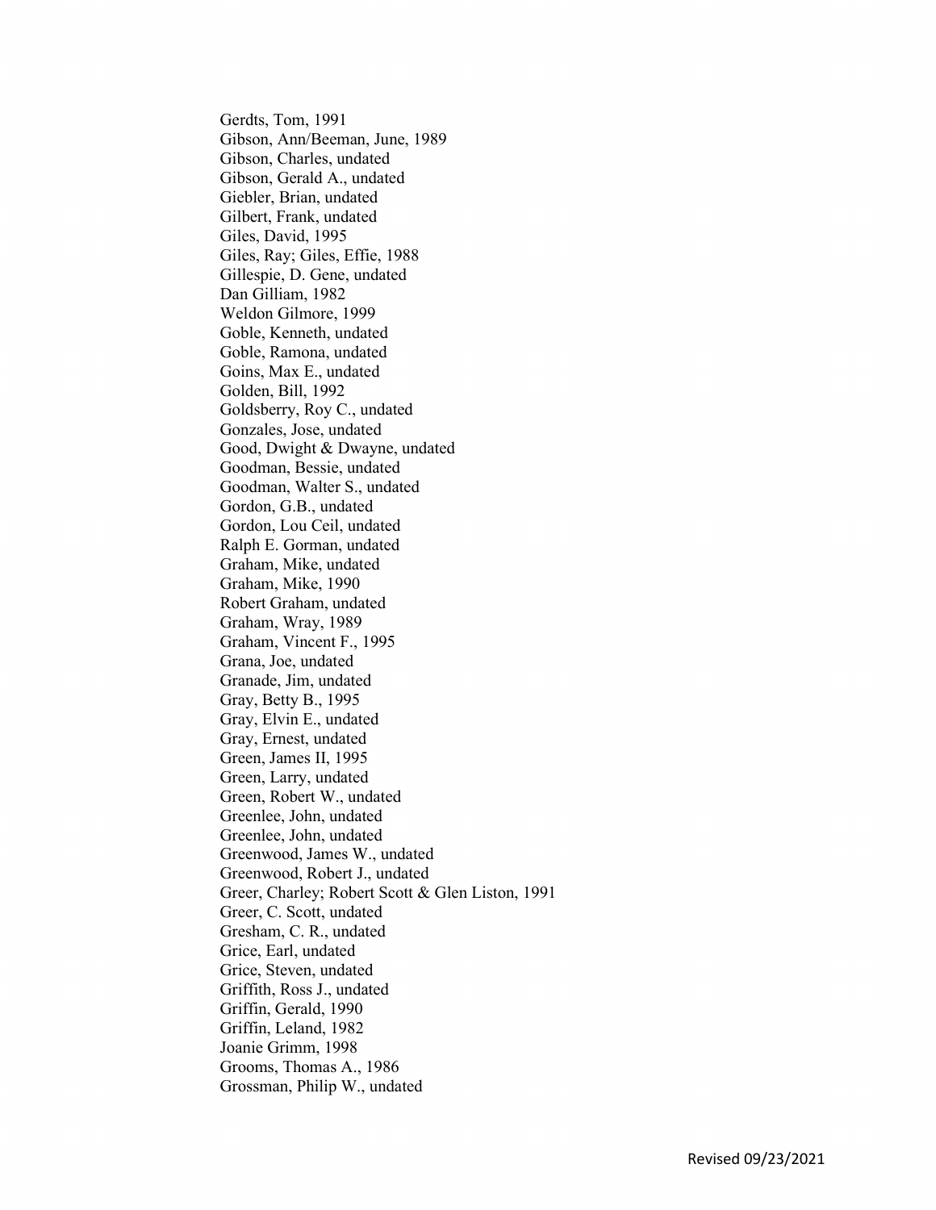Gerdts, Tom, 1991
Gibson, Ann/Beeman, June, 1989
Gibson, Charles, undated
Gibson, Gerald A., undated
Giebler, Brian, undated
Gilbert, Frank, undated
Giles, David, 1995
Giles, Ray; Giles, Effie, 1988
Gillespie, D. Gene, undated
Dan Gilliam, 1982
Weldon Gilmore, 1999
Goble, Kenneth, undated
Goble, Ramona, undated
Goins, Max E., undated
Golden, Bill, 1992
Goldsberry, Roy C., undated
Gonzales, Jose, undated
Good, Dwight & Dwayne, undated
Goodman, Bessie, undated
Goodman, Walter S., undated
Gordon, G.B., undated
Gordon, Lou Ceil, undated
Ralph E. Gorman, undated
Graham, Mike, undated
Graham, Mike, 1990
Robert Graham, undated
Graham, Wray, 1989
Graham, Vincent F., 1995
Grana, Joe, undated
Granade, Jim, undated
Gray, Betty B., 1995
Gray, Elvin E., undated
Gray, Ernest, undated
Green, James II, 1995
Green, Larry, undated
Green, Robert W., undated
Greenlee, John, undated
Greenlee, John, undated
Greenwood, James W., undated
Greenwood, Robert J., undated
Greer, Charley; Robert Scott & Glen Liston, 1991
Greer, C. Scott, undated
Gresham, C. R., undated
Grice, Earl, undated
Grice, Steven, undated
Griffith, Ross J., undated
Griffin, Gerald, 1990
Griffin, Leland, 1982
Joanie Grimm, 1998
Grooms, Thomas A., 1986
Grossman, Philip W., undated

Revised 09/23/2021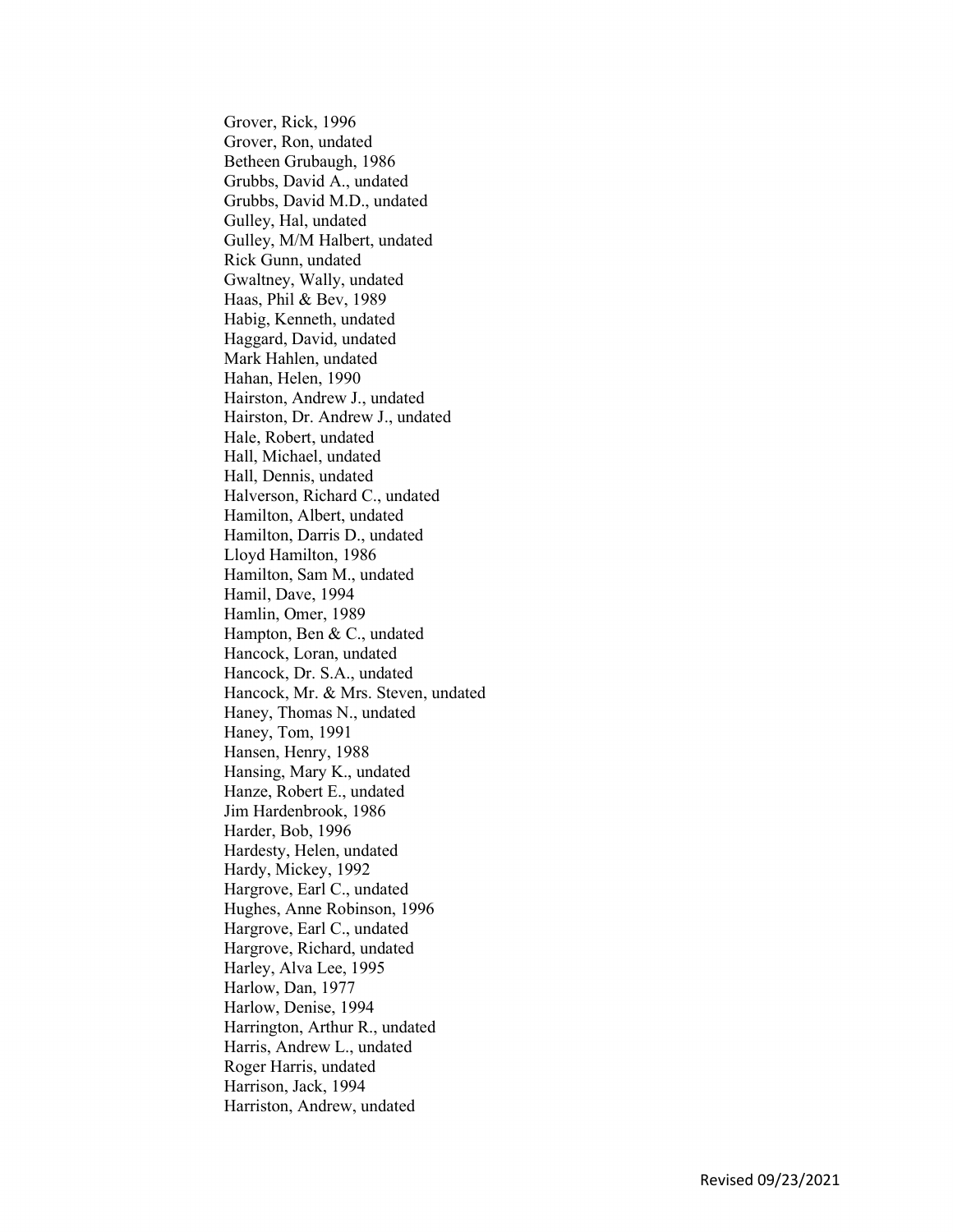Grover, Rick, 1996
Grover, Ron, undated
Betheen Grubaugh, 1986
Grubbs, David A., undated
Grubbs, David M.D., undated
Gulley, Hal, undated
Gulley, M/M Halbert, undated
Rick Gunn, undated
Gwaltney, Wally, undated
Haas, Phil & Bev, 1989
Habig, Kenneth, undated
Haggard, David, undated
Mark Hahlen, undated
Hahan, Helen, 1990
Hairston, Andrew J., undated
Hairston, Dr. Andrew J., undated
Hale, Robert, undated
Hall, Michael, undated
Hall, Dennis, undated
Halverson, Richard C., undated
Hamilton, Albert, undated
Hamilton, Darris D., undated
Lloyd Hamilton, 1986
Hamilton, Sam M., undated
Hamil, Dave, 1994
Hamlin, Omer, 1989
Hampton, Ben & C., undated
Hancock, Loran, undated
Hancock, Dr. S.A., undated
Hancock, Mr. & Mrs. Steven, undated
Haney, Thomas N., undated
Haney, Tom, 1991
Hansen, Henry, 1988
Hansing, Mary K., undated
Hanze, Robert E., undated
Jim Hardenbrook, 1986
Harder, Bob, 1996
Hardesty, Helen, undated
Hardy, Mickey, 1992
Hargrove, Earl C., undated
Hughes, Anne Robinson, 1996
Hargrove, Earl C., undated
Hargrove, Richard, undated
Harley, Alva Lee, 1995
Harlow, Dan, 1977
Harlow, Denise, 1994
Harrington, Arthur R., undated
Harris, Andrew L., undated
Roger Harris, undated
Harrison, Jack, 1994
Harriston, Andrew, undated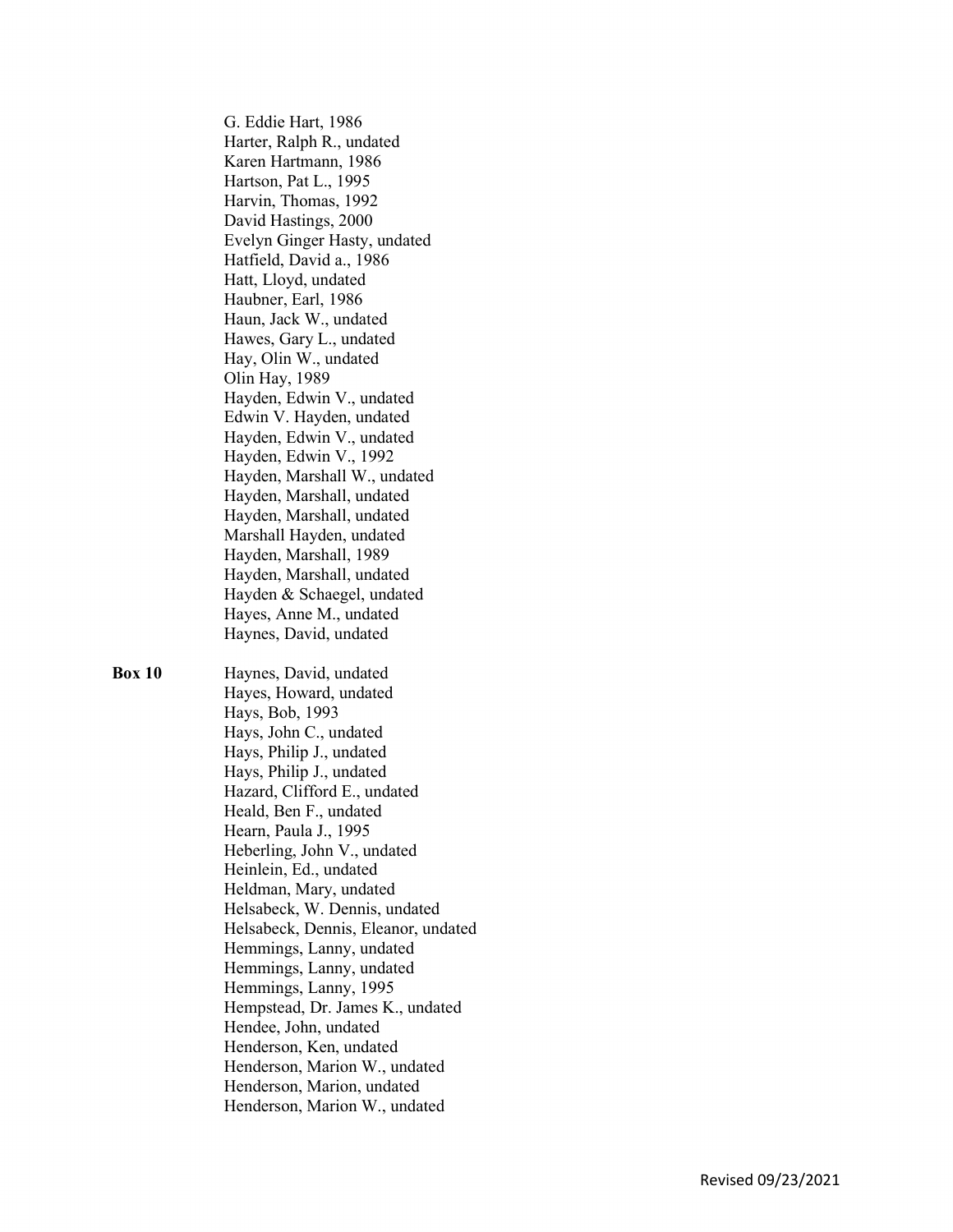G. Eddie Hart, 1986
Harter, Ralph R., undated
Karen Hartmann, 1986
Hartson, Pat L., 1995
Harvin, Thomas, 1992
David Hastings, 2000
Evelyn Ginger Hasty, undated
Hatfield, David a., 1986
Hatt, Lloyd, undated
Haubner, Earl, 1986
Haun, Jack W., undated
Hawes, Gary L., undated
Hay, Olin W., undated
Olin Hay, 1989
Hayden, Edwin V., undated
Edwin V. Hayden, undated
Hayden, Edwin V., undated
Hayden, Edwin V., 1992
Hayden, Marshall W., undated
Hayden, Marshall, undated
Hayden, Marshall, undated
Marshall Hayden, undated
Hayden, Marshall, 1989
Hayden, Marshall, undated
Hayden & Schaegel, undated
Hayes, Anne M., undated
Haynes, David, undated

**Box 10**

Haynes, David, undated
Hayes, Howard, undated
Hays, Bob, 1993
Hays, John C., undated
Hays, Philip J., undated
Hays, Philip J., undated
Hazard, Clifford E., undated
Heald, Ben F., undated
Hearn, Paula J., 1995
Heberling, John V., undated
Heinlein, Ed., undated
Heldman, Mary, undated
Helsabeck, W. Dennis, undated
Helsabeck, Dennis, Eleanor, undated
Hemmings, Lanny, undated
Hemmings, Lanny, undated
Hemmings, Lanny, 1995
Hempstead, Dr. James K., undated
Hendee, John, undated
Henderson, Ken, undated
Henderson, Marion W., undated
Henderson, Marion, undated
Henderson, Marion W., undated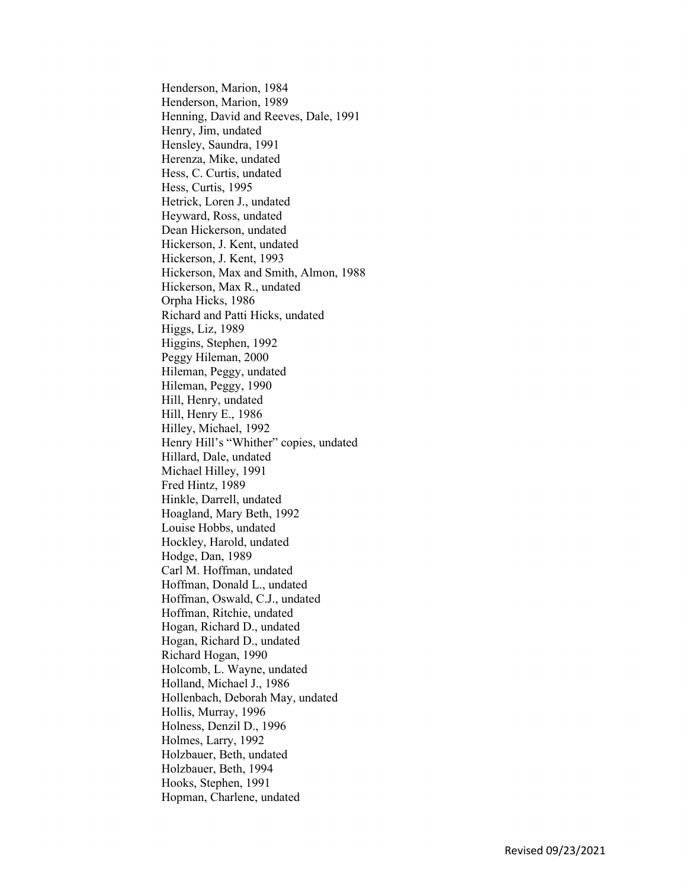Henderson, Marion, 1984
Henderson, Marion, 1989
Henning, David and Reeves, Dale, 1991
Henry, Jim, undated
Hensley, Saundra, 1991
Herenza, Mike, undated
Hess, C. Curtis, undated
Hess, Curtis, 1995
Hetrick, Loren J., undated
Heyward, Ross, undated
Dean Hickerson, undated
Hickerson, J. Kent, undated
Hickerson, J. Kent, 1993
Hickerson, Max and Smith, Almon, 1988
Hickerson, Max R., undated
Orpha Hicks, 1986
Richard and Patti Hicks, undated
Higgs, Liz, 1989
Higgins, Stephen, 1992
Peggy Hileman, 2000
Hileman, Peggy, undated
Hileman, Peggy, 1990
Hill, Henry, undated
Hill, Henry E., 1986
Hilley, Michael, 1992
Henry Hill's "Whither" copies, undated
Hillard, Dale, undated
Michael Hilley, 1991
Fred Hintz, 1989
Hinkle, Darrell, undated
Hoagland, Mary Beth, 1992
Louise Hobbs, undated
Hockley, Harold, undated
Hodge, Dan, 1989
Carl M. Hoffman, undated
Hoffman, Donald L., undated
Hoffman, Oswald, C.J., undated
Hoffman, Ritchie, undated
Hogan, Richard D., undated
Hogan, Richard D., undated
Richard Hogan, 1990
Holcomb, L. Wayne, undated
Holland, Michael J., 1986
Hollenbach, Deborah May, undated
Hollis, Murray, 1996
Holness, Denzil D., 1996
Holmes, Larry, 1992
Holzbauer, Beth, undated
Holzbauer, Beth, 1994
Hooks, Stephen, 1991
Hopman, Charlene, undated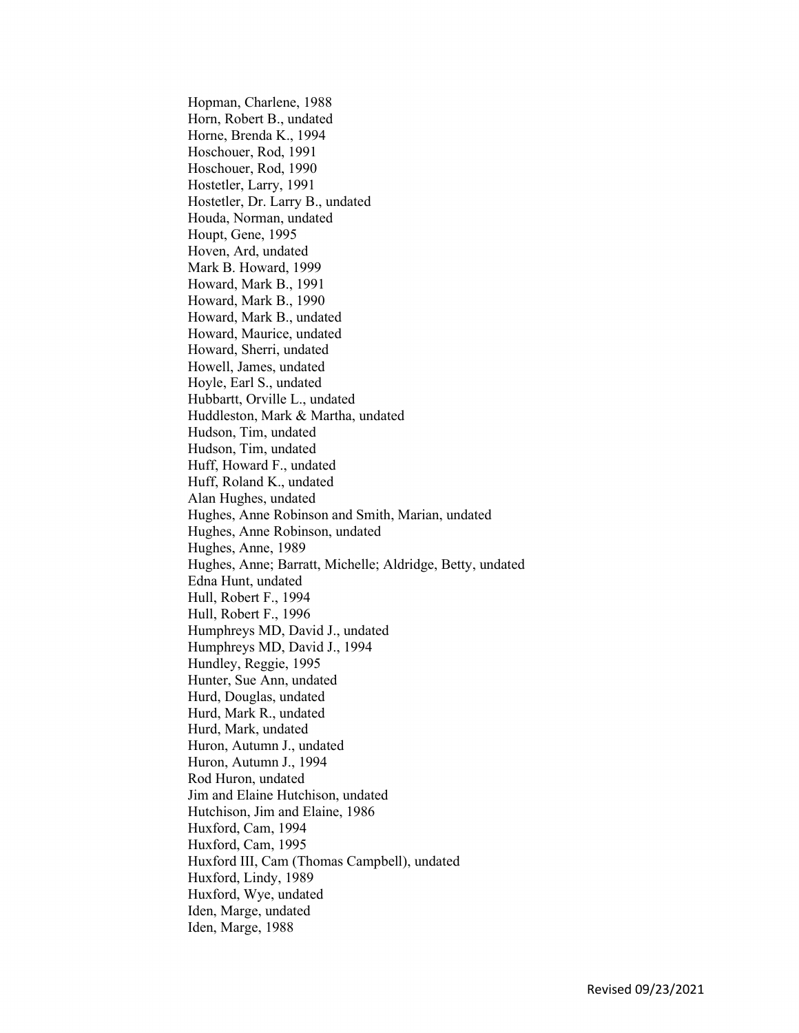Hopman, Charlene, 1988
Horn, Robert B., undated
Horne, Brenda K., 1994
Hoschouer, Rod, 1991
Hoschouer, Rod, 1990
Hostetler, Larry, 1991
Hostetler, Dr. Larry B., undated
Houda, Norman, undated
Houpt, Gene, 1995
Hoven, Ard, undated
Mark B. Howard, 1999
Howard, Mark B., 1991
Howard, Mark B., 1990
Howard, Mark B., undated
Howard, Maurice, undated
Howard, Sherri, undated
Howell, James, undated
Hoyle, Earl S., undated
Hubbartt, Orville L., undated
Huddleston, Mark & Martha, undated
Hudson, Tim, undated
Hudson, Tim, undated
Huff, Howard F., undated
Huff, Roland K., undated
Alan Hughes, undated
Hughes, Anne Robinson and Smith, Marian, undated
Hughes, Anne Robinson, undated
Hughes, Anne, 1989
Hughes, Anne; Barratt, Michelle; Aldridge, Betty, undated
Edna Hunt, undated
Hull, Robert F., 1994
Hull, Robert F., 1996
Humphreys MD, David J., undated
Humphreys MD, David J., 1994
Hundley, Reggie, 1995
Hunter, Sue Ann, undated
Hurd, Douglas, undated
Hurd, Mark R., undated
Hurd, Mark, undated
Huron, Autumn J., undated
Huron, Autumn J., 1994
Rod Huron, undated
Jim and Elaine Hutchison, undated
Hutchison, Jim and Elaine, 1986
Huxford, Cam, 1994
Huxford, Cam, 1995
Huxford III, Cam (Thomas Campbell), undated
Huxford, Lindy, 1989
Huxford, Wye, undated
Iden, Marge, undated
Iden, Marge, 1988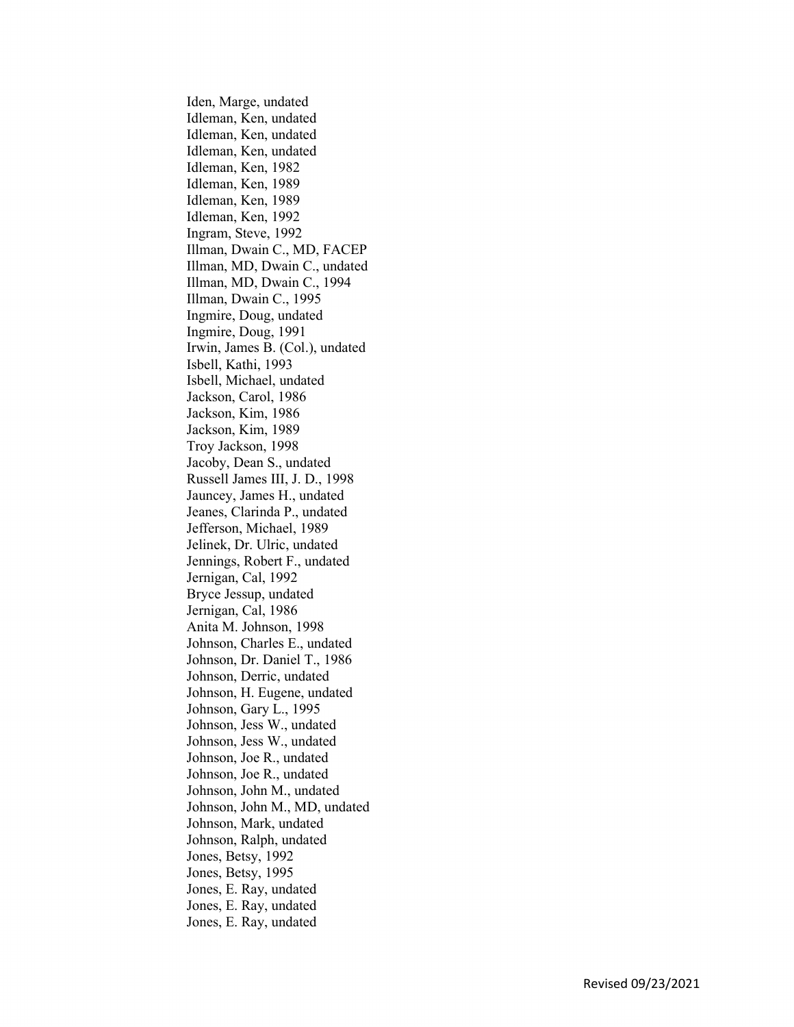Iden, Marge, undated
Idleman, Ken, undated
Idleman, Ken, undated
Idleman, Ken, undated
Idleman, Ken, 1982
Idleman, Ken, 1989
Idleman, Ken, 1989
Idleman, Ken, 1992
Ingram, Steve, 1992
Illman, Dwain C., MD, FACEP
Illman, MD, Dwain C., undated
Illman, MD, Dwain C., 1994
Illman, Dwain C., 1995
Ingmire, Doug, undated
Ingmire, Doug, 1991
Irwin, James B. (Col.), undated
Isbell, Kathi, 1993
Isbell, Michael, undated
Jackson, Carol, 1986
Jackson, Kim, 1986
Jackson, Kim, 1989
Troy Jackson, 1998
Jacoby, Dean S., undated
Russell James III, J. D., 1998
Jauncey, James H., undated
Jeanes, Clarinda P., undated
Jefferson, Michael, 1989
Jelinek, Dr. Ulric, undated
Jennings, Robert F., undated
Jernigan, Cal, 1992
Bryce Jessup, undated
Jernigan, Cal, 1986
Anita M. Johnson, 1998
Johnson, Charles E., undated
Johnson, Dr. Daniel T., 1986
Johnson, Derric, undated
Johnson, H. Eugene, undated
Johnson, Gary L., 1995
Johnson, Jess W., undated
Johnson, Jess W., undated
Johnson, Joe R., undated
Johnson, Joe R., undated
Johnson, John M., undated
Johnson, John M., MD, undated
Johnson, Mark, undated
Johnson, Ralph, undated
Jones, Betsy, 1992
Jones, Betsy, 1995
Jones, E. Ray, undated
Jones, E. Ray, undated
Jones, E. Ray, undated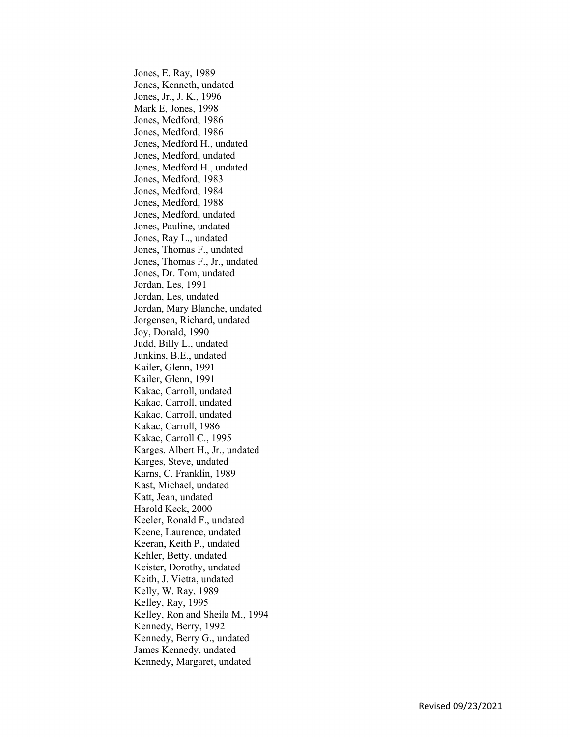Jones, E. Ray, 1989
Jones, Kenneth, undated
Jones, Jr., J. K., 1996
Mark E, Jones, 1998
Jones, Medford, 1986
Jones, Medford, 1986
Jones, Medford H., undated
Jones, Medford, undated
Jones, Medford H., undated
Jones, Medford, 1983
Jones, Medford, 1984
Jones, Medford, 1988
Jones, Medford, undated
Jones, Pauline, undated
Jones, Ray L., undated
Jones, Thomas F., undated
Jones, Thomas F., Jr., undated
Jones, Dr. Tom, undated
Jordan, Les, 1991
Jordan, Les, undated
Jordan, Mary Blanche, undated
Jorgensen, Richard, undated
Joy, Donald, 1990
Judd, Billy L., undated
Junkins, B.E., undated
Kailer, Glenn, 1991
Kailer, Glenn, 1991
Kakac, Carroll, undated
Kakac, Carroll, undated
Kakac, Carroll, undated
Kakac, Carroll, 1986
Kakac, Carroll C., 1995
Karges, Albert H., Jr., undated
Karges, Steve, undated
Karns, C. Franklin, 1989
Kast, Michael, undated
Katt, Jean, undated
Harold Keck, 2000
Keeler, Ronald F., undated
Keene, Laurence, undated
Keeran, Keith P., undated
Kehler, Betty, undated
Keister, Dorothy, undated
Keith, J. Vietta, undated
Kelly, W. Ray, 1989
Kelley, Ray, 1995
Kelley, Ron and Sheila M., 1994
Kennedy, Berry, 1992
Kennedy, Berry G., undated
James Kennedy, undated
Kennedy, Margaret, undated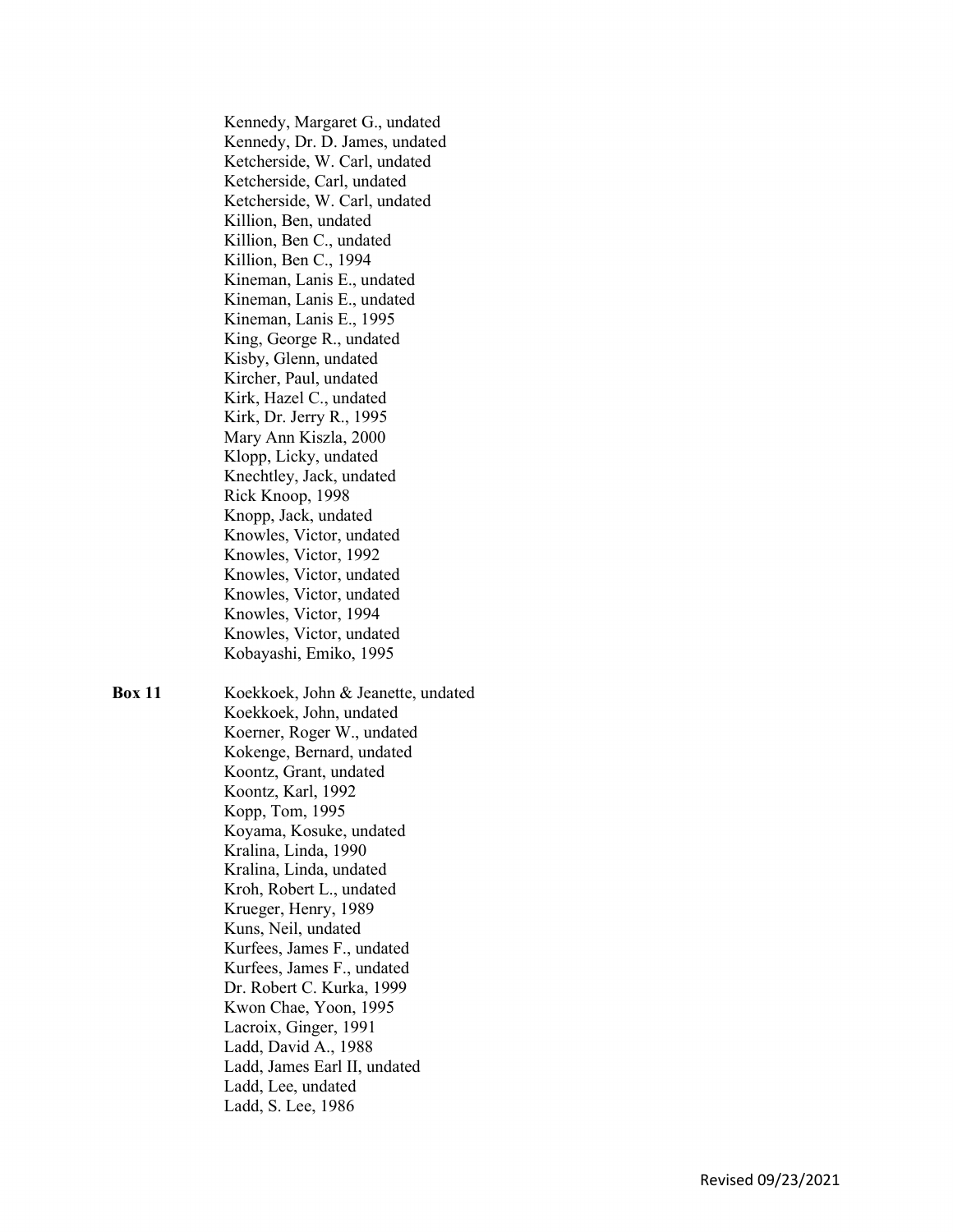Kennedy, Margaret G., undated
Kennedy, Dr. D. James, undated
Ketcherside, W. Carl, undated
Ketcherside, Carl, undated
Ketcherside, W. Carl, undated
Killion, Ben, undated
Killion, Ben C., undated
Killion, Ben C., 1994
Kineman, Lanis E., undated
Kineman, Lanis E., undated
Kineman, Lanis E., 1995
King, George R., undated
Kisby, Glenn, undated
Kircher, Paul, undated
Kirk, Hazel C., undated
Kirk, Dr. Jerry R., 1995
Mary Ann Kiszla, 2000
Klopp, Licky, undated
Knechtley, Jack, undated
Rick Knoop, 1998
Knopp, Jack, undated
Knowles, Victor, undated
Knowles, Victor, 1992
Knowles, Victor, undated
Knowles, Victor, undated
Knowles, Victor, 1994
Knowles, Victor, undated
Kobayashi, Emiko, 1995

**Box 11**

Koekkoek, John & Jeanette, undated
Koekkoek, John, undated
Koerner, Roger W., undated
Kokenge, Bernard, undated
Koontz, Grant, undated
Koontz, Karl, 1992
Kopp, Tom, 1995
Koyama, Kosuke, undated
Kralina, Linda, 1990
Kralina, Linda, undated
Kroh, Robert L., undated
Krueger, Henry, 1989
Kuns, Neil, undated
Kurfees, James F., undated
Kurfees, James F., undated
Dr. Robert C. Kurka, 1999
Kwon Chae, Yoon, 1995
Lacroix, Ginger, 1991
Ladd, David A., 1988
Ladd, James Earl II, undated
Ladd, Lee, undated
Ladd, S. Lee, 1986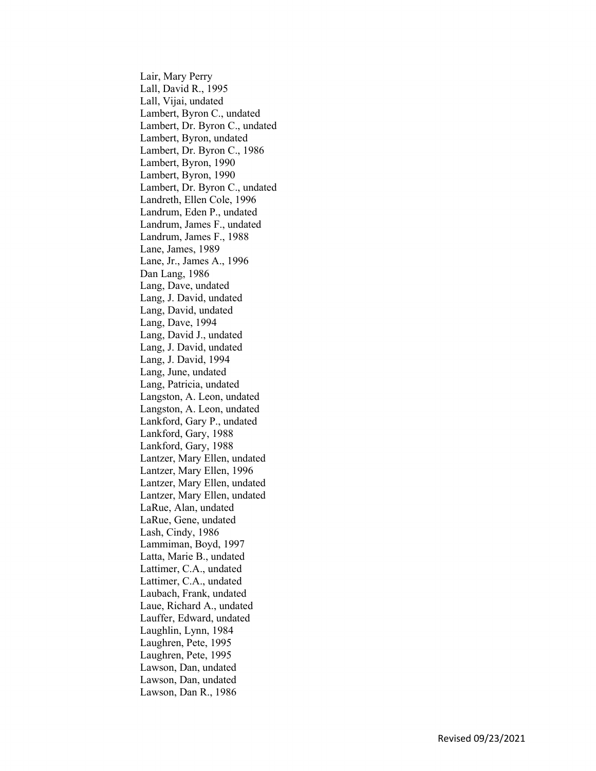Lair, Mary Perry
Lall, David R., 1995
Lall, Vijai, undated
Lambert, Byron C., undated
Lambert, Dr. Byron C., undated
Lambert, Byron, undated
Lambert, Dr. Byron C., 1986
Lambert, Byron, 1990
Lambert, Byron, 1990
Lambert, Dr. Byron C., undated
Landreth, Ellen Cole, 1996
Landrum, Eden P., undated
Landrum, James F., undated
Landrum, James F., 1988
Lane, James, 1989
Lane, Jr., James A., 1996
Dan Lang, 1986
Lang, Dave, undated
Lang, J. David, undated
Lang, David, undated
Lang, Dave, 1994
Lang, David J., undated
Lang, J. David, undated
Lang, J. David, 1994
Lang, June, undated
Lang, Patricia, undated
Langston, A. Leon, undated
Langston, A. Leon, undated
Lankford, Gary P., undated
Lankford, Gary, 1988
Lankford, Gary, 1988
Lantzer, Mary Ellen, undated
Lantzer, Mary Ellen, 1996
Lantzer, Mary Ellen, undated
Lantzer, Mary Ellen, undated
LaRue, Alan, undated
LaRue, Gene, undated
Lash, Cindy, 1986
Lammiman, Boyd, 1997
Latta, Marie B., undated
Lattimer, C.A., undated
Lattimer, C.A., undated
Laubach, Frank, undated
Laue, Richard A., undated
Lauffer, Edward, undated
Laughlin, Lynn, 1984
Laughren, Pete, 1995
Laughren, Pete, 1995
Lawson, Dan, undated
Lawson, Dan, undated
Lawson, Dan R., 1986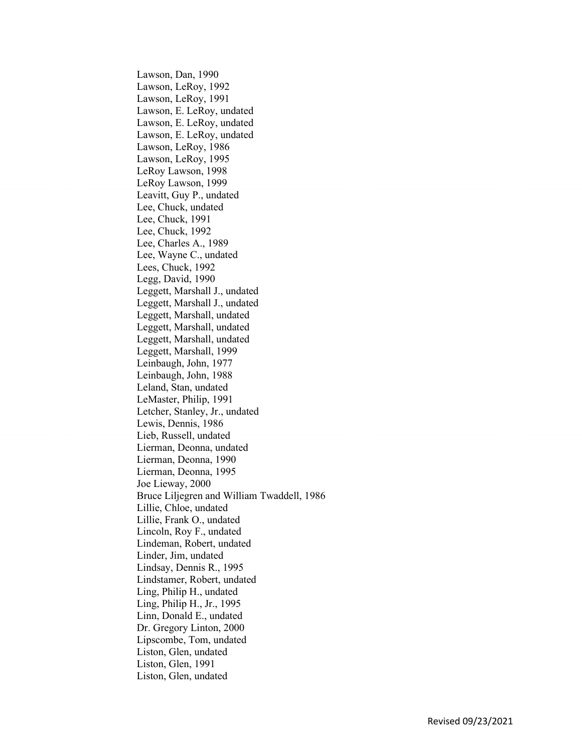Lawson, Dan, 1990
Lawson, LeRoy, 1992
Lawson, LeRoy, 1991
Lawson, E. LeRoy, undated
Lawson, E. LeRoy, undated
Lawson, E. LeRoy, undated
Lawson, LeRoy, 1986
Lawson, LeRoy, 1995
LeRoy Lawson, 1998
LeRoy Lawson, 1999
Leavitt, Guy P., undated
Lee, Chuck, undated
Lee, Chuck, 1991
Lee, Chuck, 1992
Lee, Charles A., 1989
Lee, Wayne C., undated
Lees, Chuck, 1992
Legg, David, 1990
Leggett, Marshall J., undated
Leggett, Marshall J., undated
Leggett, Marshall, undated
Leggett, Marshall, undated
Leggett, Marshall, undated
Leggett, Marshall, 1999
Leinbaugh, John, 1977
Leinbaugh, John, 1988
Leland, Stan, undated
LeMaster, Philip, 1991
Letcher, Stanley, Jr., undated
Lewis, Dennis, 1986
Lieb, Russell, undated
Lierman, Deonna, undated
Lierman, Deonna, 1990
Lierman, Deonna, 1995
Joe Lieway, 2000
Bruce Liljegren and William Twaddell, 1986
Lillie, Chloe, undated
Lillie, Frank O., undated
Lincoln, Roy F., undated
Lindeman, Robert, undated
Linder, Jim, undated
Lindsay, Dennis R., 1995
Lindstamer, Robert, undated
Ling, Philip H., undated
Ling, Philip H., Jr., 1995
Linn, Donald E., undated
Dr. Gregory Linton, 2000
Lipscombe, Tom, undated
Liston, Glen, undated
Liston, Glen, 1991
Liston, Glen, undated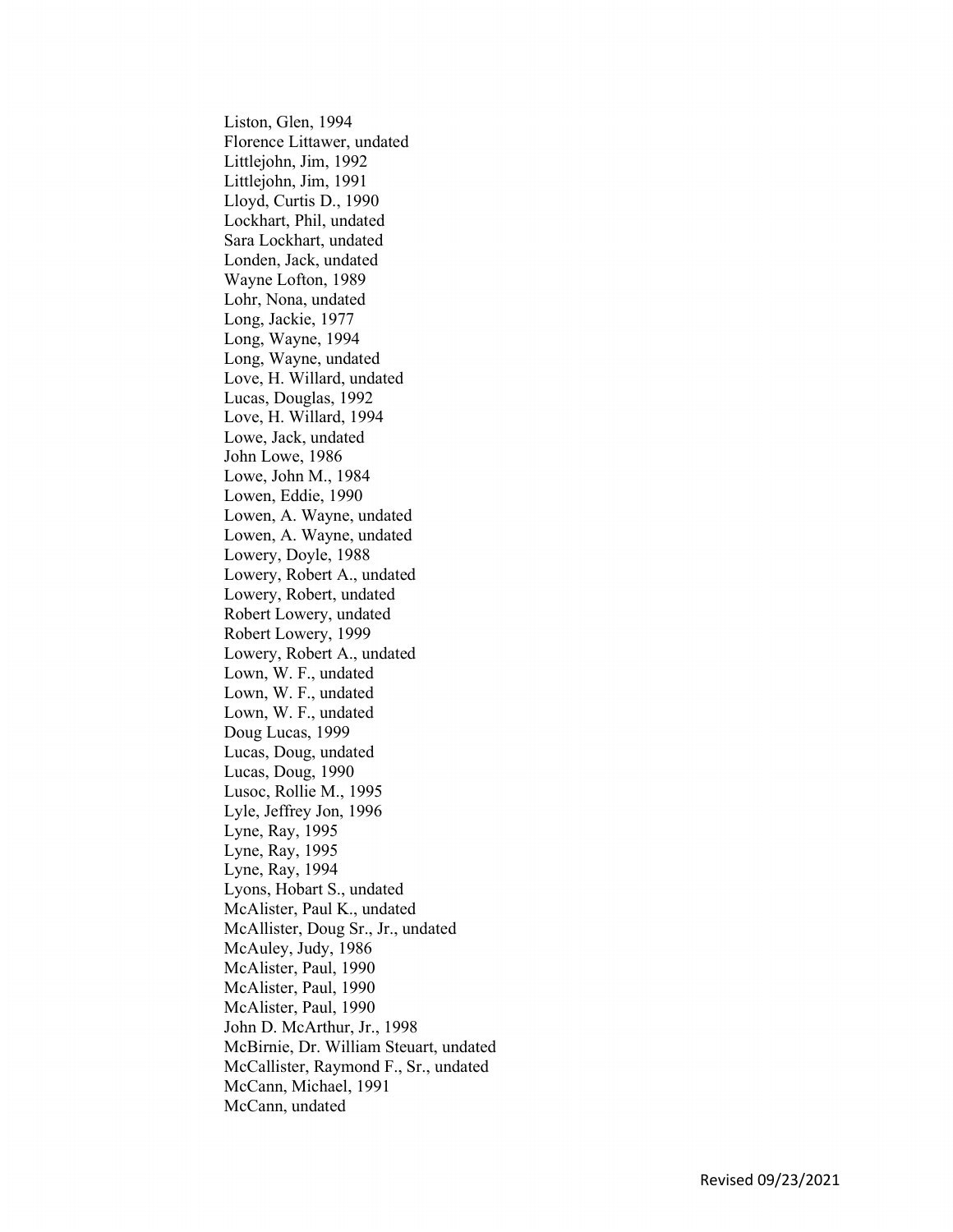Liston, Glen, 1994
Florence Littawer, undated
Littlejohn, Jim, 1992
Littlejohn, Jim, 1991
Lloyd, Curtis D., 1990
Lockhart, Phil, undated
Sara Lockhart, undated
Londen, Jack, undated
Wayne Lofton, 1989
Lohr, Nona, undated
Long, Jackie, 1977
Long, Wayne, 1994
Long, Wayne, undated
Love, H. Willard, undated
Lucas, Douglas, 1992
Love, H. Willard, 1994
Lowe, Jack, undated
John Lowe, 1986
Lowe, John M., 1984
Lowen, Eddie, 1990
Lowen, A. Wayne, undated
Lowen, A. Wayne, undated
Lowery, Doyle, 1988
Lowery, Robert A., undated
Lowery, Robert, undated
Robert Lowery, undated
Robert Lowery, 1999
Lowery, Robert A., undated
Lown, W. F., undated
Lown, W. F., undated
Lown, W. F., undated
Doug Lucas, 1999
Lucas, Doug, undated
Lucas, Doug, 1990
Lusoc, Rollie M., 1995
Lyle, Jeffrey Jon, 1996
Lyne, Ray, 1995
Lyne, Ray, 1995
Lyne, Ray, 1994
Lyons, Hobart S., undated
McAlister, Paul K., undated
McAllister, Doug Sr., Jr., undated
McAuley, Judy, 1986
McAlister, Paul, 1990
McAlister, Paul, 1990
McAlister, Paul, 1990
John D. McArthur, Jr., 1998
McBirnie, Dr. William Steuart, undated
McCallister, Raymond F., Sr., undated
McCann, Michael, 1991
McCann, undated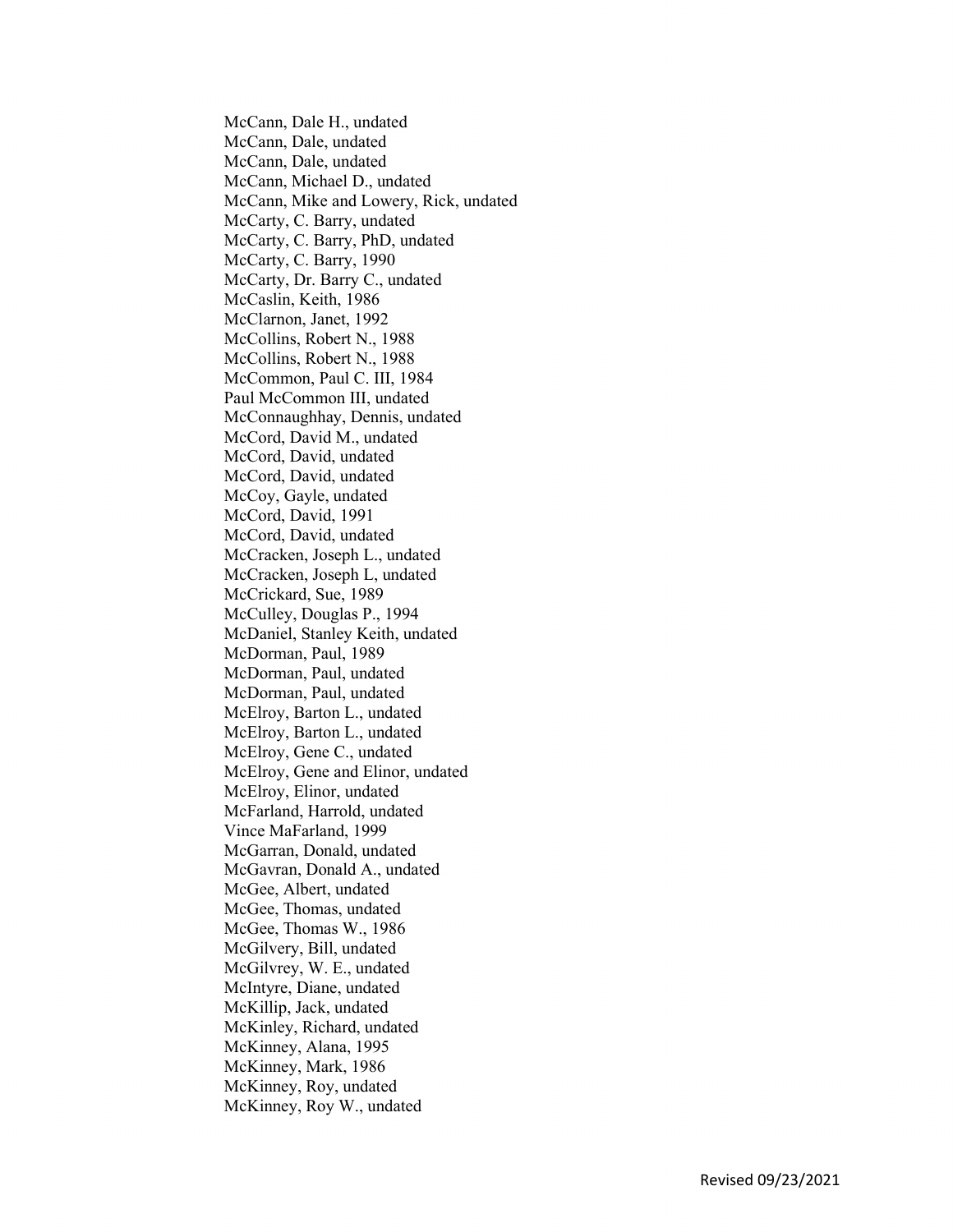McCann, Dale H., undated
McCann, Dale, undated
McCann, Dale, undated
McCann, Michael D., undated
McCann, Mike and Lowery, Rick, undated
McCarty, C. Barry, undated
McCarty, C. Barry, PhD, undated
McCarty, C. Barry, 1990
McCarty, Dr. Barry C., undated
McCaslin, Keith, 1986
McClarnon, Janet, 1992
McCollins, Robert N., 1988
McCollins, Robert N., 1988
McCommon, Paul C. III, 1984
Paul McCommon III, undated
McConnaughhay, Dennis, undated
McCord, David M., undated
McCord, David, undated
McCord, David, undated
McCoy, Gayle, undated
McCord, David, 1991
McCord, David, undated
McCracken, Joseph L., undated
McCracken, Joseph L, undated
McCrickard, Sue, 1989
McCulley, Douglas P., 1994
McDaniel, Stanley Keith, undated
McDorman, Paul, 1989
McDorman, Paul, undated
McDorman, Paul, undated
McElroy, Barton L., undated
McElroy, Barton L., undated
McElroy, Gene C., undated
McElroy, Gene and Elinor, undated
McElroy, Elinor, undated
McFarland, Harrold, undated
Vince MaFarland, 1999
McGarran, Donald, undated
McGavran, Donald A., undated
McGee, Albert, undated
McGee, Thomas, undated
McGee, Thomas W., 1986
McGilvery, Bill, undated
McGilvrey, W. E., undated
McIntyre, Diane, undated
McKillip, Jack, undated
McKinley, Richard, undated
McKinney, Alana, 1995
McKinney, Mark, 1986
McKinney, Roy, undated
McKinney, Roy W., undated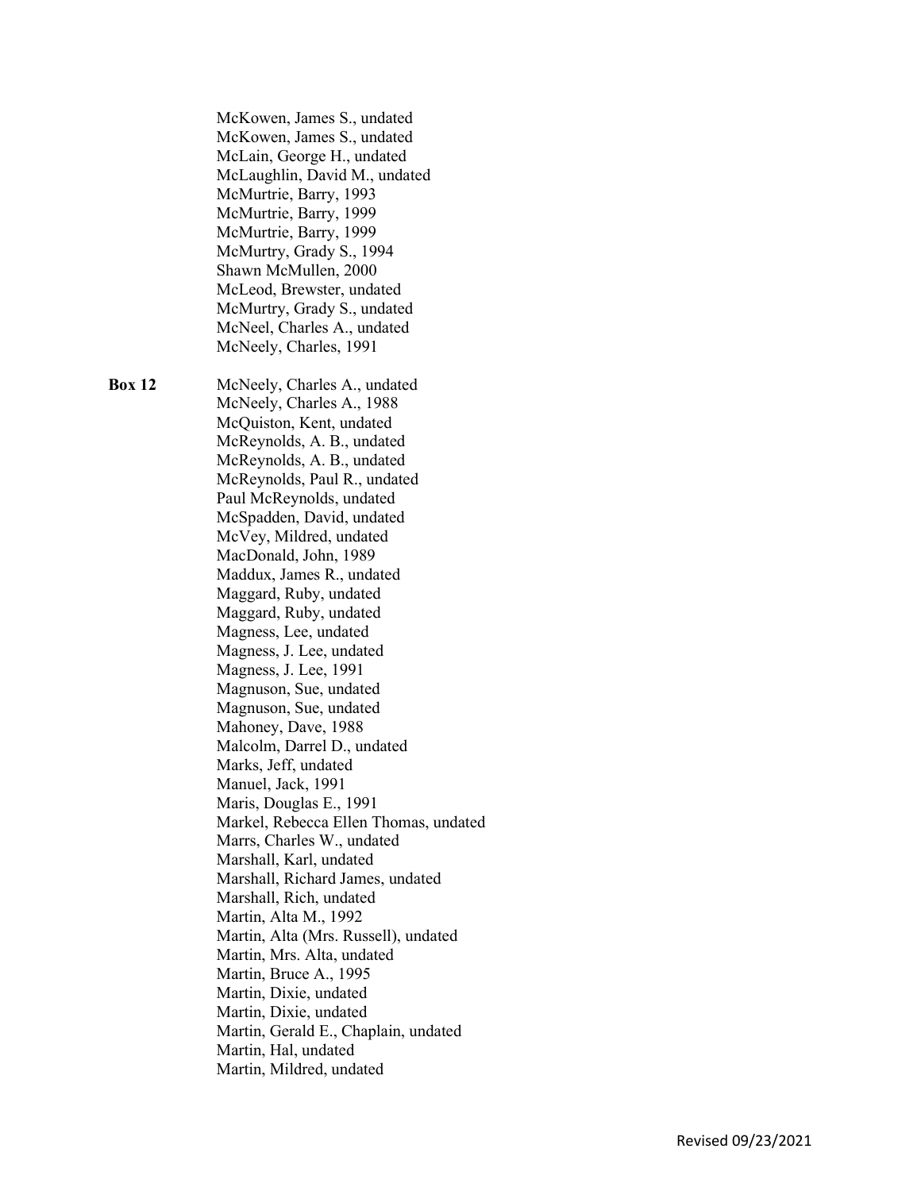McKowen, James S., undated
McKowen, James S., undated
McLain, George H., undated
McLaughlin, David M., undated
McMurtrie, Barry, 1993
McMurtrie, Barry, 1999
McMurtrie, Barry, 1999
McMurtry, Grady S., 1994
Shawn McMullen, 2000
McLeod, Brewster, undated
McMurtry, Grady S., undated
McNeel, Charles A., undated
McNeely, Charles, 1991

**Box 12**

McNeely, Charles A., undated
McNeely, Charles A., 1988
McQuiston, Kent, undated
McReynolds, A. B., undated
McReynolds, A. B., undated
McReynolds, Paul R., undated
Paul McReynolds, undated
McSpadden, David, undated
McVey, Mildred, undated
MacDonald, John, 1989
Maddux, James R., undated
Maggard, Ruby, undated
Maggard, Ruby, undated
Magness, Lee, undated
Magness, J. Lee, undated
Magness, J. Lee, 1991
Magnuson, Sue, undated
Magnuson, Sue, undated
Mahoney, Dave, 1988
Malcolm, Darrel D., undated
Marks, Jeff, undated
Manuel, Jack, 1991
Maris, Douglas E., 1991
Markel, Rebecca Ellen Thomas, undated
Marrs, Charles W., undated
Marshall, Karl, undated
Marshall, Richard James, undated
Marshall, Rich, undated
Martin, Alta M., 1992
Martin, Alta (Mrs. Russell), undated
Martin, Mrs. Alta, undated
Martin, Bruce A., 1995
Martin, Dixie, undated
Martin, Dixie, undated
Martin, Gerald E., Chaplain, undated
Martin, Hal, undated
Martin, Mildred, undated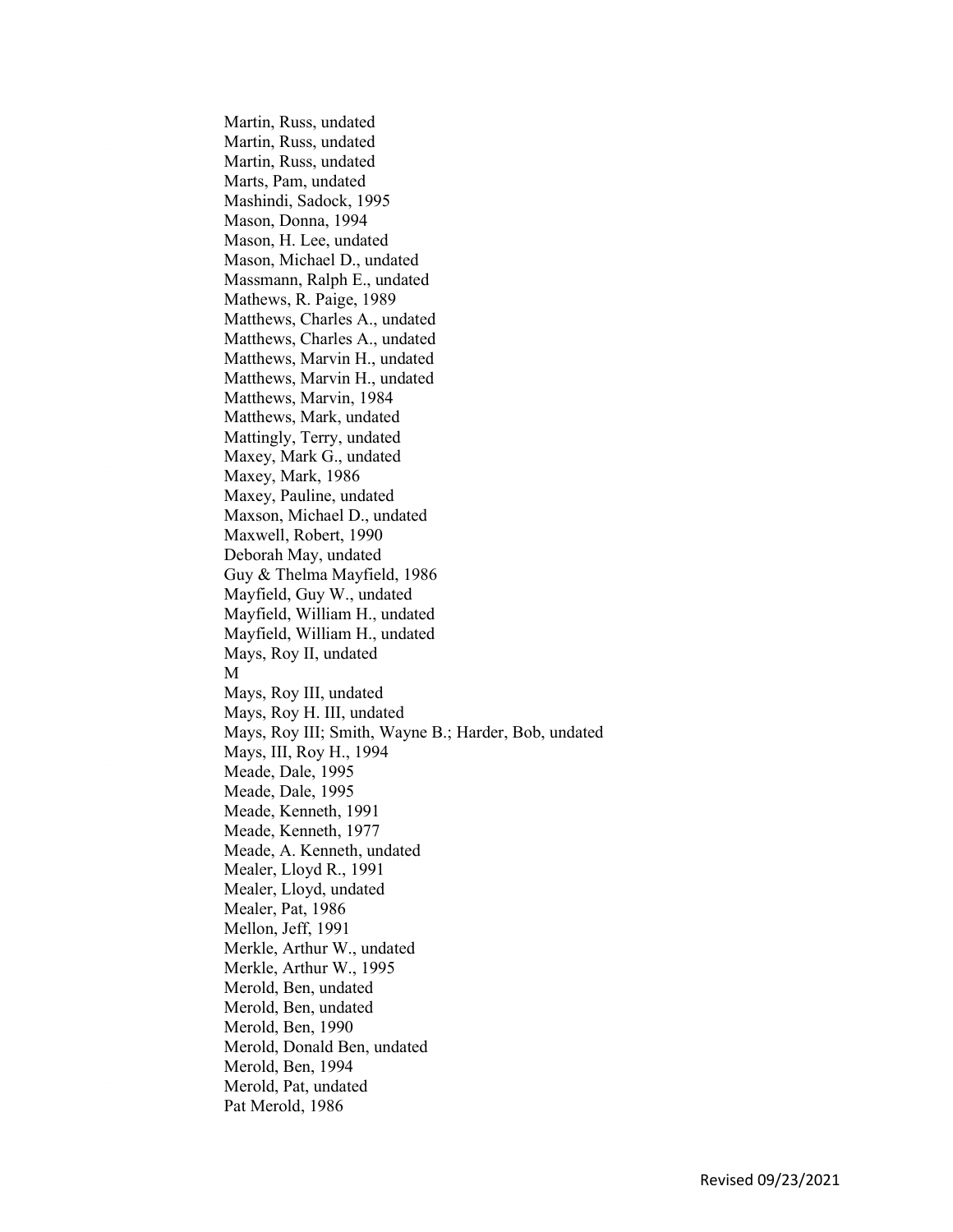Martin, Russ, undated
Martin, Russ, undated
Martin, Russ, undated
Marts, Pam, undated
Mashindi, Sadock, 1995
Mason, Donna, 1994
Mason, H. Lee, undated
Mason, Michael D., undated
Massmann, Ralph E., undated
Mathews, R. Paige, 1989
Matthews, Charles A., undated
Matthews, Charles A., undated
Matthews, Marvin H., undated
Matthews, Marvin H., undated
Matthews, Marvin, 1984
Matthews, Mark, undated
Mattingly, Terry, undated
Maxey, Mark G., undated
Maxey, Mark, 1986
Maxey, Pauline, undated
Maxson, Michael D., undated
Maxwell, Robert, 1990
Deborah May, undated
Guy & Thelma Mayfield, 1986
Mayfield, Guy W., undated
Mayfield, William H., undated
Mayfield, William H., undated
Mays, Roy II, undated
M
Mays, Roy III, undated
Mays, Roy H. III, undated
Mays, Roy III; Smith, Wayne B.; Harder, Bob, undated
Mays, III, Roy H., 1994
Meade, Dale, 1995
Meade, Dale, 1995
Meade, Kenneth, 1991
Meade, Kenneth, 1977
Meade, A. Kenneth, undated
Mealer, Lloyd R., 1991
Mealer, Lloyd, undated
Mealer, Pat, 1986
Mellon, Jeff, 1991
Merkle, Arthur W., undated
Merkle, Arthur W., 1995
Merold, Ben, undated
Merold, Ben, undated
Merold, Ben, 1990
Merold, Donald Ben, undated
Merold, Ben, 1994
Merold, Pat, undated
Pat Merold, 1986

Revised 09/23/2021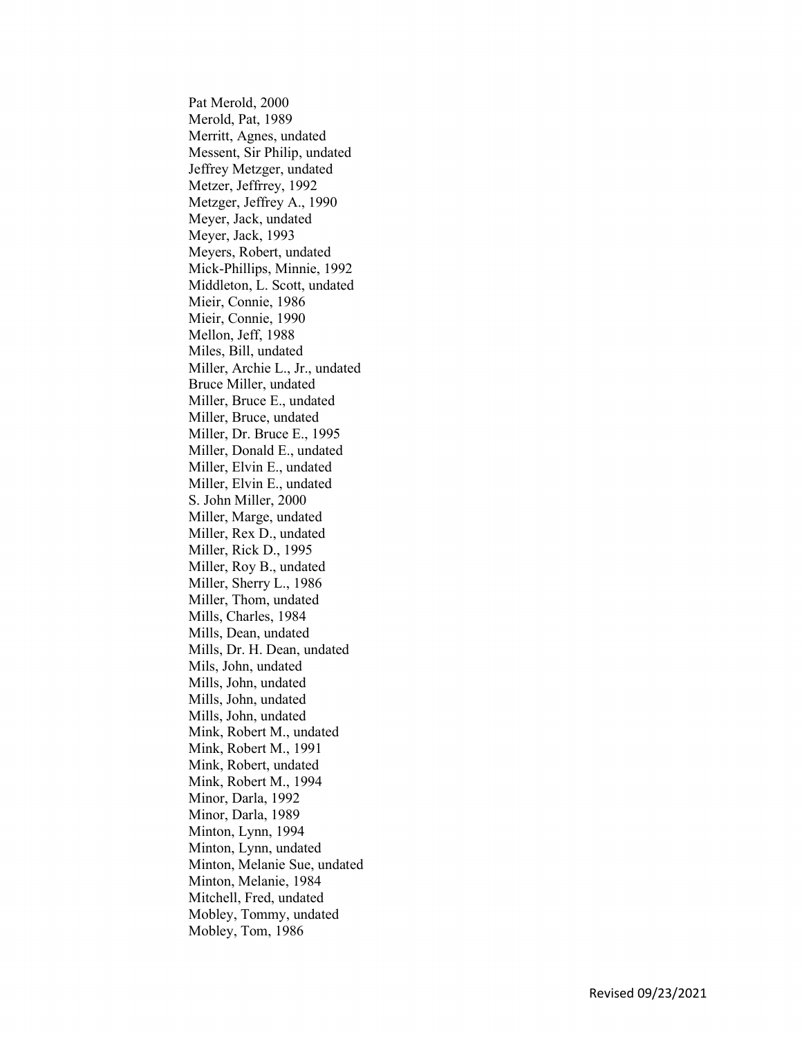Pat Merold, 2000
Merold, Pat, 1989
Merritt, Agnes, undated
Messent, Sir Philip, undated
Jeffrey Metzger, undated
Metzer, Jeffrrey, 1992
Metzger, Jeffrey A., 1990
Meyer, Jack, undated
Meyer, Jack, 1993
Meyers, Robert, undated
Mick-Phillips, Minnie, 1992
Middleton, L. Scott, undated
Mieir, Connie, 1986
Mieir, Connie, 1990
Mellon, Jeff, 1988
Miles, Bill, undated
Miller, Archie L., Jr., undated
Bruce Miller, undated
Miller, Bruce E., undated
Miller, Bruce, undated
Miller, Dr. Bruce E., 1995
Miller, Donald E., undated
Miller, Elvin E., undated
Miller, Elvin E., undated
S. John Miller, 2000
Miller, Marge, undated
Miller, Rex D., undated
Miller, Rick D., 1995
Miller, Roy B., undated
Miller, Sherry L., 1986
Miller, Thom, undated
Mills, Charles, 1984
Mills, Dean, undated
Mills, Dr. H. Dean, undated
Mils, John, undated
Mills, John, undated
Mills, John, undated
Mills, John, undated
Mink, Robert M., undated
Mink, Robert M., 1991
Mink, Robert, undated
Mink, Robert M., 1994
Minor, Darla, 1992
Minor, Darla, 1989
Minton, Lynn, 1994
Minton, Lynn, undated
Minton, Melanie Sue, undated
Minton, Melanie, 1984
Mitchell, Fred, undated
Mobley, Tommy, undated
Mobley, Tom, 1986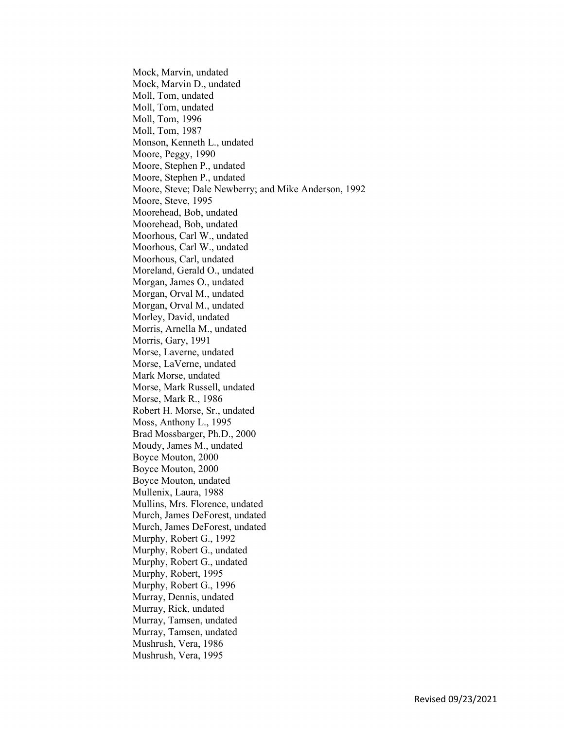Mock, Marvin, undated
Mock, Marvin D., undated
Moll, Tom, undated
Moll, Tom, undated
Moll, Tom, 1996
Moll, Tom, 1987
Monson, Kenneth L., undated
Moore, Peggy, 1990
Moore, Stephen P., undated
Moore, Stephen P., undated
Moore, Steve; Dale Newberry; and Mike Anderson, 1992
Moore, Steve, 1995
Moorehead, Bob, undated
Moorehead, Bob, undated
Moorhous, Carl W., undated
Moorhous, Carl W., undated
Moorhous, Carl, undated
Moreland, Gerald O., undated
Morgan, James O., undated
Morgan, Orval M., undated
Morgan, Orval M., undated
Morley, David, undated
Morris, Arnella M., undated
Morris, Gary, 1991
Morse, Laverne, undated
Morse, LaVerne, undated
Mark Morse, undated
Morse, Mark Russell, undated
Morse, Mark R., 1986
Robert H. Morse, Sr., undated
Moss, Anthony L., 1995
Brad Mossbarger, Ph.D., 2000
Moudy, James M., undated
Boyce Mouton, 2000
Boyce Mouton, 2000
Boyce Mouton, undated
Mullenix, Laura, 1988
Mullins, Mrs. Florence, undated
Murch, James DeForest, undated
Murch, James DeForest, undated
Murphy, Robert G., 1992
Murphy, Robert G., undated
Murphy, Robert G., undated
Murphy, Robert, 1995
Murphy, Robert G., 1996
Murray, Dennis, undated
Murray, Rick, undated
Murray, Tamsen, undated
Murray, Tamsen, undated
Mushrush, Vera, 1986
Mushrush, Vera, 1995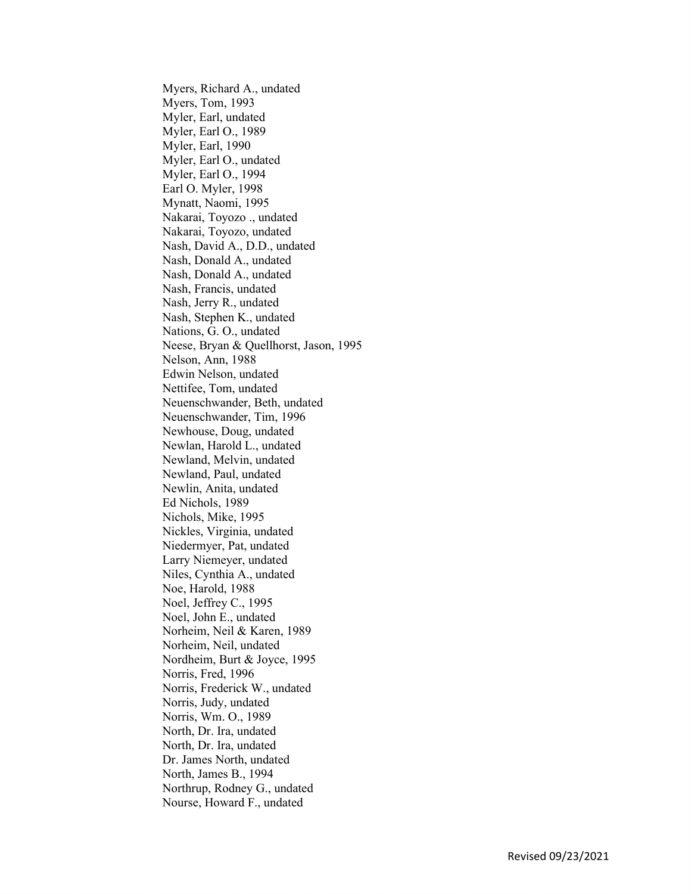Myers, Richard A., undated
Myers, Tom, 1993
Myler, Earl, undated
Myler, Earl O., 1989
Myler, Earl, 1990
Myler, Earl O., undated
Myler, Earl O., 1994
Earl O. Myler, 1998
Mynatt, Naomi, 1995
Nakarai, Toyozo ., undated
Nakarai, Toyozo, undated
Nash, David A., D.D., undated
Nash, Donald A., undated
Nash, Donald A., undated
Nash, Francis, undated
Nash, Jerry R., undated
Nash, Stephen K., undated
Nations, G. O., undated
Neese, Bryan & Quellhorst, Jason, 1995
Nelson, Ann, 1988
Edwin Nelson, undated
Nettifee, Tom, undated
Neuenschwander, Beth, undated
Neuenschwander, Tim, 1996
Newhouse, Doug, undated
Newlan, Harold L., undated
Newland, Melvin, undated
Newland, Paul, undated
Newlin, Anita, undated
Ed Nichols, 1989
Nichols, Mike, 1995
Nickles, Virginia, undated
Niedermyer, Pat, undated
Larry Niemeyer, undated
Niles, Cynthia A., undated
Noe, Harold, 1988
Noel, Jeffrey C., 1995
Noel, John E., undated
Norheim, Neil & Karen, 1989
Norheim, Neil, undated
Nordheim, Burt & Joyce, 1995
Norris, Fred, 1996
Norris, Frederick W., undated
Norris, Judy, undated
Norris, Wm. O., 1989
North, Dr. Ira, undated
North, Dr. Ira, undated
Dr. James North, undated
North, James B., 1994
Northrup, Rodney G., undated
Nourse, Howard F., undated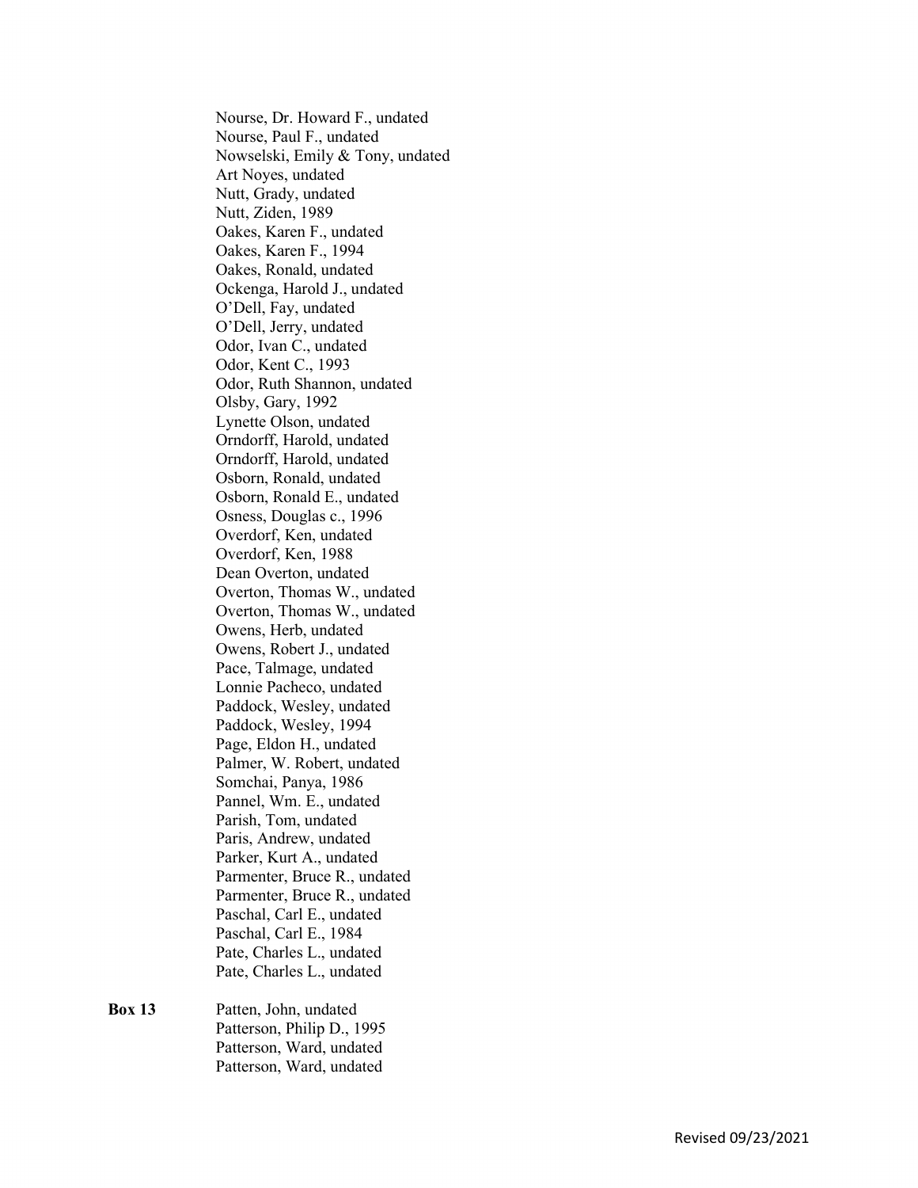Nourse, Dr. Howard F., undated
Nourse, Paul F., undated
Nowselski, Emily & Tony, undated
Art Noyes, undated
Nutt, Grady, undated
Nutt, Ziden, 1989
Oakes, Karen F., undated
Oakes, Karen F., 1994
Oakes, Ronald, undated
Ockenga, Harold J., undated
O'Dell, Fay, undated
O'Dell, Jerry, undated
Odor, Ivan C., undated
Odor, Kent C., 1993
Odor, Ruth Shannon, undated
Olsby, Gary, 1992
Lynette Olson, undated
Orndorff, Harold, undated
Orndorff, Harold, undated
Osborn, Ronald, undated
Osborn, Ronald E., undated
Osness, Douglas c., 1996
Overdorf, Ken, undated
Overdorf, Ken, 1988
Dean Overton, undated
Overton, Thomas W., undated
Overton, Thomas W., undated
Owens, Herb, undated
Owens, Robert J., undated
Pace, Talmage, undated
Lonnie Pacheco, undated
Paddock, Wesley, undated
Paddock, Wesley, 1994
Page, Eldon H., undated
Palmer, W. Robert, undated
Somchai, Panya, 1986
Pannel, Wm. E., undated
Parish, Tom, undated
Paris, Andrew, undated
Parker, Kurt A., undated
Parmenter, Bruce R., undated
Parmenter, Bruce R., undated
Paschal, Carl E., undated
Paschal, Carl E., 1984
Pate, Charles L., undated
Pate, Charles L., undated

**Box 13**

Patten, John, undated
Patterson, Philip D., 1995
Patterson, Ward, undated
Patterson, Ward, undated

Revised 09/23/2021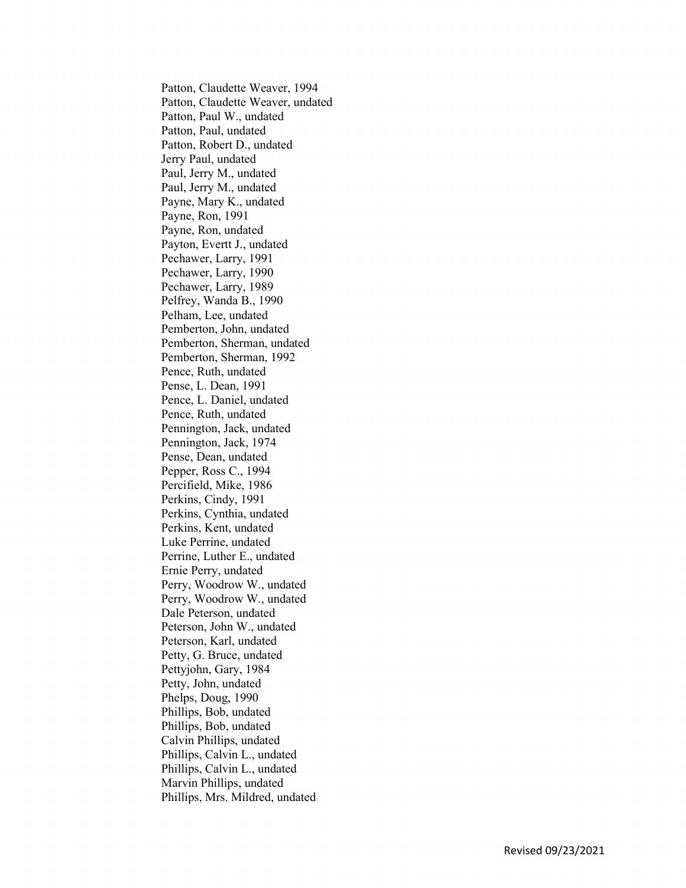Patton, Claudette Weaver, 1994
Patton, Claudette Weaver, undated
Patton, Paul W., undated
Patton, Paul, undated
Patton, Robert D., undated
Jerry Paul, undated
Paul, Jerry M., undated
Paul, Jerry M., undated
Payne, Mary K., undated
Payne, Ron, 1991
Payne, Ron, undated
Payton, Evertt J., undated
Pechawer, Larry, 1991
Pechawer, Larry, 1990
Pechawer, Larry, 1989
Pelfrey, Wanda B., 1990
Pelham, Lee, undated
Pemberton, John, undated
Pemberton, Sherman, undated
Pemberton, Sherman, 1992
Pence, Ruth, undated
Pense, L. Dean, 1991
Pence, L. Daniel, undated
Pence, Ruth, undated
Pennington, Jack, undated
Pennington, Jack, 1974
Pense, Dean, undated
Pepper, Ross C., 1994
Percifield, Mike, 1986
Perkins, Cindy, 1991
Perkins, Cynthia, undated
Perkins, Kent, undated
Luke Perrine, undated
Perrine, Luther E., undated
Ernie Perry, undated
Perry, Woodrow W., undated
Perry, Woodrow W., undated
Dale Peterson, undated
Peterson, John W., undated
Peterson, Karl, undated
Petty, G. Bruce, undated
Pettyjohn, Gary, 1984
Petty, John, undated
Phelps, Doug, 1990
Phillips, Bob, undated
Phillips, Bob, undated
Calvin Phillips, undated
Phillips, Calvin L., undated
Phillips, Calvin L., undated
Marvin Phillips, undated
Phillips, Mrs. Mildred, undated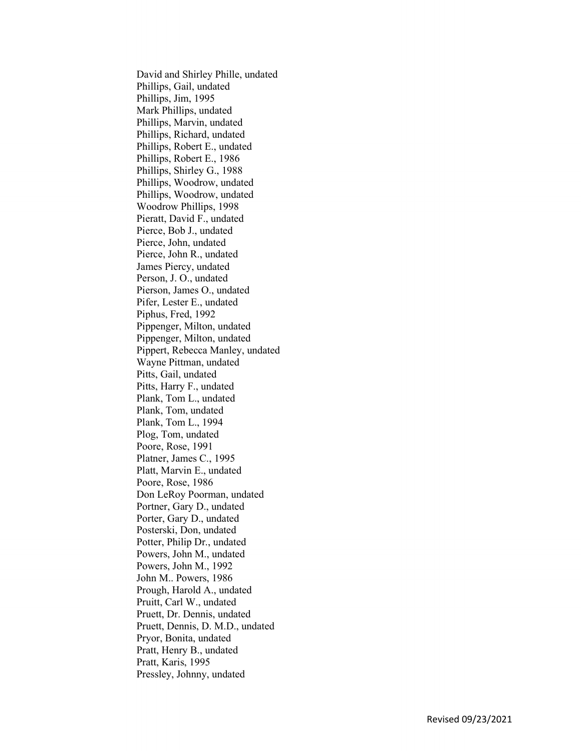David and Shirley Phille, undated
Phillips, Gail, undated
Phillips, Jim, 1995
Mark Phillips, undated
Phillips, Marvin, undated
Phillips, Richard, undated
Phillips, Robert E., undated
Phillips, Robert E., 1986
Phillips, Shirley G., 1988
Phillips, Woodrow, undated
Phillips, Woodrow, undated
Woodrow Phillips, 1998
Pieratt, David F., undated
Pierce, Bob J., undated
Pierce, John, undated
Pierce, John R., undated
James Piercy, undated
Person, J. O., undated
Pierson, James O., undated
Pifer, Lester E., undated
Piphus, Fred, 1992
Pippenger, Milton, undated
Pippenger, Milton, undated
Pippert, Rebecca Manley, undated
Wayne Pittman, undated
Pitts, Gail, undated
Pitts, Harry F., undated
Plank, Tom L., undated
Plank, Tom, undated
Plank, Tom L., 1994
Plog, Tom, undated
Poore, Rose, 1991
Platner, James C., 1995
Platt, Marvin E., undated
Poore, Rose, 1986
Don LeRoy Poorman, undated
Portner, Gary D., undated
Porter, Gary D., undated
Posterski, Don, undated
Potter, Philip Dr., undated
Powers, John M., undated
Powers, John M., 1992
John M.. Powers, 1986
Prough, Harold A., undated
Pruitt, Carl W., undated
Pruett, Dr. Dennis, undated
Pruett, Dennis, D. M.D., undated
Pryor, Bonita, undated
Pratt, Henry B., undated
Pratt, Karis, 1995
Pressley, Johnny, undated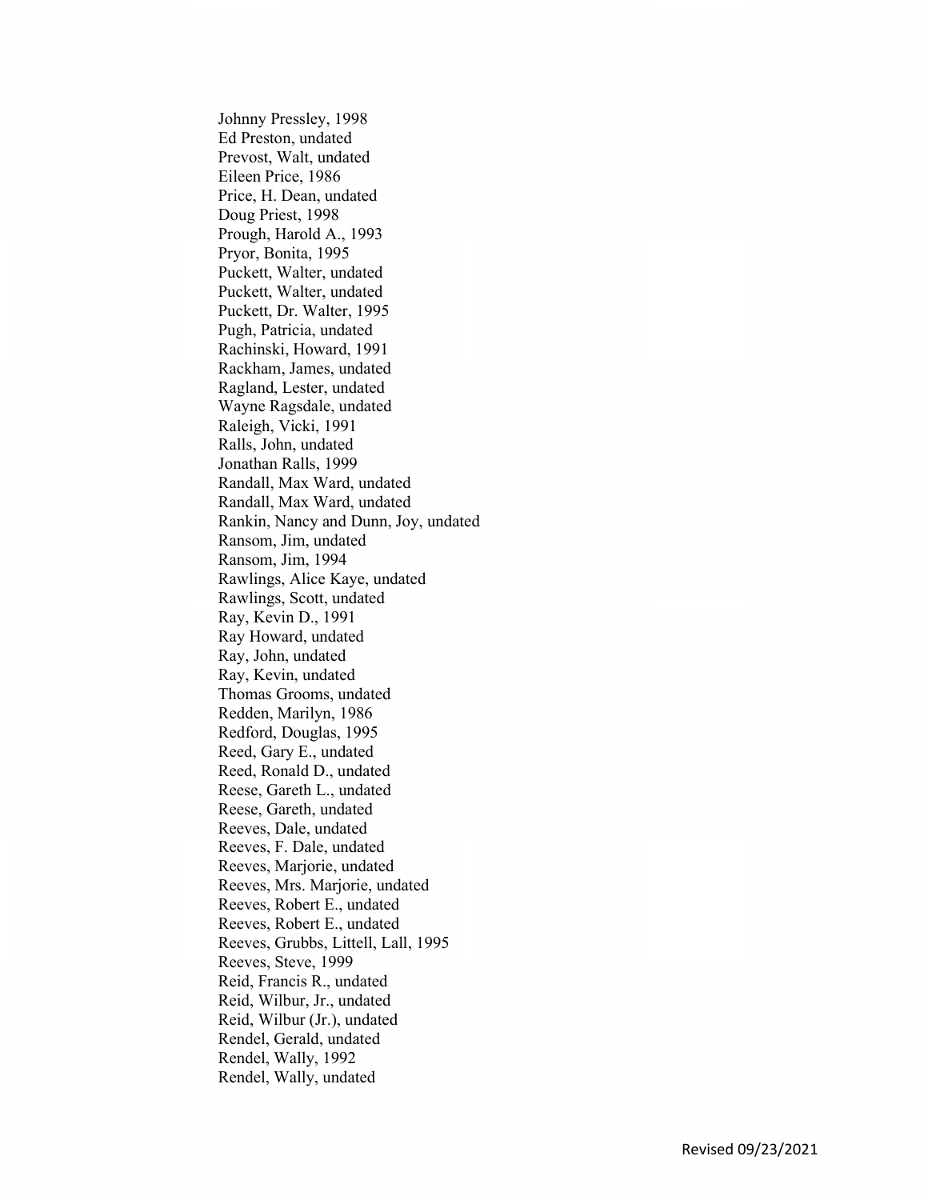Johnny Pressley, 1998
Ed Preston, undated
Prevost, Walt, undated
Eileen Price, 1986
Price, H. Dean, undated
Doug Priest, 1998
Prough, Harold A., 1993
Pryor, Bonita, 1995
Puckett, Walter, undated
Puckett, Walter, undated
Puckett, Dr. Walter, 1995
Pugh, Patricia, undated
Rachinski, Howard, 1991
Rackham, James, undated
Ragland, Lester, undated
Wayne Ragsdale, undated
Raleigh, Vicki, 1991
Ralls, John, undated
Jonathan Ralls, 1999
Randall, Max Ward, undated
Randall, Max Ward, undated
Rankin, Nancy and Dunn, Joy, undated
Ransom, Jim, undated
Ransom, Jim, 1994
Rawlings, Alice Kaye, undated
Rawlings, Scott, undated
Ray, Kevin D., 1991
Ray Howard, undated
Ray, John, undated
Ray, Kevin, undated
Thomas Grooms, undated
Redden, Marilyn, 1986
Redford, Douglas, 1995
Reed, Gary E., undated
Reed, Ronald D., undated
Reese, Gareth L., undated
Reese, Gareth, undated
Reeves, Dale, undated
Reeves, F. Dale, undated
Reeves, Marjorie, undated
Reeves, Mrs. Marjorie, undated
Reeves, Robert E., undated
Reeves, Robert E., undated
Reeves, Grubbs, Littell, Lall, 1995
Reeves, Steve, 1999
Reid, Francis R., undated
Reid, Wilbur, Jr., undated
Reid, Wilbur (Jr.), undated
Rendel, Gerald, undated
Rendel, Wally, 1992
Rendel, Wally, undated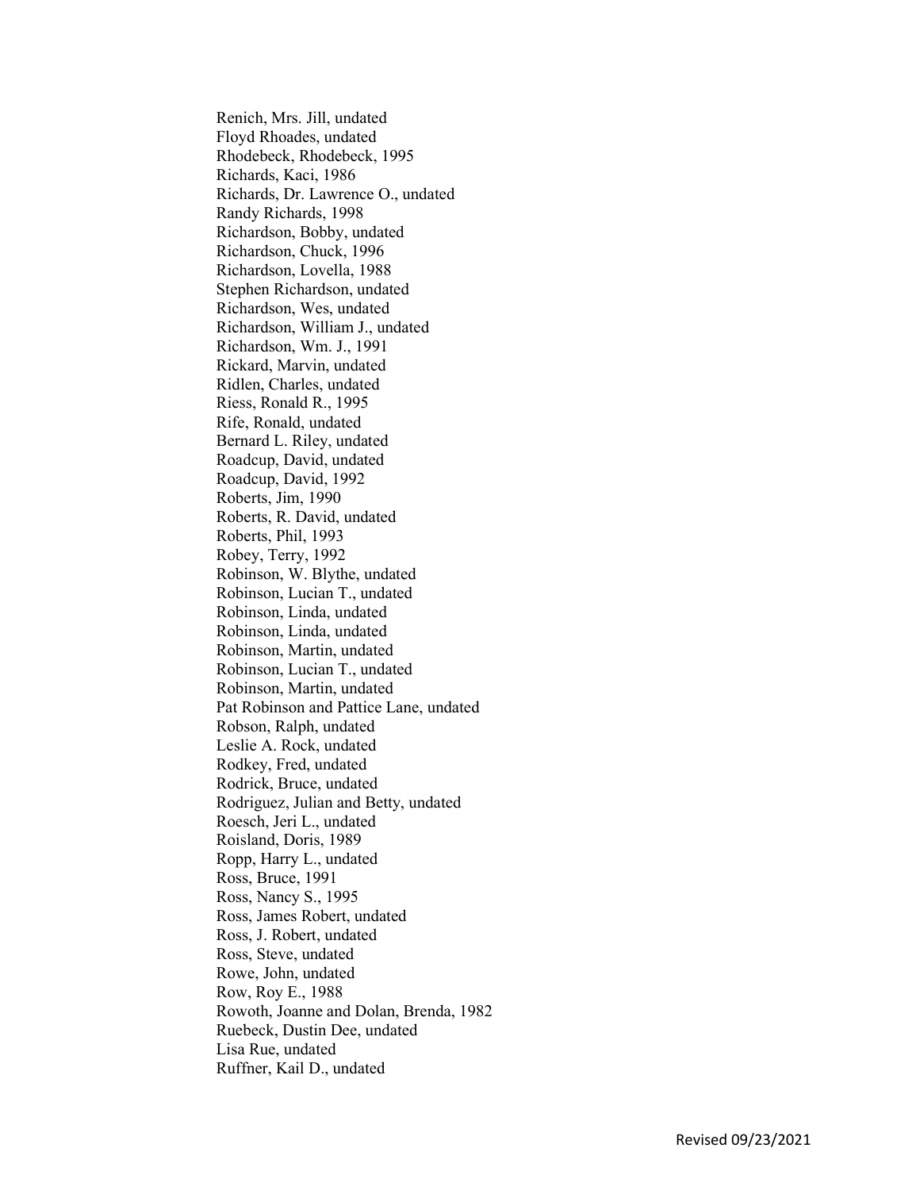Renich, Mrs. Jill, undated
Floyd Rhoades, undated
Rhodebeck, Rhodebeck, 1995
Richards, Kaci, 1986
Richards, Dr. Lawrence O., undated
Randy Richards, 1998
Richardson, Bobby, undated
Richardson, Chuck, 1996
Richardson, Lovella, 1988
Stephen Richardson, undated
Richardson, Wes, undated
Richardson, William J., undated
Richardson, Wm. J., 1991
Rickard, Marvin, undated
Ridlen, Charles, undated
Riess, Ronald R., 1995
Rife, Ronald, undated
Bernard L. Riley, undated
Roadcup, David, undated
Roadcup, David, 1992
Roberts, Jim, 1990
Roberts, R. David, undated
Roberts, Phil, 1993
Robey, Terry, 1992
Robinson, W. Blythe, undated
Robinson, Lucian T., undated
Robinson, Linda, undated
Robinson, Linda, undated
Robinson, Martin, undated
Robinson, Lucian T., undated
Robinson, Martin, undated
Pat Robinson and Pattice Lane, undated
Robson, Ralph, undated
Leslie A. Rock, undated
Rodkey, Fred, undated
Rodrick, Bruce, undated
Rodriguez, Julian and Betty, undated
Roesch, Jeri L., undated
Roisland, Doris, 1989
Ropp, Harry L., undated
Ross, Bruce, 1991
Ross, Nancy S., 1995
Ross, James Robert, undated
Ross, J. Robert, undated
Ross, Steve, undated
Rowe, John, undated
Row, Roy E., 1988
Rowoth, Joanne and Dolan, Brenda, 1982
Ruebeck, Dustin Dee, undated
Lisa Rue, undated
Ruffner, Kail D., undated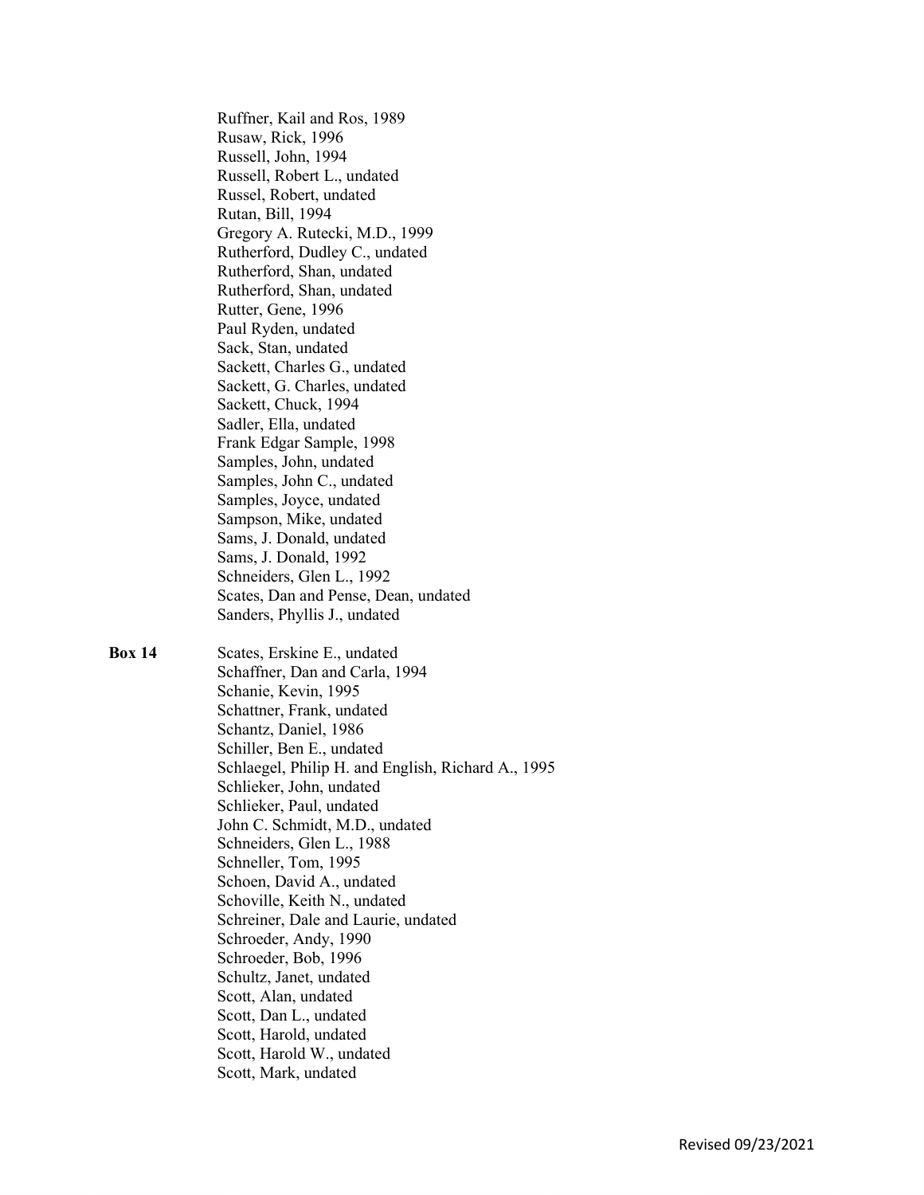Ruffner, Kail and Ros, 1989
Rusaw, Rick, 1996
Russell, John, 1994
Russell, Robert L., undated
Russel, Robert, undated
Rutan, Bill, 1994
Gregory A. Rutecki, M.D., 1999
Rutherford, Dudley C., undated
Rutherford, Shan, undated
Rutherford, Shan, undated
Rutter, Gene, 1996
Paul Ryden, undated
Sack, Stan, undated
Sackett, Charles G., undated
Sackett, G. Charles, undated
Sackett, Chuck, 1994
Sadler, Ella, undated
Frank Edgar Sample, 1998
Samples, John, undated
Samples, John C., undated
Samples, Joyce, undated
Sampson, Mike, undated
Sams, J. Donald, undated
Sams, J. Donald, 1992
Schneiders, Glen L., 1992
Scates, Dan and Pense, Dean, undated
Sanders, Phyllis J., undated

**Box 14**

Scates, Erskine E., undated
Schaffner, Dan and Carla, 1994
Schanie, Kevin, 1995
Schattner, Frank, undated
Schantz, Daniel, 1986
Schiller, Ben E., undated
Schlaegel, Philip H. and English, Richard A., 1995
Schlieker, John, undated
Schlieker, Paul, undated
John C. Schmidt, M.D., undated
Schneiders, Glen L., 1988
Schneller, Tom, 1995
Schoen, David A., undated
Schoville, Keith N., undated
Schreiner, Dale and Laurie, undated
Schroeder, Andy, 1990
Schroeder, Bob, 1996
Schultz, Janet, undated
Scott, Alan, undated
Scott, Dan L., undated
Scott, Harold, undated
Scott, Harold W., undated
Scott, Mark, undated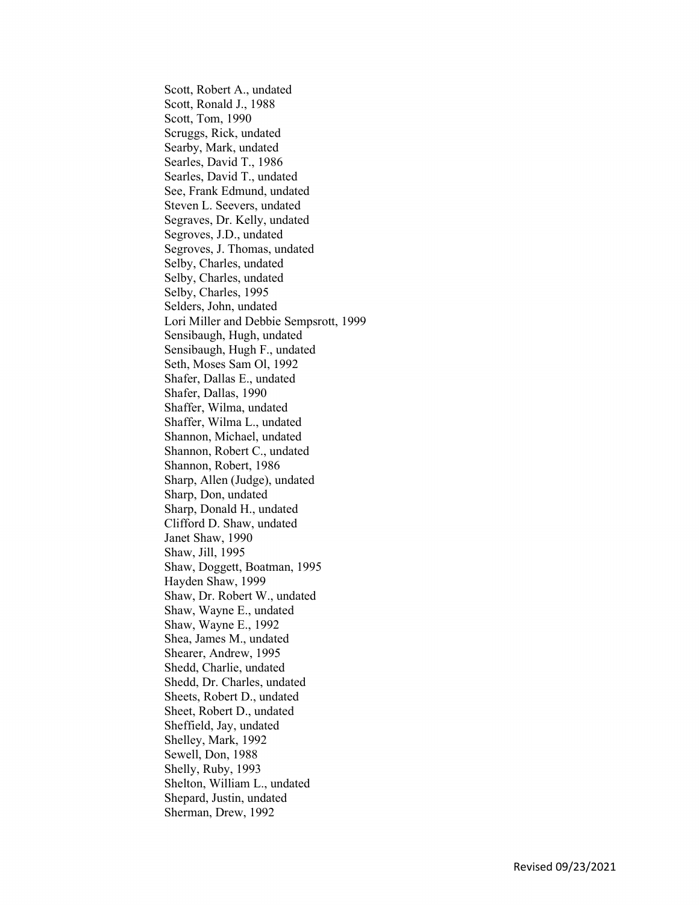Scott, Robert A., undated
Scott, Ronald J., 1988
Scott, Tom, 1990
Scruggs, Rick, undated
Searby, Mark, undated
Searles, David T., 1986
Searles, David T., undated
See, Frank Edmund, undated
Steven L. Seevers, undated
Segraves, Dr. Kelly, undated
Segroves, J.D., undated
Segroves, J. Thomas, undated
Selby, Charles, undated
Selby, Charles, undated
Selby, Charles, 1995
Selders, John, undated
Lori Miller and Debbie Sempsrott, 1999
Sensibaugh, Hugh, undated
Sensibaugh, Hugh F., undated
Seth, Moses Sam Ol, 1992
Shafer, Dallas E., undated
Shafer, Dallas, 1990
Shaffer, Wilma, undated
Shaffer, Wilma L., undated
Shannon, Michael, undated
Shannon, Robert C., undated
Shannon, Robert, 1986
Sharp, Allen (Judge), undated
Sharp, Don, undated
Sharp, Donald H., undated
Clifford D. Shaw, undated
Janet Shaw, 1990
Shaw, Jill, 1995
Shaw, Doggett, Boatman, 1995
Hayden Shaw, 1999
Shaw, Dr. Robert W., undated
Shaw, Wayne E., undated
Shaw, Wayne E., 1992
Shea, James M., undated
Shearer, Andrew, 1995
Shedd, Charlie, undated
Shedd, Dr. Charles, undated
Sheets, Robert D., undated
Sheet, Robert D., undated
Sheffield, Jay, undated
Shelley, Mark, 1992
Sewell, Don, 1988
Shelly, Ruby, 1993
Shelton, William L., undated
Shepard, Justin, undated
Sherman, Drew, 1992

Revised 09/23/2021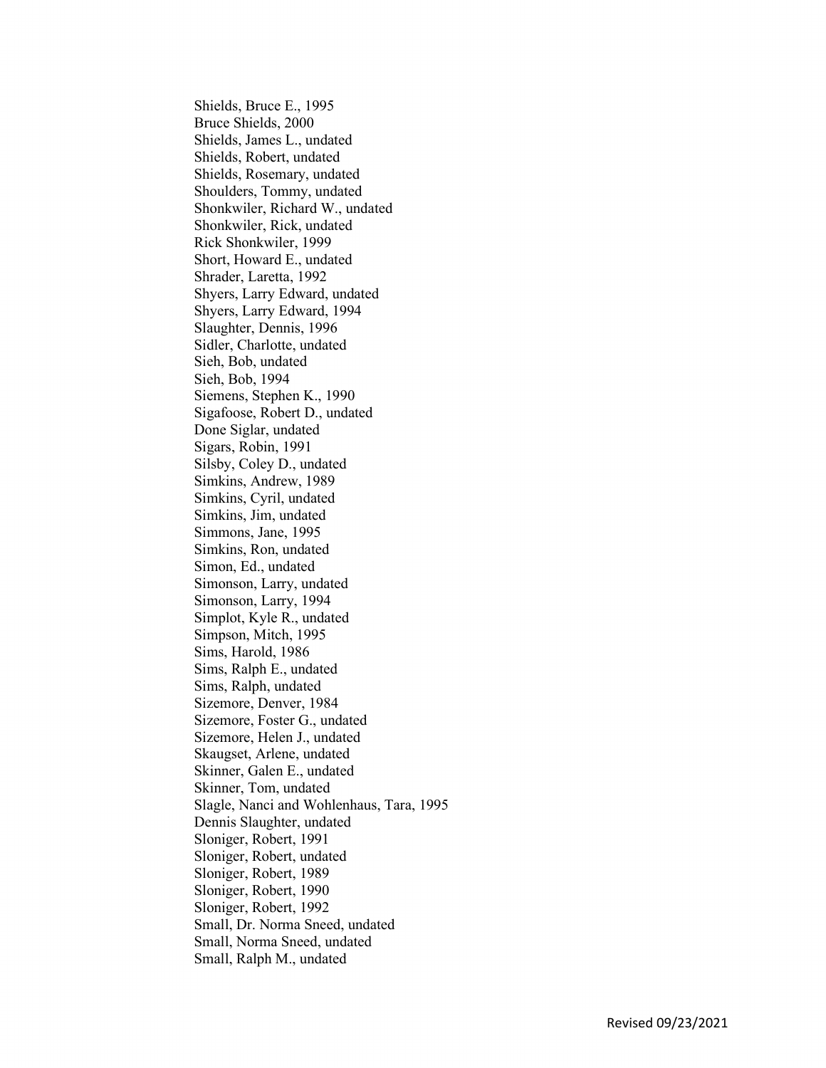Shields, Bruce E., 1995
Bruce Shields, 2000
Shields, James L., undated
Shields, Robert, undated
Shields, Rosemary, undated
Shoulders, Tommy, undated
Shonkwiler, Richard W., undated
Shonkwiler, Rick, undated
Rick Shonkwiler, 1999
Short, Howard E., undated
Shrader, Laretta, 1992
Shyers, Larry Edward, undated
Shyers, Larry Edward, 1994
Slaughter, Dennis, 1996
Sidler, Charlotte, undated
Sieh, Bob, undated
Sieh, Bob, 1994
Siemens, Stephen K., 1990
Sigafoose, Robert D., undated
Done Siglar, undated
Sigars, Robin, 1991
Silsby, Coley D., undated
Simkins, Andrew, 1989
Simkins, Cyril, undated
Simkins, Jim, undated
Simmons, Jane, 1995
Simkins, Ron, undated
Simon, Ed., undated
Simonson, Larry, undated
Simonson, Larry, 1994
Simplot, Kyle R., undated
Simpson, Mitch, 1995
Sims, Harold, 1986
Sims, Ralph E., undated
Sims, Ralph, undated
Sizemore, Denver, 1984
Sizemore, Foster G., undated
Sizemore, Helen J., undated
Skaugset, Arlene, undated
Skinner, Galen E., undated
Skinner, Tom, undated
Slagle, Nanci and Wohlenhaus, Tara, 1995
Dennis Slaughter, undated
Sloniger, Robert, 1991
Sloniger, Robert, undated
Sloniger, Robert, 1989
Sloniger, Robert, 1990
Sloniger, Robert, 1992
Small, Dr. Norma Sneed, undated
Small, Norma Sneed, undated
Small, Ralph M., undated

Revised 09/23/2021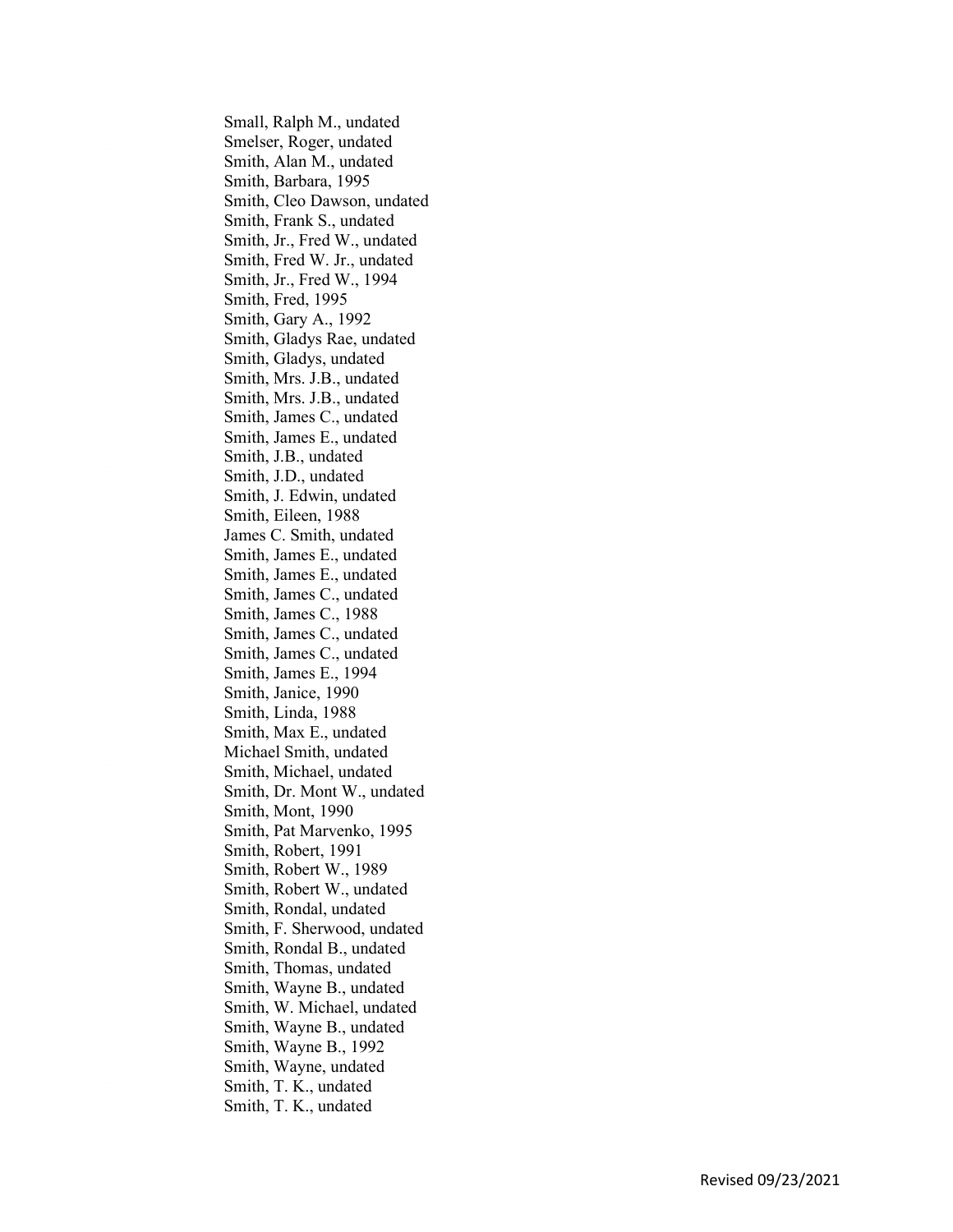Small, Ralph M., undated
Smelser, Roger, undated
Smith, Alan M., undated
Smith, Barbara, 1995
Smith, Cleo Dawson, undated
Smith, Frank S., undated
Smith, Jr., Fred W., undated
Smith, Fred W. Jr., undated
Smith, Jr., Fred W., 1994
Smith, Fred, 1995
Smith, Gary A., 1992
Smith, Gladys Rae, undated
Smith, Gladys, undated
Smith, Mrs. J.B., undated
Smith, Mrs. J.B., undated
Smith, James C., undated
Smith, James E., undated
Smith, J.B., undated
Smith, J.D., undated
Smith, J. Edwin, undated
Smith, Eileen, 1988
James C. Smith, undated
Smith, James E., undated
Smith, James E., undated
Smith, James C., undated
Smith, James C., 1988
Smith, James C., undated
Smith, James C., undated
Smith, James E., 1994
Smith, Janice, 1990
Smith, Linda, 1988
Smith, Max E., undated
Michael Smith, undated
Smith, Michael, undated
Smith, Dr. Mont W., undated
Smith, Mont, 1990
Smith, Pat Marvenko, 1995
Smith, Robert, 1991
Smith, Robert W., 1989
Smith, Robert W., undated
Smith, Rondal, undated
Smith, F. Sherwood, undated
Smith, Rondal B., undated
Smith, Thomas, undated
Smith, Wayne B., undated
Smith, W. Michael, undated
Smith, Wayne B., undated
Smith, Wayne B., 1992
Smith, Wayne, undated
Smith, T. K., undated
Smith, T. K., undated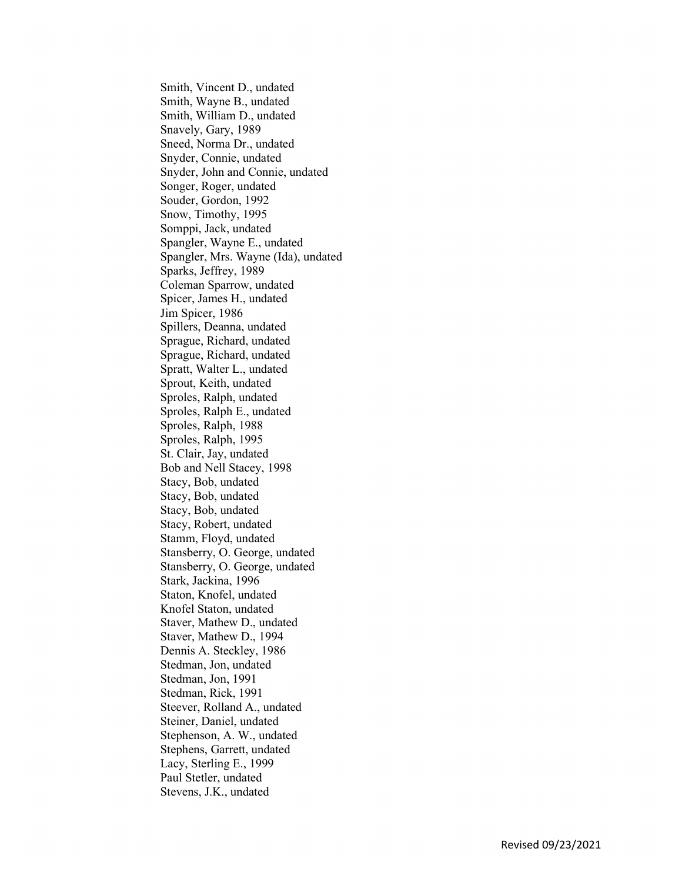Smith, Vincent D., undated
Smith, Wayne B., undated
Smith, William D., undated
Snavely, Gary, 1989
Sneed, Norma Dr., undated
Snyder, Connie, undated
Snyder, John and Connie, undated
Songer, Roger, undated
Souder, Gordon, 1992
Snow, Timothy, 1995
Somppi, Jack, undated
Spangler, Wayne E., undated
Spangler, Mrs. Wayne (Ida), undated
Sparks, Jeffrey, 1989
Coleman Sparrow, undated
Spicer, James H., undated
Jim Spicer, 1986
Spillers, Deanna, undated
Sprague, Richard, undated
Sprague, Richard, undated
Spratt, Walter L., undated
Sprout, Keith, undated
Sproles, Ralph, undated
Sproles, Ralph E., undated
Sproles, Ralph, 1988
Sproles, Ralph, 1995
St. Clair, Jay, undated
Bob and Nell Stacey, 1998
Stacy, Bob, undated
Stacy, Bob, undated
Stacy, Bob, undated
Stacy, Robert, undated
Stamm, Floyd, undated
Stansberry, O. George, undated
Stansberry, O. George, undated
Stark, Jackina, 1996
Staton, Knofel, undated
Knofel Staton, undated
Staver, Mathew D., undated
Staver, Mathew D., 1994
Dennis A. Steckley, 1986
Stedman, Jon, undated
Stedman, Jon, 1991
Stedman, Rick, 1991
Steever, Rolland A., undated
Steiner, Daniel, undated
Stephenson, A. W., undated
Stephens, Garrett, undated
Lacy, Sterling E., 1999
Paul Stetler, undated
Stevens, J.K., undated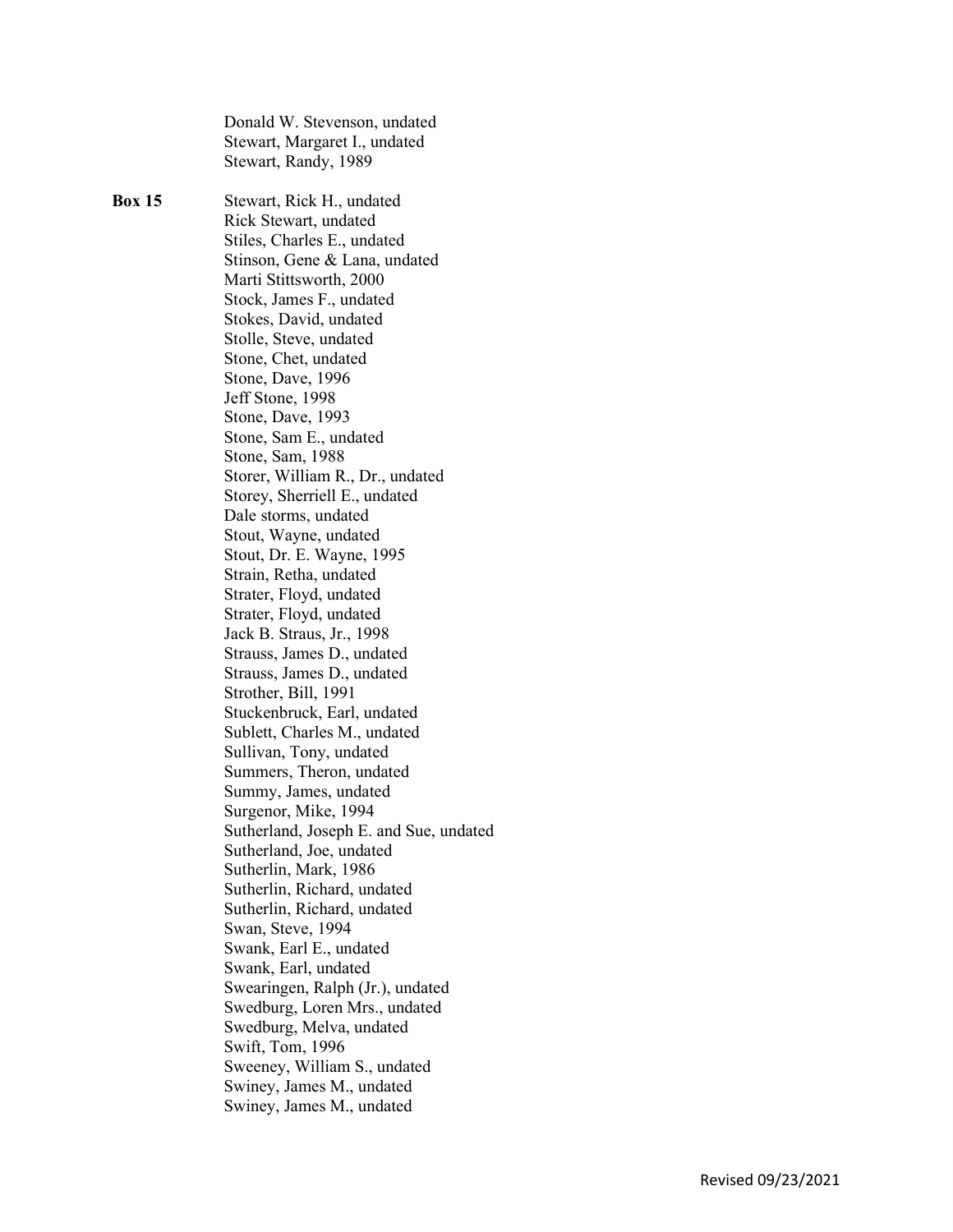Donald W. Stevenson, undated
Stewart, Margaret I., undated
Stewart, Randy, 1989

**Box 15**

Stewart, Rick H., undated
Rick Stewart, undated
Stiles, Charles E., undated
Stinson, Gene & Lana, undated
Marti Stittsworth, 2000
Stock, James F., undated
Stokes, David, undated
Stolle, Steve, undated
Stone, Chet, undated
Stone, Dave, 1996
Jeff Stone, 1998
Stone, Dave, 1993
Stone, Sam E., undated
Stone, Sam, 1988
Storer, William R., Dr., undated
Storey, Sherriell E., undated
Dale storms, undated
Stout, Wayne, undated
Stout, Dr. E. Wayne, 1995
Strain, Retha, undated
Strater, Floyd, undated
Strater, Floyd, undated
Jack B. Straus, Jr., 1998
Strauss, James D., undated
Strauss, James D., undated
Strother, Bill, 1991
Stuckenbruck, Earl, undated
Sublett, Charles M., undated
Sullivan, Tony, undated
Summers, Theron, undated
Summy, James, undated
Surgenor, Mike, 1994
Sutherland, Joseph E. and Sue, undated
Sutherland, Joe, undated
Sutherlin, Mark, 1986
Sutherlin, Richard, undated
Sutherlin, Richard, undated
Swan, Steve, 1994
Swank, Earl E., undated
Swank, Earl, undated
Swearingen, Ralph (Jr.), undated
Swedburg, Loren Mrs., undated
Swedburg, Melva, undated
Swift, Tom, 1996
Sweeney, William S., undated
Swiney, James M., undated
Swiney, James M., undated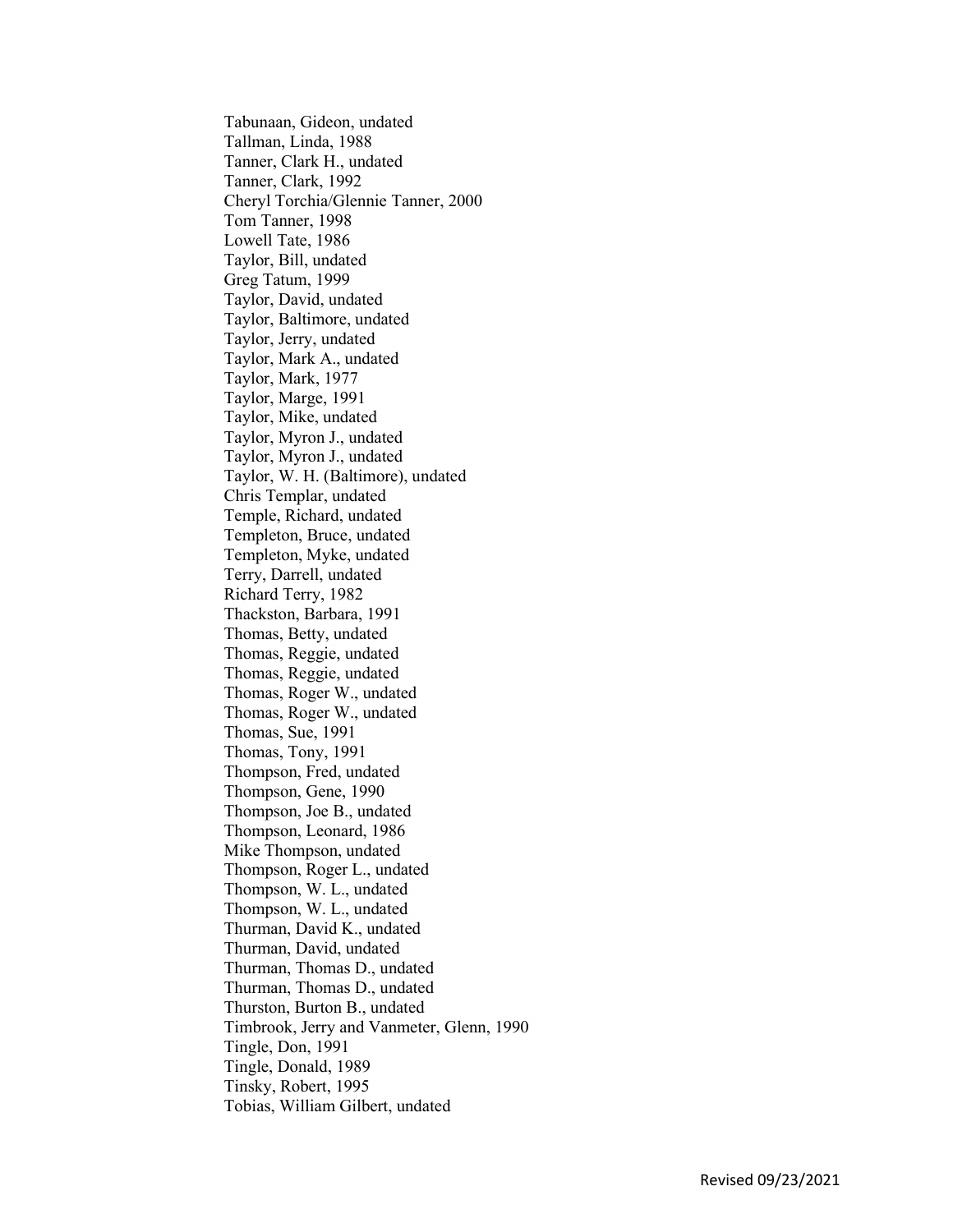Tabunaan, Gideon, undated
Tallman, Linda, 1988
Tanner, Clark H., undated
Tanner, Clark, 1992
Cheryl Torchia/Glennie Tanner, 2000
Tom Tanner, 1998
Lowell Tate, 1986
Taylor, Bill, undated
Greg Tatum, 1999
Taylor, David, undated
Taylor, Baltimore, undated
Taylor, Jerry, undated
Taylor, Mark A., undated
Taylor, Mark, 1977
Taylor, Marge, 1991
Taylor, Mike, undated
Taylor, Myron J., undated
Taylor, Myron J., undated
Taylor, W. H. (Baltimore), undated
Chris Templar, undated
Temple, Richard, undated
Templeton, Bruce, undated
Templeton, Myke, undated
Terry, Darrell, undated
Richard Terry, 1982
Thackston, Barbara, 1991
Thomas, Betty, undated
Thomas, Reggie, undated
Thomas, Reggie, undated
Thomas, Roger W., undated
Thomas, Roger W., undated
Thomas, Sue, 1991
Thomas, Tony, 1991
Thompson, Fred, undated
Thompson, Gene, 1990
Thompson, Joe B., undated
Thompson, Leonard, 1986
Mike Thompson, undated
Thompson, Roger L., undated
Thompson, W. L., undated
Thompson, W. L., undated
Thurman, David K., undated
Thurman, David, undated
Thurman, Thomas D., undated
Thurman, Thomas D., undated
Thurston, Burton B., undated
Timbrook, Jerry and Vanmeter, Glenn, 1990
Tingle, Don, 1991
Tingle, Donald, 1989
Tinsky, Robert, 1995
Tobias, William Gilbert, undated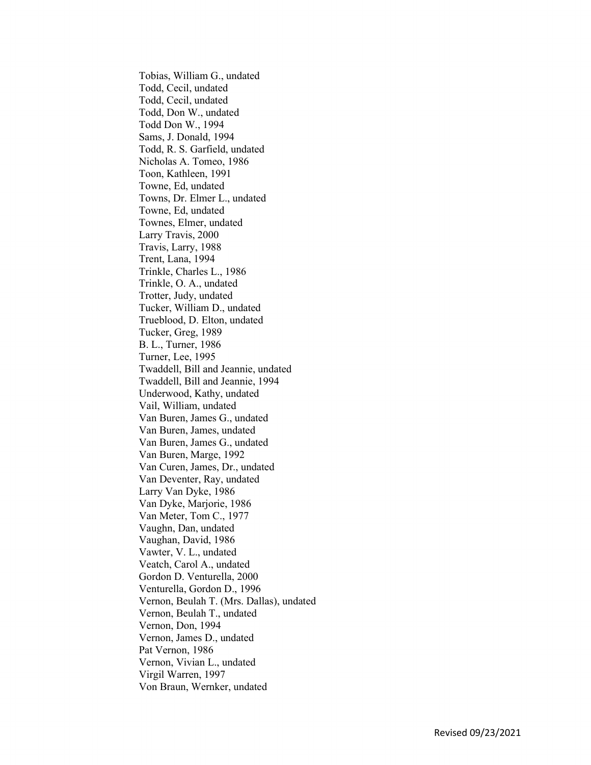Tobias, William G., undated
Todd, Cecil, undated
Todd, Cecil, undated
Todd, Don W., undated
Todd Don W., 1994
Sams, J. Donald, 1994
Todd, R. S. Garfield, undated
Nicholas A. Tomeo, 1986
Toon, Kathleen, 1991
Towne, Ed, undated
Towns, Dr. Elmer L., undated
Towne, Ed, undated
Townes, Elmer, undated
Larry Travis, 2000
Travis, Larry, 1988
Trent, Lana, 1994
Trinkle, Charles L., 1986
Trinkle, O. A., undated
Trotter, Judy, undated
Tucker, William D., undated
Trueblood, D. Elton, undated
Tucker, Greg, 1989
B. L., Turner, 1986
Turner, Lee, 1995
Twaddell, Bill and Jeannie, undated
Twaddell, Bill and Jeannie, 1994
Underwood, Kathy, undated
Vail, William, undated
Van Buren, James G., undated
Van Buren, James, undated
Van Buren, James G., undated
Van Buren, Marge, 1992
Van Curen, James, Dr., undated
Van Deventer, Ray, undated
Larry Van Dyke, 1986
Van Dyke, Marjorie, 1986
Van Meter, Tom C., 1977
Vaughn, Dan, undated
Vaughan, David, 1986
Vawter, V. L., undated
Veatch, Carol A., undated
Gordon D. Venturella, 2000
Venturella, Gordon D., 1996
Vernon, Beulah T. (Mrs. Dallas), undated
Vernon, Beulah T., undated
Vernon, Don, 1994
Vernon, James D., undated
Pat Vernon, 1986
Vernon, Vivian L., undated
Virgil Warren, 1997
Von Braun, Wernker, undated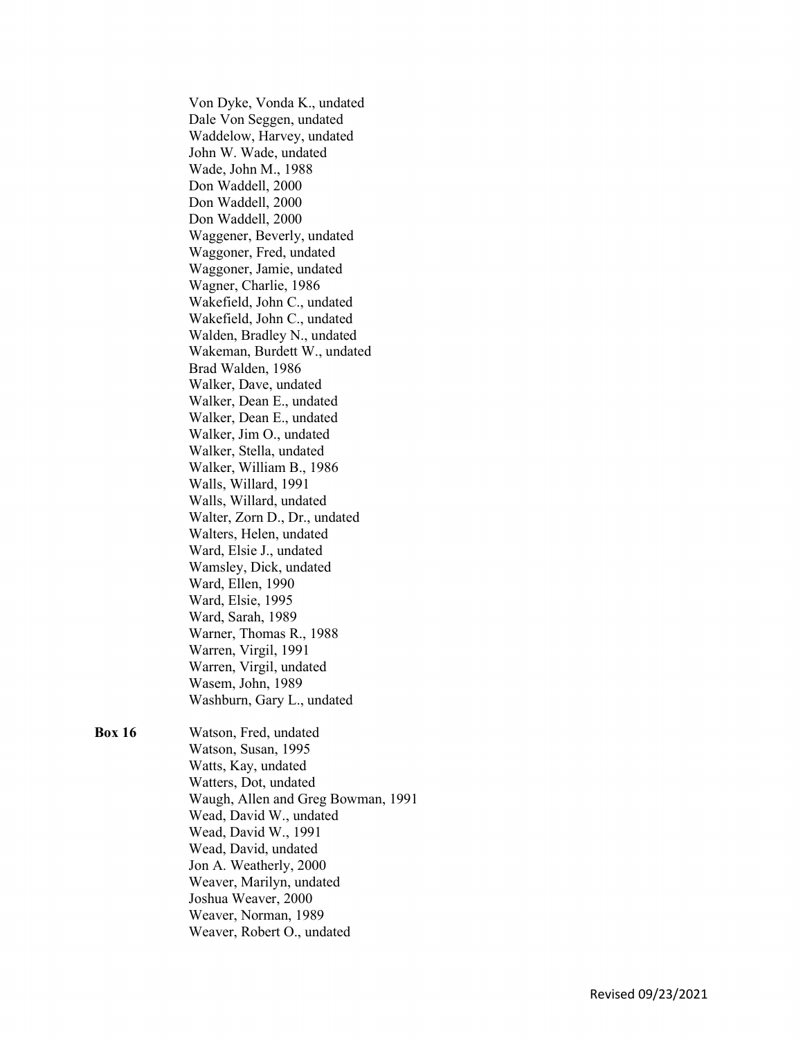Von Dyke, Vonda K., undated
Dale Von Seggen, undated
Waddelow, Harvey, undated
John W. Wade, undated
Wade, John M., 1988
Don Waddell, 2000
Don Waddell, 2000
Don Waddell, 2000
Waggener, Beverly, undated
Waggoner, Fred, undated
Waggoner, Jamie, undated
Wagner, Charlie, 1986
Wakefield, John C., undated
Wakefield, John C., undated
Walden, Bradley N., undated
Wakeman, Burdett W., undated
Brad Walden, 1986
Walker, Dave, undated
Walker, Dean E., undated
Walker, Dean E., undated
Walker, Jim O., undated
Walker, Stella, undated
Walker, William B., 1986
Walls, Willard, 1991
Walls, Willard, undated
Walter, Zorn D., Dr., undated
Walters, Helen, undated
Ward, Elsie J., undated
Wamsley, Dick, undated
Ward, Ellen, 1990
Ward, Elsie, 1995
Ward, Sarah, 1989
Warner, Thomas R., 1988
Warren, Virgil, 1991
Warren, Virgil, undated
Wasem, John, 1989
Washburn, Gary L., undated

**Box 16**

Watson, Fred, undated
Watson, Susan, 1995
Watts, Kay, undated
Watters, Dot, undated
Waugh, Allen and Greg Bowman, 1991
Wead, David W., undated
Wead, David W., 1991
Wead, David, undated
Jon A. Weatherly, 2000
Weaver, Marilyn, undated
Joshua Weaver, 2000
Weaver, Norman, 1989
Weaver, Robert O., undated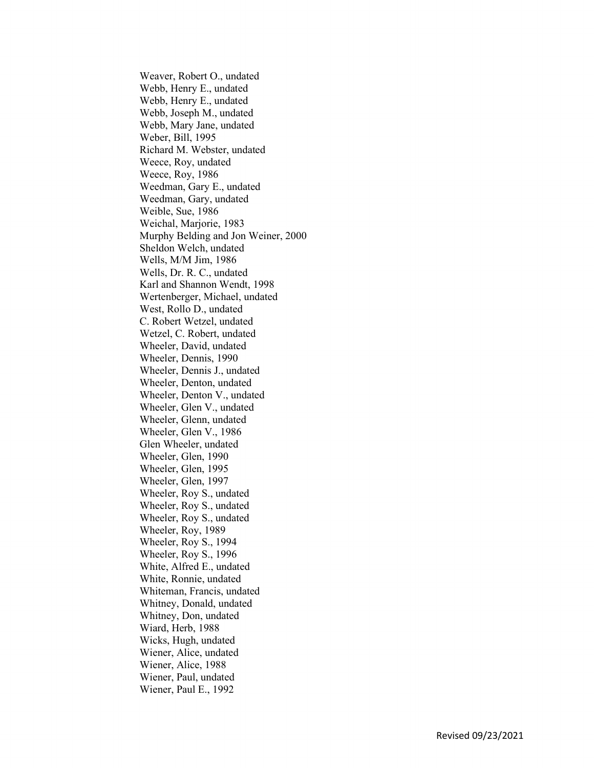Weaver, Robert O., undated
Webb, Henry E., undated
Webb, Henry E., undated
Webb, Joseph M., undated
Webb, Mary Jane, undated
Weber, Bill, 1995
Richard M. Webster, undated
Weece, Roy, undated
Weece, Roy, 1986
Weedman, Gary E., undated
Weedman, Gary, undated
Weible, Sue, 1986
Weichal, Marjorie, 1983
Murphy Belding and Jon Weiner, 2000
Sheldon Welch, undated
Wells, M/M Jim, 1986
Wells, Dr. R. C., undated
Karl and Shannon Wendt, 1998
Wertenberger, Michael, undated
West, Rollo D., undated
C. Robert Wetzel, undated
Wetzel, C. Robert, undated
Wheeler, David, undated
Wheeler, Dennis, 1990
Wheeler, Dennis J., undated
Wheeler, Denton, undated
Wheeler, Denton V., undated
Wheeler, Glen V., undated
Wheeler, Glenn, undated
Wheeler, Glen V., 1986
Glen Wheeler, undated
Wheeler, Glen, 1990
Wheeler, Glen, 1995
Wheeler, Glen, 1997
Wheeler, Roy S., undated
Wheeler, Roy S., undated
Wheeler, Roy S., undated
Wheeler, Roy, 1989
Wheeler, Roy S., 1994
Wheeler, Roy S., 1996
White, Alfred E., undated
White, Ronnie, undated
Whiteman, Francis, undated
Whitney, Donald, undated
Whitney, Don, undated
Wiard, Herb, 1988
Wicks, Hugh, undated
Wiener, Alice, undated
Wiener, Alice, 1988
Wiener, Paul, undated
Wiener, Paul E., 1992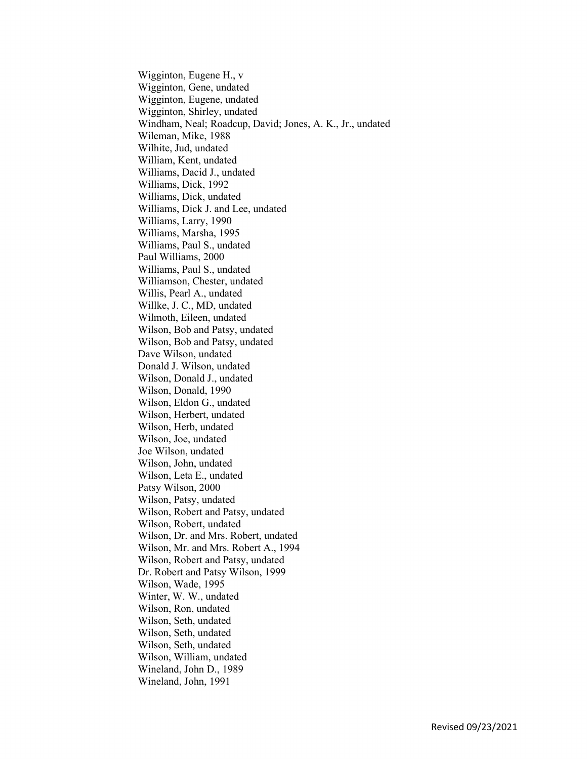Wigginton, Eugene H., v
Wigginton, Gene, undated
Wigginton, Eugene, undated
Wigginton, Shirley, undated
Windham, Neal; Roadcup, David; Jones, A. K., Jr., undated
Wileman, Mike, 1988
Wilhite, Jud, undated
William, Kent, undated
Williams, Dacid J., undated
Williams, Dick, 1992
Williams, Dick, undated
Williams, Dick J. and Lee, undated
Williams, Larry, 1990
Williams, Marsha, 1995
Williams, Paul S., undated
Paul Williams, 2000
Williams, Paul S., undated
Williamson, Chester, undated
Willis, Pearl A., undated
Willke, J. C., MD, undated
Wilmoth, Eileen, undated
Wilson, Bob and Patsy, undated
Wilson, Bob and Patsy, undated
Dave Wilson, undated
Donald J. Wilson, undated
Wilson, Donald J., undated
Wilson, Donald, 1990
Wilson, Eldon G., undated
Wilson, Herbert, undated
Wilson, Herb, undated
Wilson, Joe, undated
Joe Wilson, undated
Wilson, John, undated
Wilson, Leta E., undated
Patsy Wilson, 2000
Wilson, Patsy, undated
Wilson, Robert and Patsy, undated
Wilson, Robert, undated
Wilson, Dr. and Mrs. Robert, undated
Wilson, Mr. and Mrs. Robert A., 1994
Wilson, Robert and Patsy, undated
Dr. Robert and Patsy Wilson, 1999
Wilson, Wade, 1995
Winter, W. W., undated
Wilson, Ron, undated
Wilson, Seth, undated
Wilson, Seth, undated
Wilson, Seth, undated
Wilson, William, undated
Wineland, John D., 1989
Wineland, John, 1991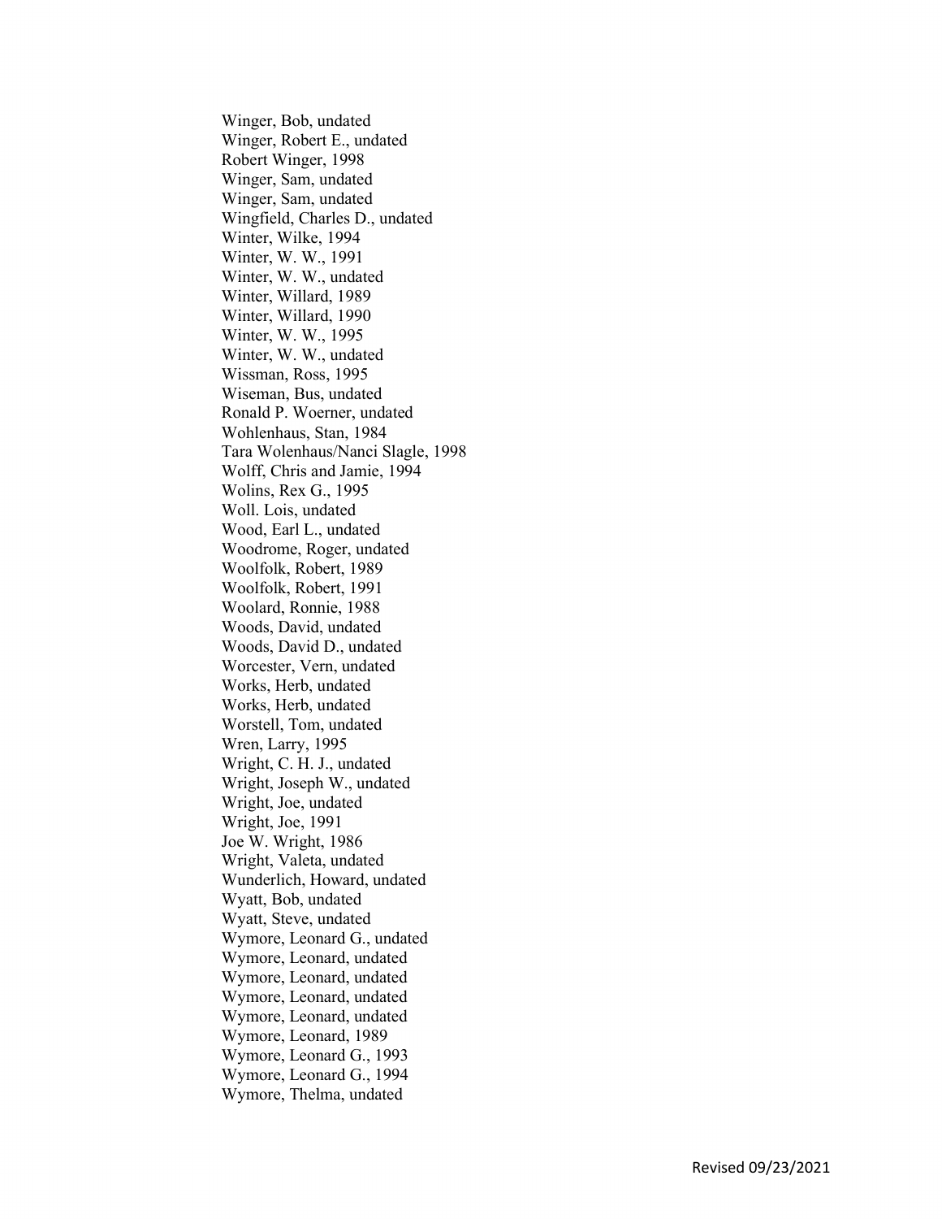Winger, Bob, undated
Winger, Robert E., undated
Robert Winger, 1998
Winger, Sam, undated
Winger, Sam, undated
Wingfield, Charles D., undated
Winter, Wilke, 1994
Winter, W. W., 1991
Winter, W. W., undated
Winter, Willard, 1989
Winter, Willard, 1990
Winter, W. W., 1995
Winter, W. W., undated
Wissman, Ross, 1995
Wiseman, Bus, undated
Ronald P. Woerner, undated
Wohlenhaus, Stan, 1984
Tara Wolenhaus/Nanci Slagle, 1998
Wolff, Chris and Jamie, 1994
Wolins, Rex G., 1995
Woll. Lois, undated
Wood, Earl L., undated
Woodrome, Roger, undated
Woolfolk, Robert, 1989
Woolfolk, Robert, 1991
Woolard, Ronnie, 1988
Woods, David, undated
Woods, David D., undated
Worcester, Vern, undated
Works, Herb, undated
Works, Herb, undated
Worstell, Tom, undated
Wren, Larry, 1995
Wright, C. H. J., undated
Wright, Joseph W., undated
Wright, Joe, undated
Wright, Joe, 1991
Joe W. Wright, 1986
Wright, Valeta, undated
Wunderlich, Howard, undated
Wyatt, Bob, undated
Wyatt, Steve, undated
Wymore, Leonard G., undated
Wymore, Leonard, undated
Wymore, Leonard, undated
Wymore, Leonard, undated
Wymore, Leonard, undated
Wymore, Leonard, 1989
Wymore, Leonard G., 1993
Wymore, Leonard G., 1994
Wymore, Thelma, undated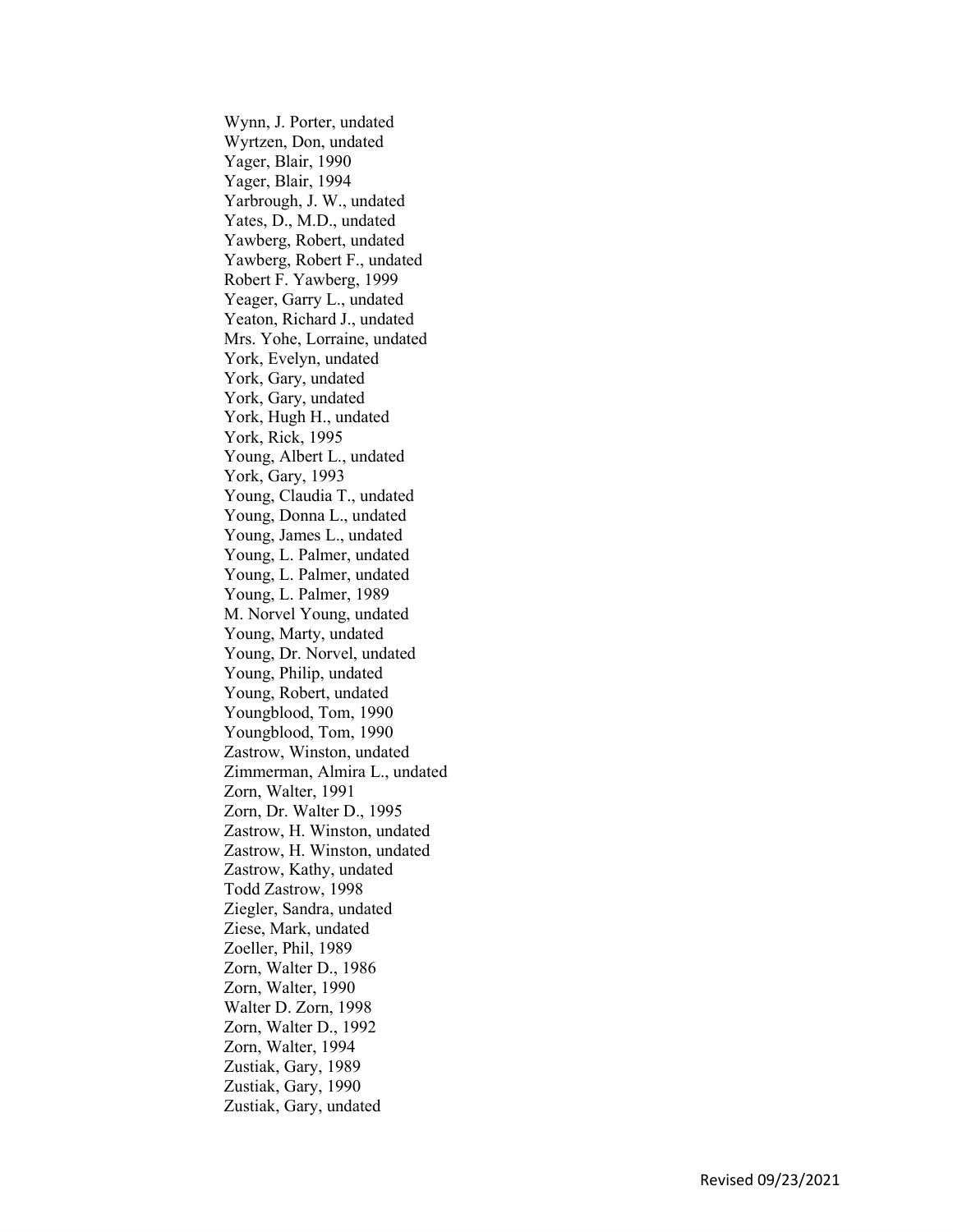Wynn, J. Porter, undated
Wyrtzen, Don, undated
Yager, Blair, 1990
Yager, Blair, 1994
Yarbrough, J. W., undated
Yates, D., M.D., undated
Yawberg, Robert, undated
Yawberg, Robert F., undated
Robert F. Yawberg, 1999
Yeager, Garry L., undated
Yeaton, Richard J., undated
Mrs. Yohe, Lorraine, undated
York, Evelyn, undated
York, Gary, undated
York, Gary, undated
York, Hugh H., undated
York, Rick, 1995
Young, Albert L., undated
York, Gary, 1993
Young, Claudia T., undated
Young, Donna L., undated
Young, James L., undated
Young, L. Palmer, undated
Young, L. Palmer, undated
Young, L. Palmer, 1989
M. Norvel Young, undated
Young, Marty, undated
Young, Dr. Norvel, undated
Young, Philip, undated
Young, Robert, undated
Youngblood, Tom, 1990
Youngblood, Tom, 1990
Zastrow, Winston, undated
Zimmerman, Almira L., undated
Zorn, Walter, 1991
Zorn, Dr. Walter D., 1995
Zastrow, H. Winston, undated
Zastrow, H. Winston, undated
Zastrow, Kathy, undated
Todd Zastrow, 1998
Ziegler, Sandra, undated
Ziese, Mark, undated
Zoeller, Phil, 1989
Zorn, Walter D., 1986
Zorn, Walter, 1990
Walter D. Zorn, 1998
Zorn, Walter D., 1992
Zorn, Walter, 1994
Zustiak, Gary, 1989
Zustiak, Gary, 1990
Zustiak, Gary, undated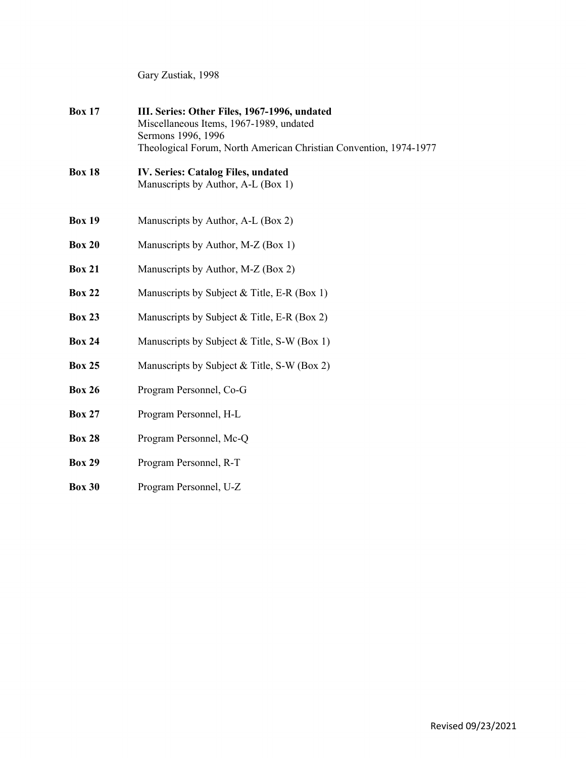Gary Zustiak, 1998

**Box 17** **III. Series: Other Files, 1967-1996, undated**
Miscellaneous Items, 1967-1989, undated
Sermons 1996, 1996
Theological Forum, North American Christian Convention, 1974-1977

**Box 18** **IV. Series: Catalog Files, undated**
Manuscripts by Author, A-L (Box 1)

**Box 19** Manuscripts by Author, A-L (Box 2)

**Box 20** Manuscripts by Author, M-Z (Box 1)

**Box 21** Manuscripts by Author, M-Z (Box 2)

**Box 22** Manuscripts by Subject & Title, E-R (Box 1)

**Box 23** Manuscripts by Subject & Title, E-R (Box 2)

**Box 24** Manuscripts by Subject & Title, S-W (Box 1)

**Box 25** Manuscripts by Subject & Title, S-W (Box 2)

**Box 26** Program Personnel, Co-G

**Box 27** Program Personnel, H-L

**Box 28** Program Personnel, Mc-Q

**Box 29** Program Personnel, R-T

**Box 30** Program Personnel, U-Z

Revised 09/23/2021